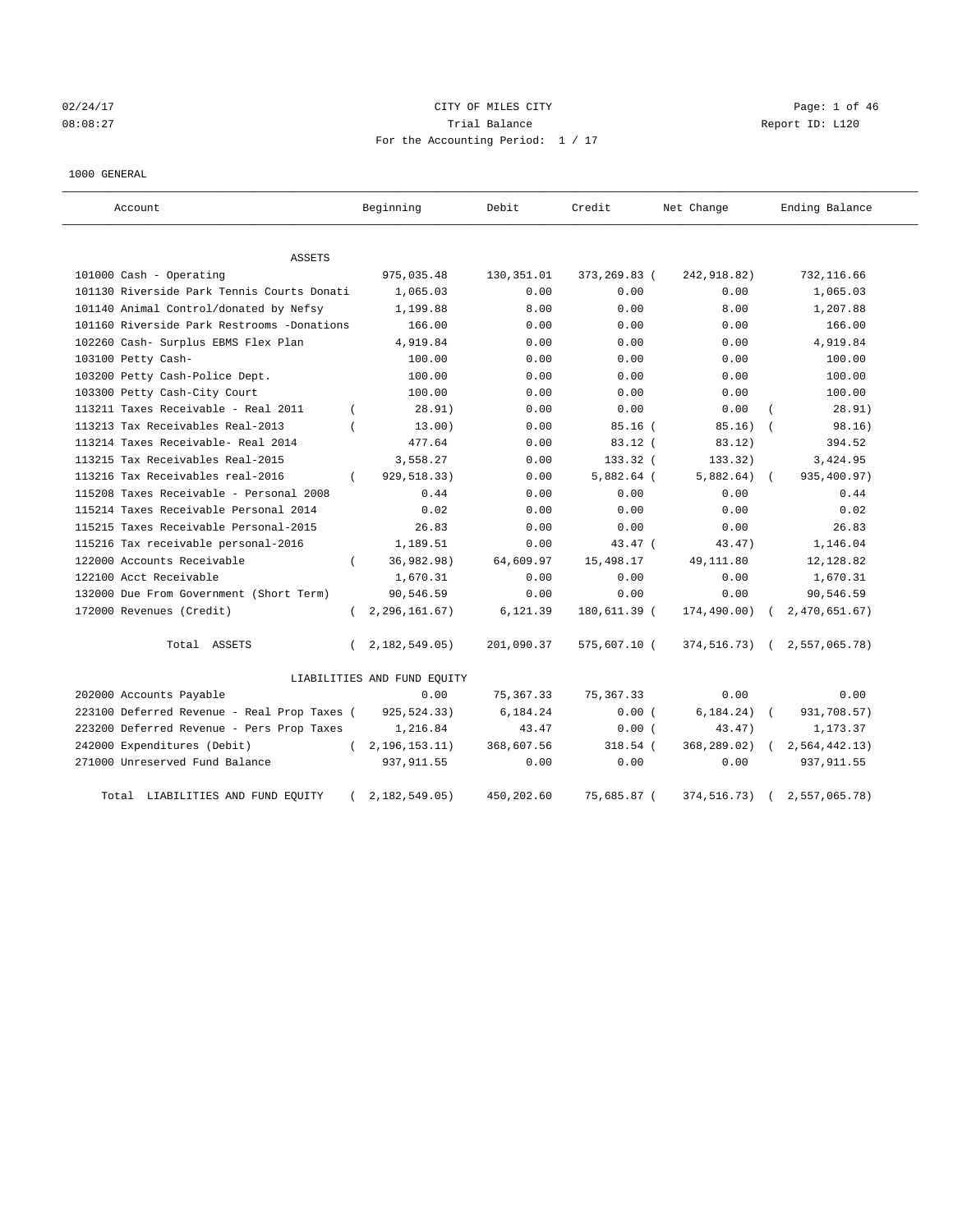CITY OF MILES CITY

Trial Balance

For the Accounting Period: 1 / 17

02/24/17
08:08:27

Report ID: L120

1000 GENERAL

| Account | Beginning | Debit | Credit | Net Change | Ending Balance |
|---|---|---|---|---|---|
| ASSETS | | | | | |
| 101000 Cash - Operating | 975,035.48 | 130,351.01 | 373,269.83 | (242,918.82) | 732,116.66 |
| 101130 Riverside Park Tennis Courts Donati | 1,065.03 | 0.00 | 0.00 | 0.00 | 1,065.03 |
| 101140 Animal Control/donated by Nefsy | 1,199.88 | 8.00 | 0.00 | 8.00 | 1,207.88 |
| 101160 Riverside Park Restrooms -Donations | 166.00 | 0.00 | 0.00 | 0.00 | 166.00 |
| 102260 Cash- Surplus EBMS Flex Plan | 4,919.84 | 0.00 | 0.00 | 0.00 | 4,919.84 |
| 103100 Petty Cash- | 100.00 | 0.00 | 0.00 | 0.00 | 100.00 |
| 103200 Petty Cash-Police Dept. | 100.00 | 0.00 | 0.00 | 0.00 | 100.00 |
| 103300 Petty Cash-City Court | 100.00 | 0.00 | 0.00 | 0.00 | 100.00 |
| 113211 Taxes Receivable - Real 2011 | (28.91) | 0.00 | 0.00 | 0.00 | (28.91) |
| 113213 Tax Receivables Real-2013 | (13.00) | 0.00 | 85.16 | (85.16) | (98.16) |
| 113214 Taxes Receivable- Real 2014 | 477.64 | 0.00 | 83.12 | (83.12) | 394.52 |
| 113215 Tax Receivables Real-2015 | 3,558.27 | 0.00 | 133.32 | (133.32) | 3,424.95 |
| 113216 Tax Receivables real-2016 | (929,518.33) | 0.00 | 5,882.64 | (5,882.64) | (935,400.97) |
| 115208 Taxes Receivable - Personal 2008 | 0.44 | 0.00 | 0.00 | 0.00 | 0.44 |
| 115214 Taxes Receivable Personal 2014 | 0.02 | 0.00 | 0.00 | 0.00 | 0.02 |
| 115215 Taxes Receivable Personal-2015 | 26.83 | 0.00 | 0.00 | 0.00 | 26.83 |
| 115216 Tax receivable personal-2016 | 1,189.51 | 0.00 | 43.47 | (43.47) | 1,146.04 |
| 122000 Accounts Receivable | (36,982.98) | 64,609.97 | 15,498.17 | 49,111.80 | 12,128.82 |
| 122100 Acct Receivable | 1,670.31 | 0.00 | 0.00 | 0.00 | 1,670.31 |
| 132000 Due From Government (Short Term) | 90,546.59 | 0.00 | 0.00 | 0.00 | 90,546.59 |
| 172000 Revenues (Credit) | (2,296,161.67) | 6,121.39 | 180,611.39 | (174,490.00) | (2,470,651.67) |
| Total ASSETS | (2,182,549.05) | 201,090.37 | 575,607.10 | (374,516.73) | (2,557,065.78) |
| LIABILITIES AND FUND EQUITY | | | | | |
| 202000 Accounts Payable | 0.00 | 75,367.33 | 75,367.33 | 0.00 | 0.00 |
| 223100 Deferred Revenue - Real Prop Taxes | (925,524.33) | 6,184.24 | 0.00 | (6,184.24) | (931,708.57) |
| 223200 Deferred Revenue - Pers Prop Taxes | 1,216.84 | 43.47 | 0.00 | (43.47) | 1,173.37 |
| 242000 Expenditures (Debit) | (2,196,153.11) | 368,607.56 | 318.54 | (368,289.02) | (2,564,442.13) |
| 271000 Unreserved Fund Balance | 937,911.55 | 0.00 | 0.00 | 0.00 | 937,911.55 |
| Total LIABILITIES AND FUND EQUITY | (2,182,549.05) | 450,202.60 | 75,685.87 | (374,516.73) | (2,557,065.78) |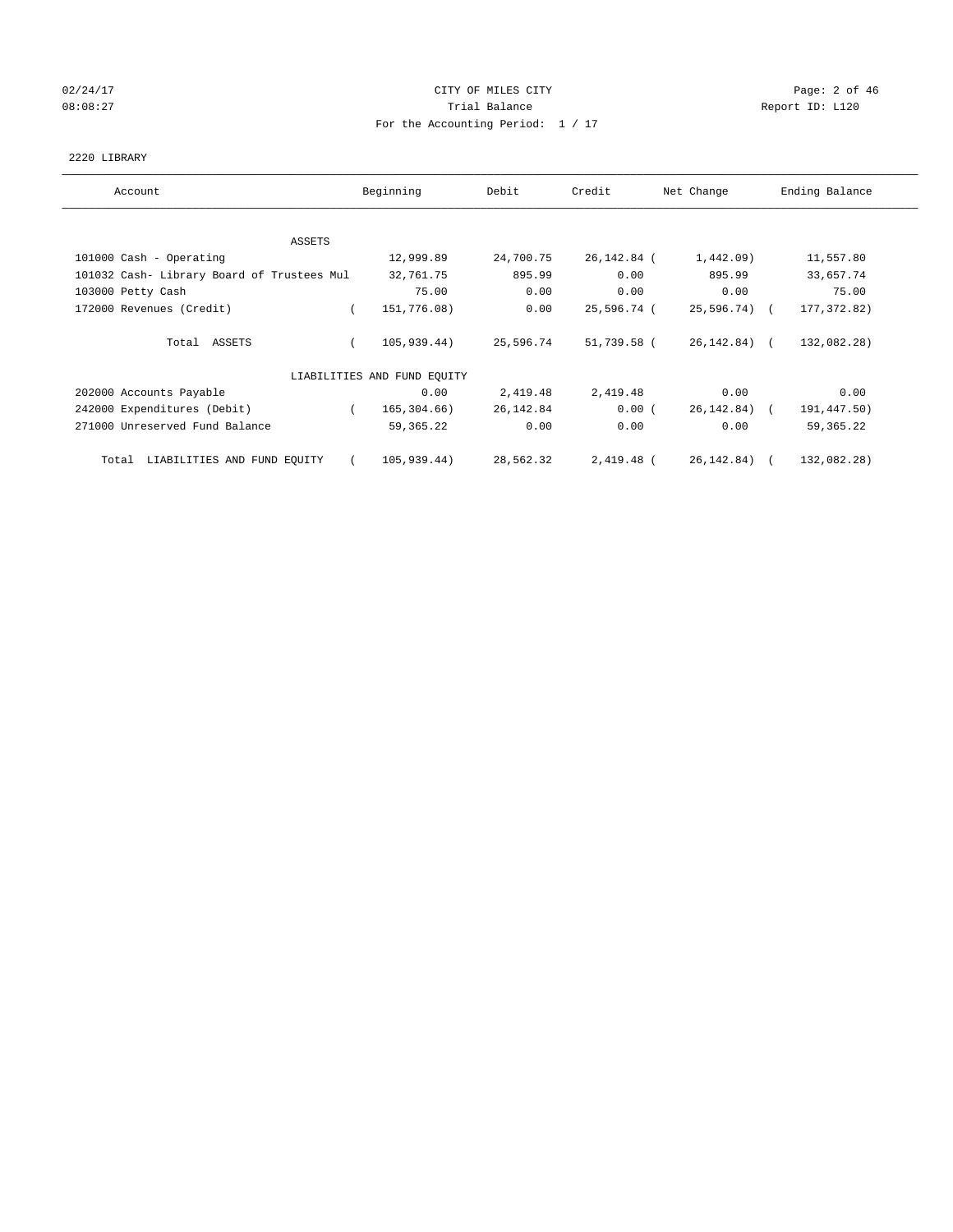CITY OF MILES CITY

Trial Balance

For the Accounting Period: 1 / 17

02/24/17 08:08:27 — Report ID: L120

2220 LIBRARY

| Account | Beginning | Debit | Credit | Net Change | Ending Balance |
|---|---|---|---|---|---|
| ASSETS | | | | | |
| 101000 Cash - Operating | 12,999.89 | 24,700.75 | 26,142.84 | ( 1,442.09) | 11,557.80 |
| 101032 Cash- Library Board of Trustees Mul | 32,761.75 | 895.99 | 0.00 | 895.99 | 33,657.74 |
| 103000 Petty Cash | 75.00 | 0.00 | 0.00 | 0.00 | 75.00 |
| 172000 Revenues (Credit) | ( 151,776.08) | 0.00 | 25,596.74 | ( 25,596.74) | ( 177,372.82) |
| Total ASSETS | ( 105,939.44) | 25,596.74 | 51,739.58 | ( 26,142.84) | ( 132,082.28) |
| LIABILITIES AND FUND EQUITY | | | | | |
| 202000 Accounts Payable | 0.00 | 2,419.48 | 2,419.48 | 0.00 | 0.00 |
| 242000 Expenditures (Debit) | ( 165,304.66) | 26,142.84 | 0.00 | ( 26,142.84) | ( 191,447.50) |
| 271000 Unreserved Fund Balance | 59,365.22 | 0.00 | 0.00 | 0.00 | 59,365.22 |
| Total LIABILITIES AND FUND EQUITY | ( 105,939.44) | 28,562.32 | 2,419.48 | ( 26,142.84) | ( 132,082.28) |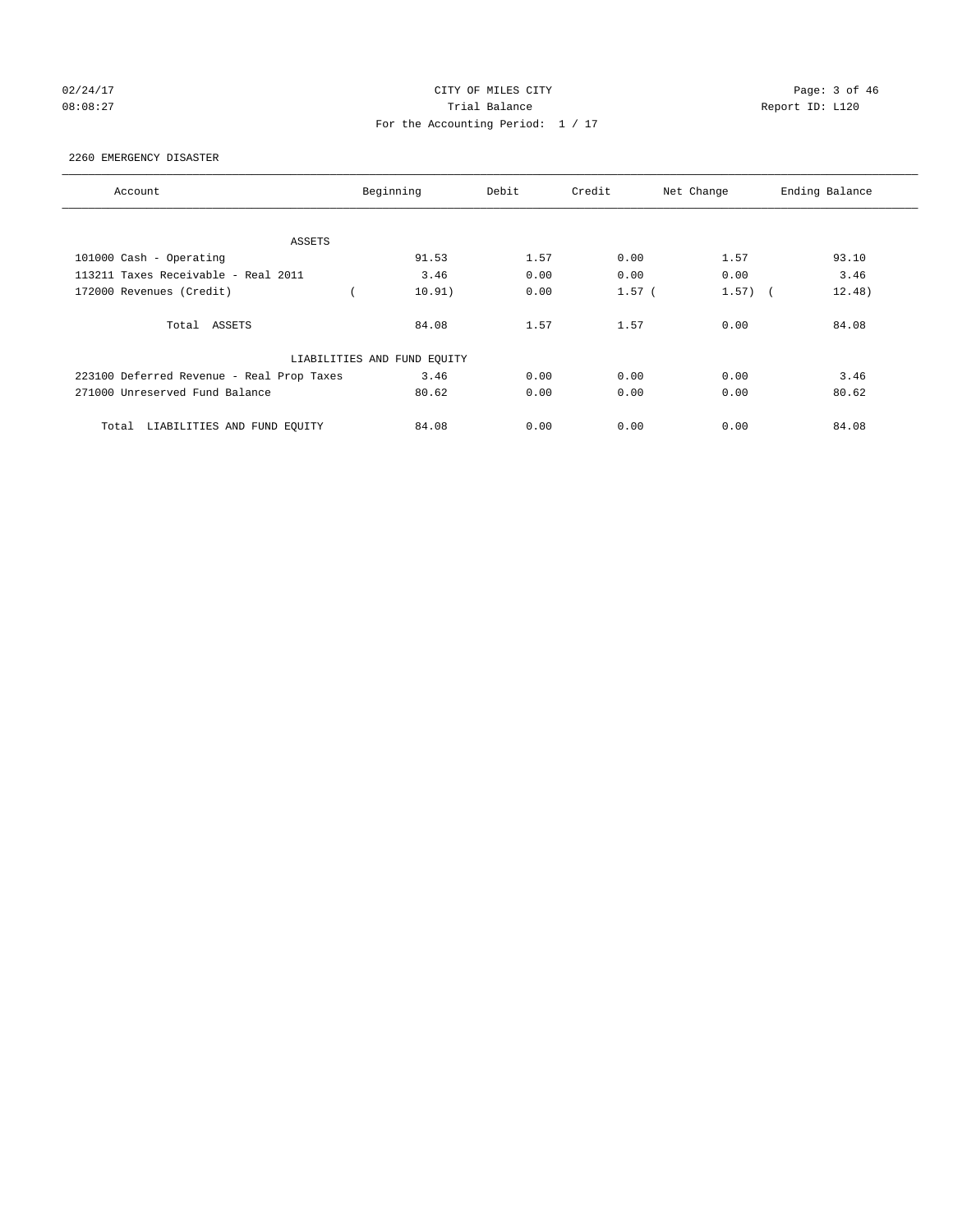CITY OF MILES CITY

Trial Balance

For the Accounting Period: 1 / 17

02/24/17 08:08:27 — Report ID: L120

2260 EMERGENCY DISASTER

| Account | Beginning | Debit | Credit | Net Change | Ending Balance |
|---|---|---|---|---|---|
| ASSETS | | | | | |
| 101000 Cash - Operating | 91.53 | 1.57 | 0.00 | 1.57 | 93.10 |
| 113211 Taxes Receivable - Real 2011 | 3.46 | 0.00 | 0.00 | 0.00 | 3.46 |
| 172000 Revenues (Credit) | ( 10.91) | 0.00 | 1.57 | ( 1.57) | ( 12.48) |
| Total ASSETS | 84.08 | 1.57 | 1.57 | 0.00 | 84.08 |
| LIABILITIES AND FUND EQUITY | | | | | |
| 223100 Deferred Revenue - Real Prop Taxes | 3.46 | 0.00 | 0.00 | 0.00 | 3.46 |
| 271000 Unreserved Fund Balance | 80.62 | 0.00 | 0.00 | 0.00 | 80.62 |
| Total LIABILITIES AND FUND EQUITY | 84.08 | 0.00 | 0.00 | 0.00 | 84.08 |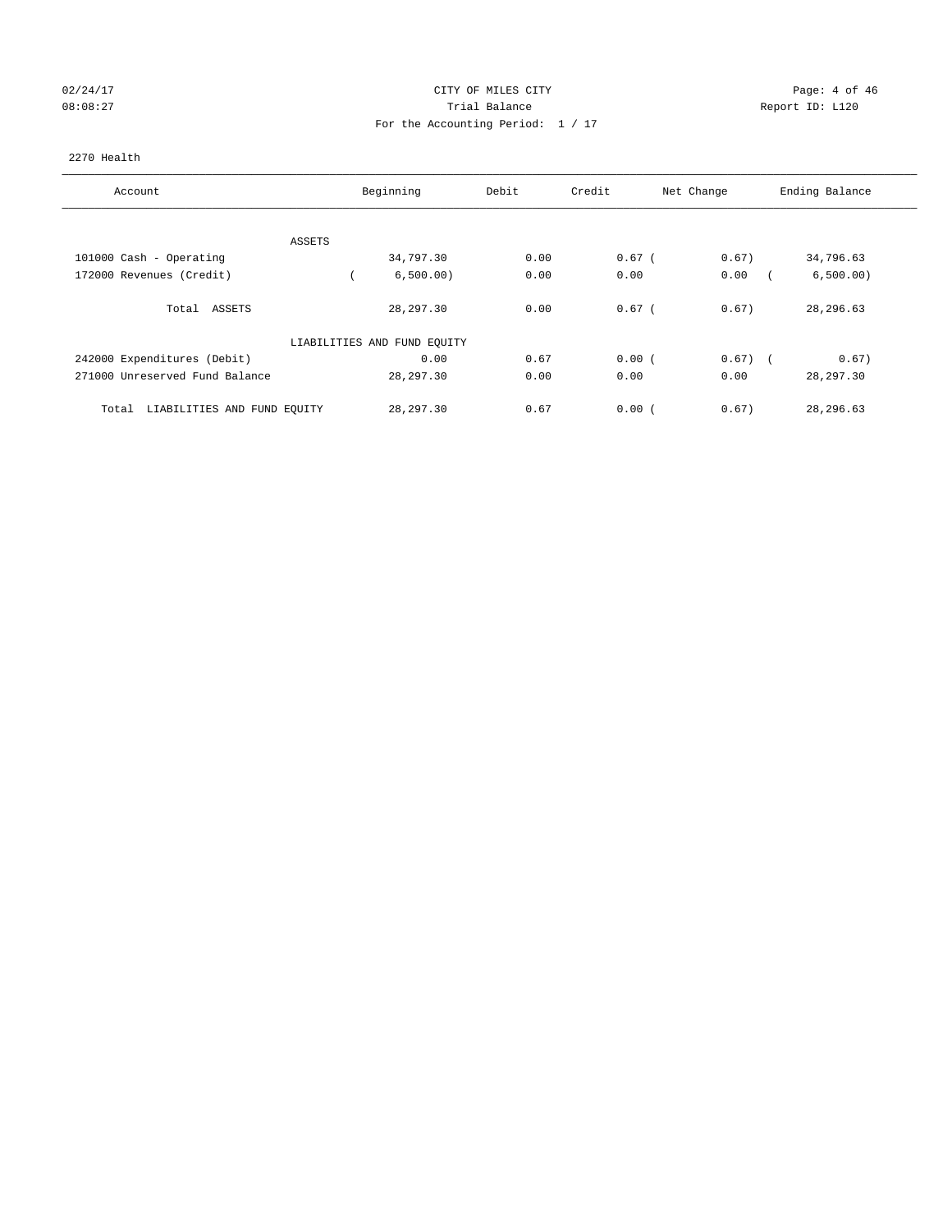CITY OF MILES CITY

Trial Balance

For the Accounting Period: 1 / 17

02/24/17 08:08:27 — Report ID: L120

2270 Health

| Account | Beginning | Debit | Credit | Net Change | Ending Balance |
|---|---|---|---|---|---|
| ASSETS | | | | | |
| 101000 Cash - Operating | 34,797.30 | 0.00 | 0.67 | ( 0.67) | 34,796.63 |
| 172000 Revenues (Credit) | ( 6,500.00) | 0.00 | 0.00 | 0.00 | ( 6,500.00) |
| Total ASSETS | 28,297.30 | 0.00 | 0.67 | ( 0.67) | 28,296.63 |
| LIABILITIES AND FUND EQUITY | | | | | |
| 242000 Expenditures (Debit) | 0.00 | 0.67 | 0.00 | ( 0.67) | ( 0.67) |
| 271000 Unreserved Fund Balance | 28,297.30 | 0.00 | 0.00 | 0.00 | 28,297.30 |
| Total LIABILITIES AND FUND EQUITY | 28,297.30 | 0.67 | 0.00 | ( 0.67) | 28,296.63 |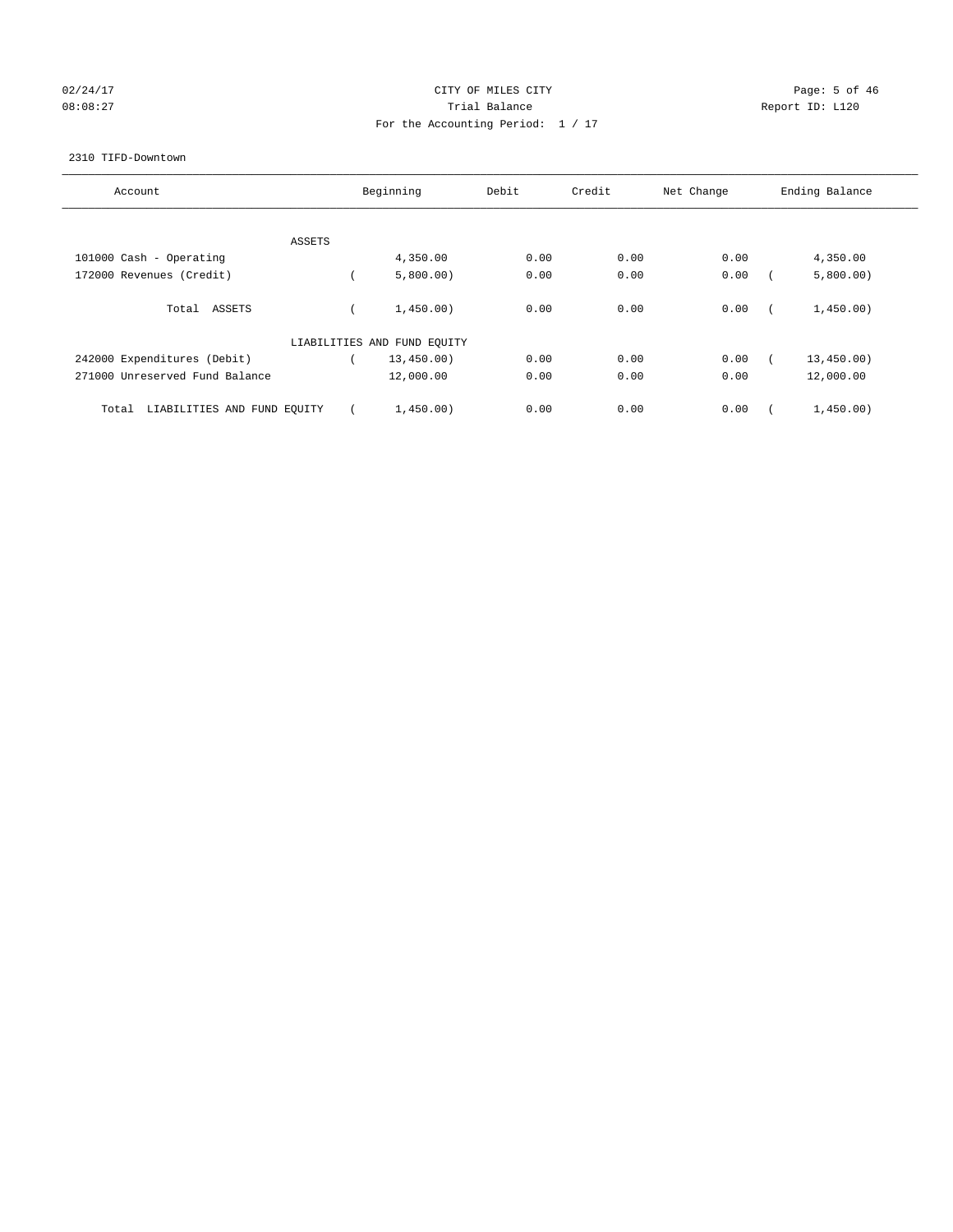CITY OF MILES CITY

Trial Balance

For the Accounting Period: 1 / 17

02/24/17 08:08:27 — Report ID: L120

2310 TIFD-Downtown

| Account | Beginning | Debit | Credit | Net Change | Ending Balance |
|---|---|---|---|---|---|
| **ASSETS** | | | | | |
| 101000 Cash - Operating | 4,350.00 | 0.00 | 0.00 | 0.00 | 4,350.00 |
| 172000 Revenues (Credit) | ( 5,800.00) | 0.00 | 0.00 | 0.00 | ( 5,800.00) |
| Total ASSETS | ( 1,450.00) | 0.00 | 0.00 | 0.00 | ( 1,450.00) |
| **LIABILITIES AND FUND EQUITY** | | | | | |
| 242000 Expenditures (Debit) | ( 13,450.00) | 0.00 | 0.00 | 0.00 | ( 13,450.00) |
| 271000 Unreserved Fund Balance | 12,000.00 | 0.00 | 0.00 | 0.00 | 12,000.00 |
| Total LIABILITIES AND FUND EQUITY | ( 1,450.00) | 0.00 | 0.00 | 0.00 | ( 1,450.00) |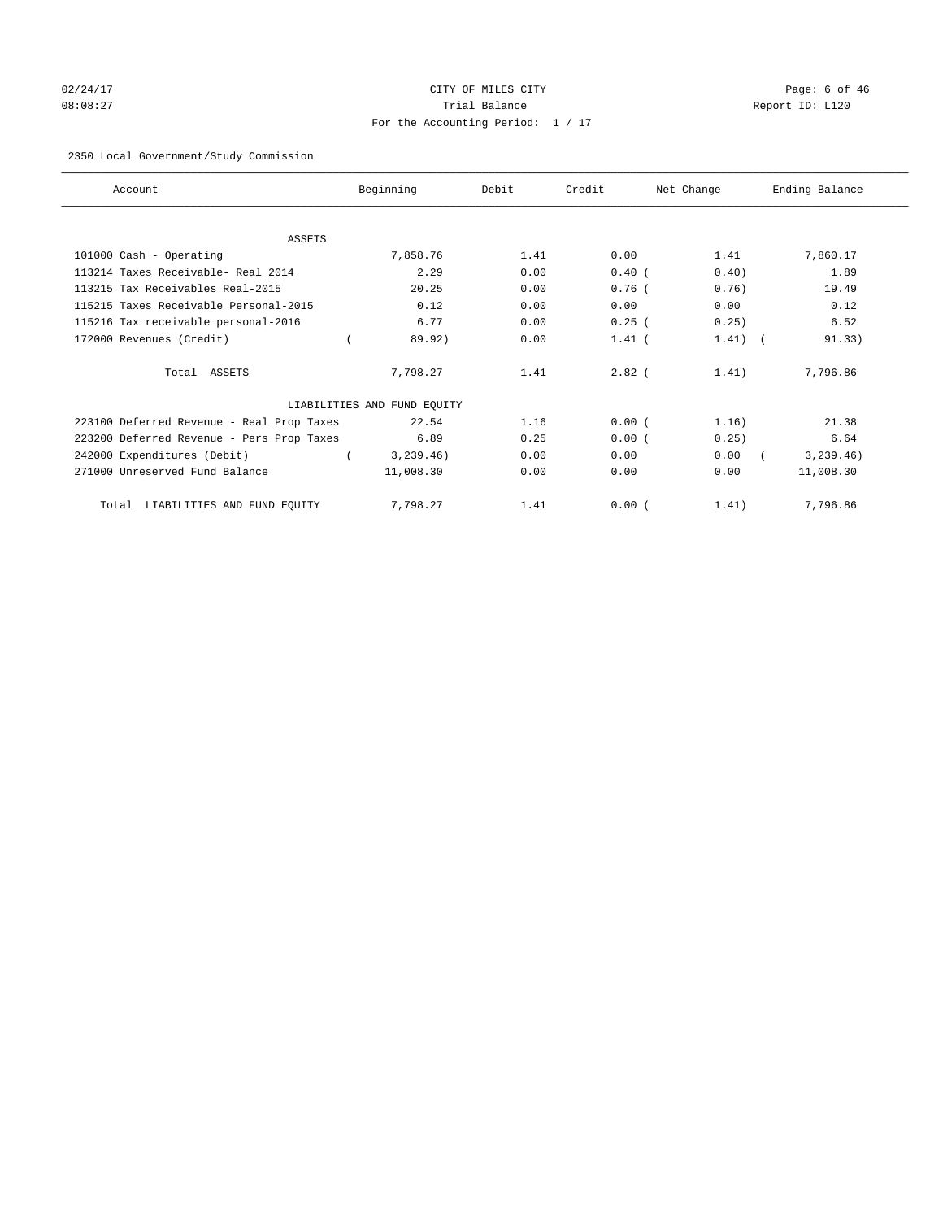CITY OF MILES CITY

Trial Balance

For the Accounting Period: 1 / 17

02/24/17 08:08:27 Report ID: L120

2350 Local Government/Study Commission

| Account | Beginning | Debit | Credit | Net Change | Ending Balance |
|---|---|---|---|---|---|
| ASSETS | | | | | |
| 101000 Cash - Operating | 7,858.76 | 1.41 | 0.00 | 1.41 | 7,860.17 |
| 113214 Taxes Receivable- Real 2014 | 2.29 | 0.00 | 0.40 | ( 0.40) | 1.89 |
| 113215 Tax Receivables Real-2015 | 20.25 | 0.00 | 0.76 | ( 0.76) | 19.49 |
| 115215 Taxes Receivable Personal-2015 | 0.12 | 0.00 | 0.00 | 0.00 | 0.12 |
| 115216 Tax receivable personal-2016 | 6.77 | 0.00 | 0.25 | ( 0.25) | 6.52 |
| 172000 Revenues (Credit) | ( 89.92) | 0.00 | 1.41 | ( 1.41) | ( 91.33) |
| Total ASSETS | 7,798.27 | 1.41 | 2.82 | ( 1.41) | 7,796.86 |
| LIABILITIES AND FUND EQUITY | | | | | |
| 223100 Deferred Revenue - Real Prop Taxes | 22.54 | 1.16 | 0.00 | ( 1.16) | 21.38 |
| 223200 Deferred Revenue - Pers Prop Taxes | 6.89 | 0.25 | 0.00 | ( 0.25) | 6.64 |
| 242000 Expenditures (Debit) | ( 3,239.46) | 0.00 | 0.00 | 0.00 | ( 3,239.46) |
| 271000 Unreserved Fund Balance | 11,008.30 | 0.00 | 0.00 | 0.00 | 11,008.30 |
| Total LIABILITIES AND FUND EQUITY | 7,798.27 | 1.41 | 0.00 | ( 1.41) | 7,796.86 |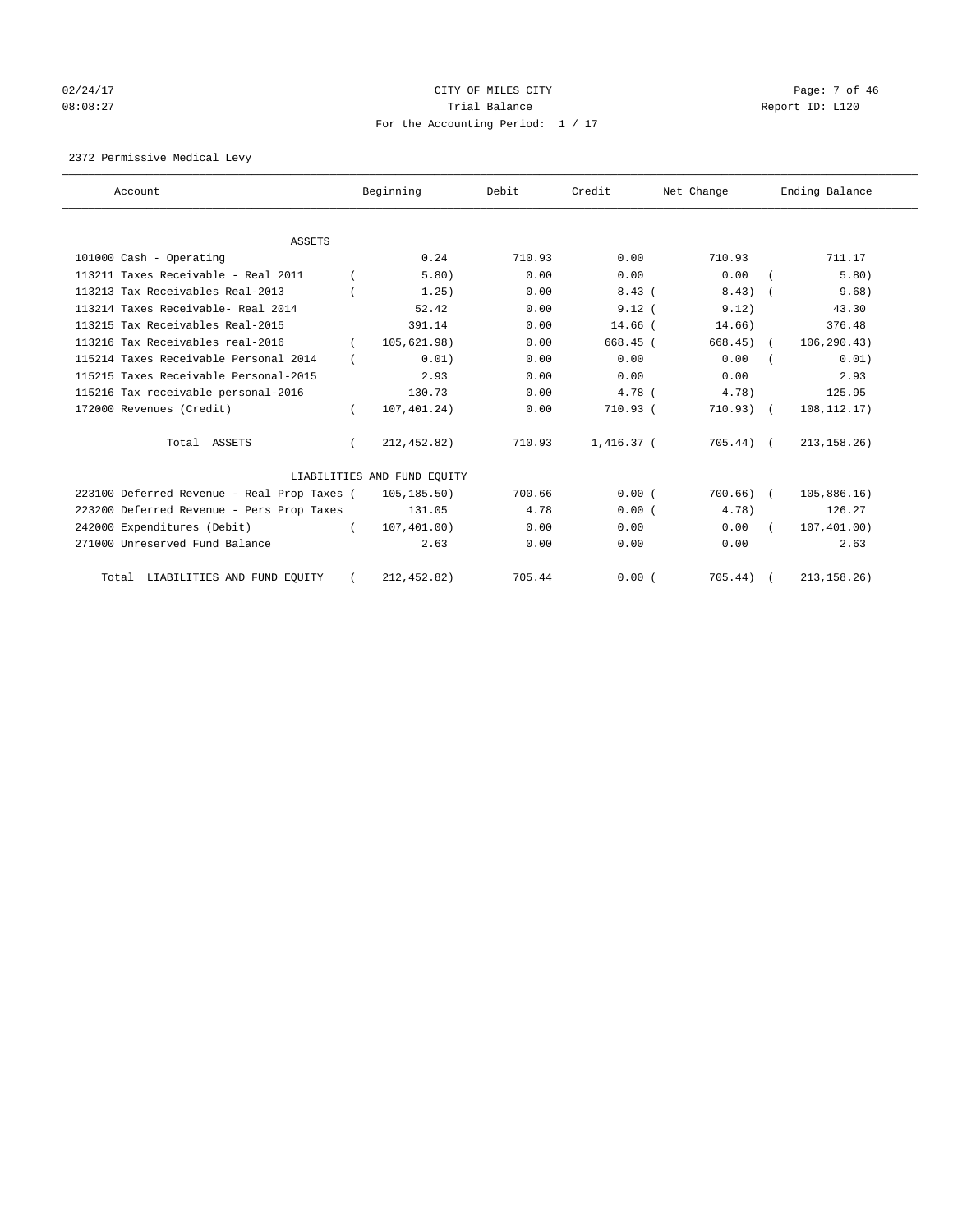CITY OF MILES CITY

Trial Balance

For the Accounting Period: 1 / 17

02/24/17 08:08:27 — Report ID: L120

2372 Permissive Medical Levy

| Account | Beginning | Debit | Credit | Net Change | Ending Balance |
|---|---|---|---|---|---|
| **ASSETS** | | | | | |
| 101000 Cash - Operating | 0.24 | 710.93 | 0.00 | 710.93 | 711.17 |
| 113211 Taxes Receivable - Real 2011 | ( 5.80) | 0.00 | 0.00 | 0.00 | ( 5.80) |
| 113213 Tax Receivables Real-2013 | ( 1.25) | 0.00 | 8.43 | ( 8.43) | ( 9.68) |
| 113214 Taxes Receivable- Real 2014 | 52.42 | 0.00 | 9.12 | ( 9.12) | 43.30 |
| 113215 Tax Receivables Real-2015 | 391.14 | 0.00 | 14.66 | ( 14.66) | 376.48 |
| 113216 Tax Receivables real-2016 | ( 105,621.98) | 0.00 | 668.45 | ( 668.45) | ( 106,290.43) |
| 115214 Taxes Receivable Personal 2014 | ( 0.01) | 0.00 | 0.00 | 0.00 | ( 0.01) |
| 115215 Taxes Receivable Personal-2015 | 2.93 | 0.00 | 0.00 | 0.00 | 2.93 |
| 115216 Tax receivable personal-2016 | 130.73 | 0.00 | 4.78 | ( 4.78) | 125.95 |
| 172000 Revenues (Credit) | ( 107,401.24) | 0.00 | 710.93 | ( 710.93) | ( 108,112.17) |
| Total ASSETS | ( 212,452.82) | 710.93 | 1,416.37 | ( 705.44) | ( 213,158.26) |
| **LIABILITIES AND FUND EQUITY** | | | | | |
| 223100 Deferred Revenue - Real Prop Taxes | ( 105,185.50) | 700.66 | 0.00 | ( 700.66) | ( 105,886.16) |
| 223200 Deferred Revenue - Pers Prop Taxes | 131.05 | 4.78 | 0.00 | ( 4.78) | 126.27 |
| 242000 Expenditures (Debit) | ( 107,401.00) | 0.00 | 0.00 | 0.00 | ( 107,401.00) |
| 271000 Unreserved Fund Balance | 2.63 | 0.00 | 0.00 | 0.00 | 2.63 |
| Total LIABILITIES AND FUND EQUITY | ( 212,452.82) | 705.44 | 0.00 | ( 705.44) | ( 213,158.26) |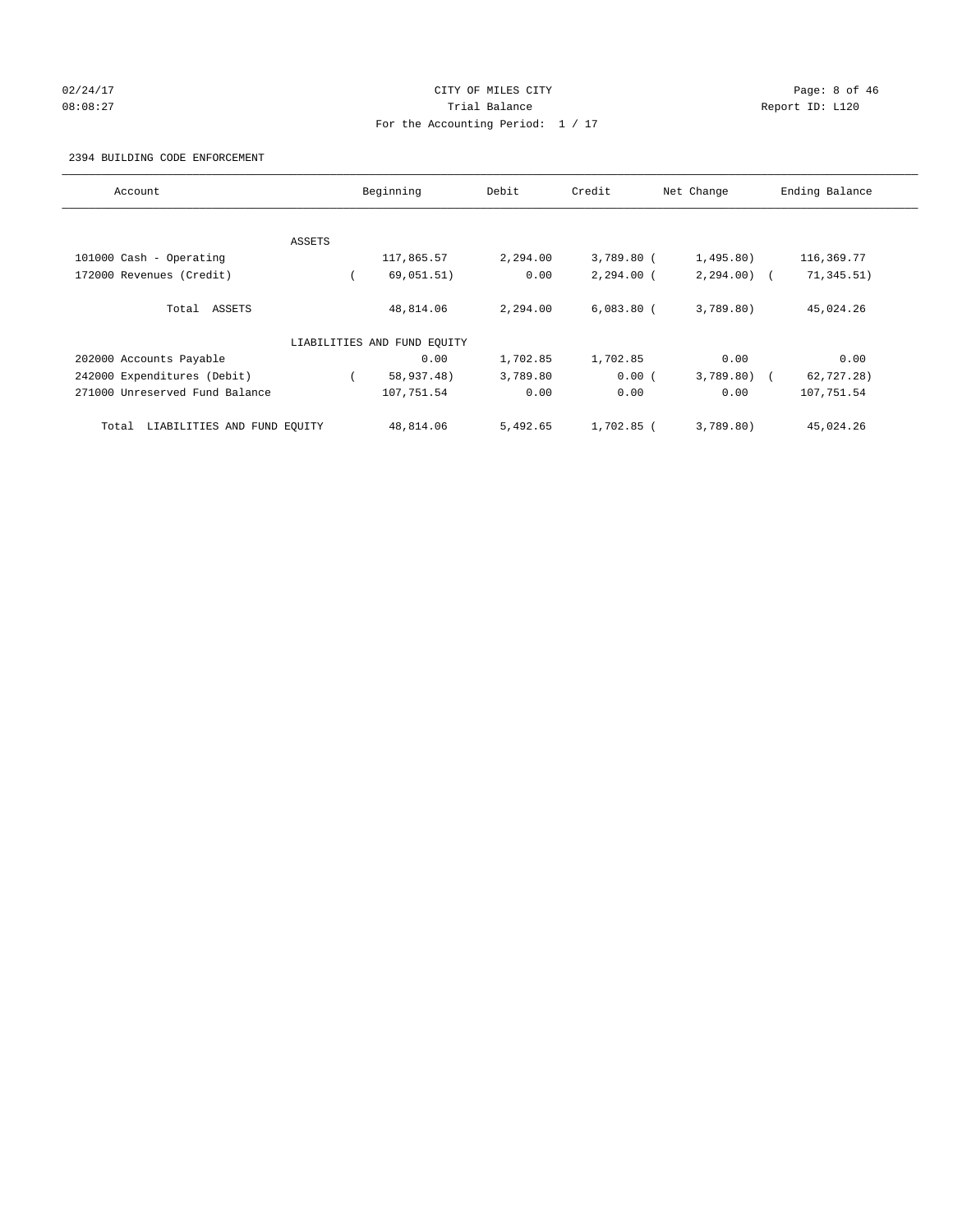CITY OF MILES CITY

Trial Balance

For the Accounting Period: 1 / 17

02/24/17 08:08:27 Report ID: L120

2394 BUILDING CODE ENFORCEMENT

| Account | Beginning | Debit | Credit | Net Change | Ending Balance |
|---|---|---|---|---|---|
| ASSETS | | | | | |
| 101000 Cash - Operating | 117,865.57 | 2,294.00 | 3,789.80 | (1,495.80) | 116,369.77 |
| 172000 Revenues (Credit) | (69,051.51) | 0.00 | 2,294.00 | (2,294.00) | (71,345.51) |
| Total ASSETS | 48,814.06 | 2,294.00 | 6,083.80 | (3,789.80) | 45,024.26 |
| LIABILITIES AND FUND EQUITY | | | | | |
| 202000 Accounts Payable | 0.00 | 1,702.85 | 1,702.85 | 0.00 | 0.00 |
| 242000 Expenditures (Debit) | (58,937.48) | 3,789.80 | 0.00 | (3,789.80) | (62,727.28) |
| 271000 Unreserved Fund Balance | 107,751.54 | 0.00 | 0.00 | 0.00 | 107,751.54 |
| Total LIABILITIES AND FUND EQUITY | 48,814.06 | 5,492.65 | 1,702.85 | (3,789.80) | 45,024.26 |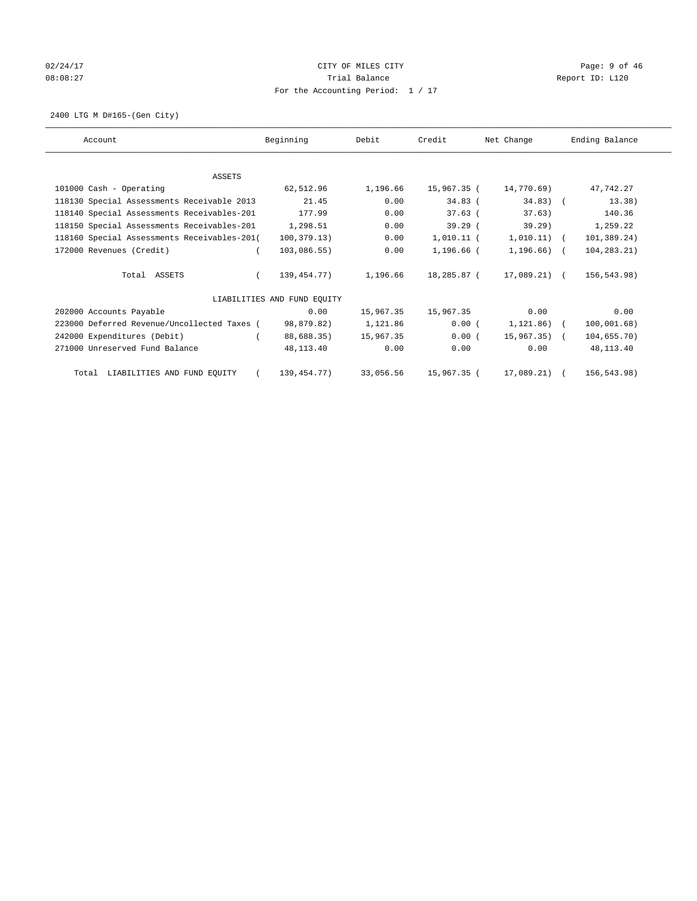CITY OF MILES CITY
Trial Balance
For the Accounting Period: 1 / 17

02/24/17
08:08:27

Report ID: L120

2400 LTG M D#165-(Gen City)

| Account | Beginning | Debit | Credit | Net Change | Ending Balance |
|---|---|---|---|---|---|
| ASSETS | | | | | |
| 101000 Cash - Operating | 62,512.96 | 1,196.66 | 15,967.35 | ( 14,770.69) | 47,742.27 |
| 118130 Special Assessments Receivable 2013 | 21.45 | 0.00 | 34.83 | ( 34.83) | ( 13.38) |
| 118140 Special Assessments Receivables-201 | 177.99 | 0.00 | 37.63 | ( 37.63) | 140.36 |
| 118150 Special Assessments Receivables-201 | 1,298.51 | 0.00 | 39.29 | ( 39.29) | 1,259.22 |
| 118160 Special Assessments Receivables-201 | ( 100,379.13) | 0.00 | 1,010.11 | ( 1,010.11) | ( 101,389.24) |
| 172000 Revenues (Credit) | ( 103,086.55) | 0.00 | 1,196.66 | ( 1,196.66) | ( 104,283.21) |
| Total ASSETS | ( 139,454.77) | 1,196.66 | 18,285.87 | ( 17,089.21) | ( 156,543.98) |
| LIABILITIES AND FUND EQUITY | | | | | |
| 202000 Accounts Payable | 0.00 | 15,967.35 | 15,967.35 | 0.00 | 0.00 |
| 223000 Deferred Revenue/Uncollected Taxes | ( 98,879.82) | 1,121.86 | 0.00 | ( 1,121.86) | ( 100,001.68) |
| 242000 Expenditures (Debit) | ( 88,688.35) | 15,967.35 | 0.00 | ( 15,967.35) | ( 104,655.70) |
| 271000 Unreserved Fund Balance | 48,113.40 | 0.00 | 0.00 | 0.00 | 48,113.40 |
| Total LIABILITIES AND FUND EQUITY | ( 139,454.77) | 33,056.56 | 15,967.35 | ( 17,089.21) | ( 156,543.98) |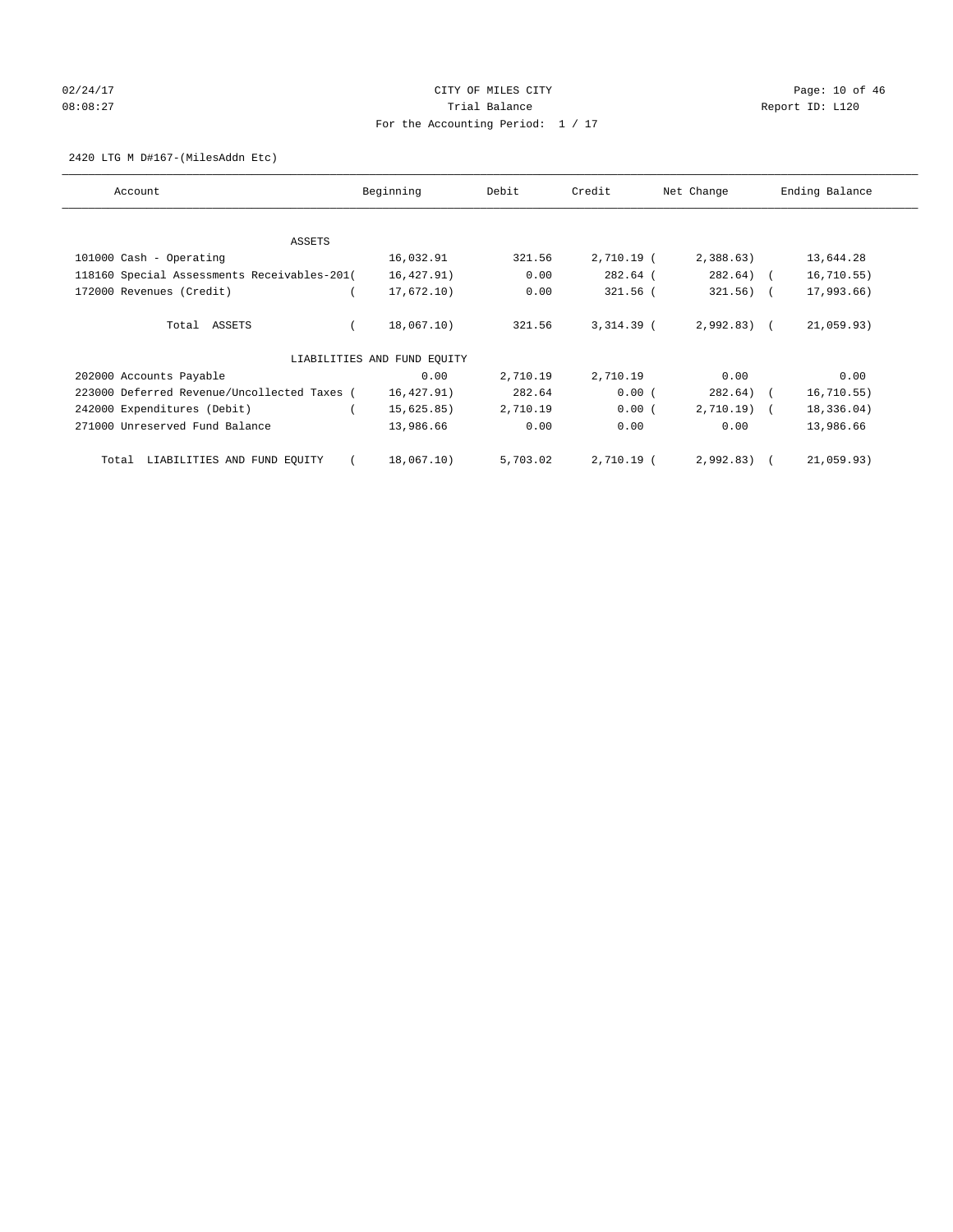CITY OF MILES CITY
Trial Balance
For the Accounting Period: 1 / 17

02/24/17
08:08:27

Report ID: L120

2420 LTG M D#167-(MilesAddn Etc)

| Account | Beginning | Debit | Credit | Net Change | Ending Balance |
|---|---|---|---|---|---|
| ASSETS | | | | | |
| 101000 Cash - Operating | 16,032.91 | 321.56 | 2,710.19 | ( 2,388.63) | 13,644.28 |
| 118160 Special Assessments Receivables-201 | ( 16,427.91) | 0.00 | 282.64 | ( 282.64) | ( 16,710.55) |
| 172000 Revenues (Credit) | ( 17,672.10) | 0.00 | 321.56 | ( 321.56) | ( 17,993.66) |
| Total ASSETS | ( 18,067.10) | 321.56 | 3,314.39 | ( 2,992.83) | ( 21,059.93) |
| LIABILITIES AND FUND EQUITY | | | | | |
| 202000 Accounts Payable | 0.00 | 2,710.19 | 2,710.19 | 0.00 | 0.00 |
| 223000 Deferred Revenue/Uncollected Taxes | ( 16,427.91) | 282.64 | 0.00 | ( 282.64) | ( 16,710.55) |
| 242000 Expenditures (Debit) | ( 15,625.85) | 2,710.19 | 0.00 | ( 2,710.19) | ( 18,336.04) |
| 271000 Unreserved Fund Balance | 13,986.66 | 0.00 | 0.00 | 0.00 | 13,986.66 |
| Total LIABILITIES AND FUND EQUITY | ( 18,067.10) | 5,703.02 | 2,710.19 | ( 2,992.83) | ( 21,059.93) |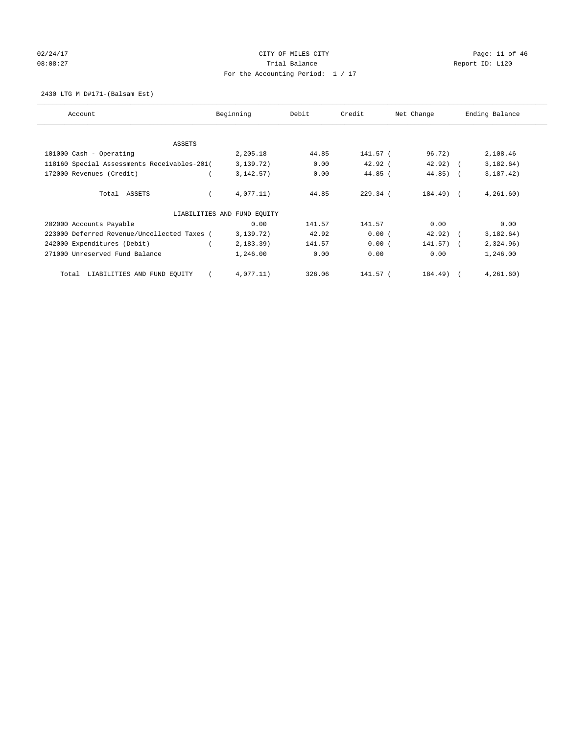CITY OF MILES CITY
Trial Balance
For the Accounting Period: 1 / 17

02/24/17
08:08:27

Report ID: L120

2430 LTG M D#171-(Balsam Est)

| Account | Beginning | Debit | Credit | Net Change | Ending Balance |
|---|---|---|---|---|---|
| ASSETS | | | | | |
| 101000 Cash - Operating | 2,205.18 | 44.85 | 141.57 | ( 96.72) | 2,108.46 |
| 118160 Special Assessments Receivables-201 | ( 3,139.72) | 0.00 | 42.92 | ( 42.92) | ( 3,182.64) |
| 172000 Revenues (Credit) | ( 3,142.57) | 0.00 | 44.85 | ( 44.85) | ( 3,187.42) |
| Total ASSETS | ( 4,077.11) | 44.85 | 229.34 | ( 184.49) | ( 4,261.60) |
| LIABILITIES AND FUND EQUITY | | | | | |
| 202000 Accounts Payable | 0.00 | 141.57 | 141.57 | 0.00 | 0.00 |
| 223000 Deferred Revenue/Uncollected Taxes | ( 3,139.72) | 42.92 | 0.00 | ( 42.92) | ( 3,182.64) |
| 242000 Expenditures (Debit) | ( 2,183.39) | 141.57 | 0.00 | ( 141.57) | ( 2,324.96) |
| 271000 Unreserved Fund Balance | 1,246.00 | 0.00 | 0.00 | 0.00 | 1,246.00 |
| Total LIABILITIES AND FUND EQUITY | ( 4,077.11) | 326.06 | 141.57 | ( 184.49) | ( 4,261.60) |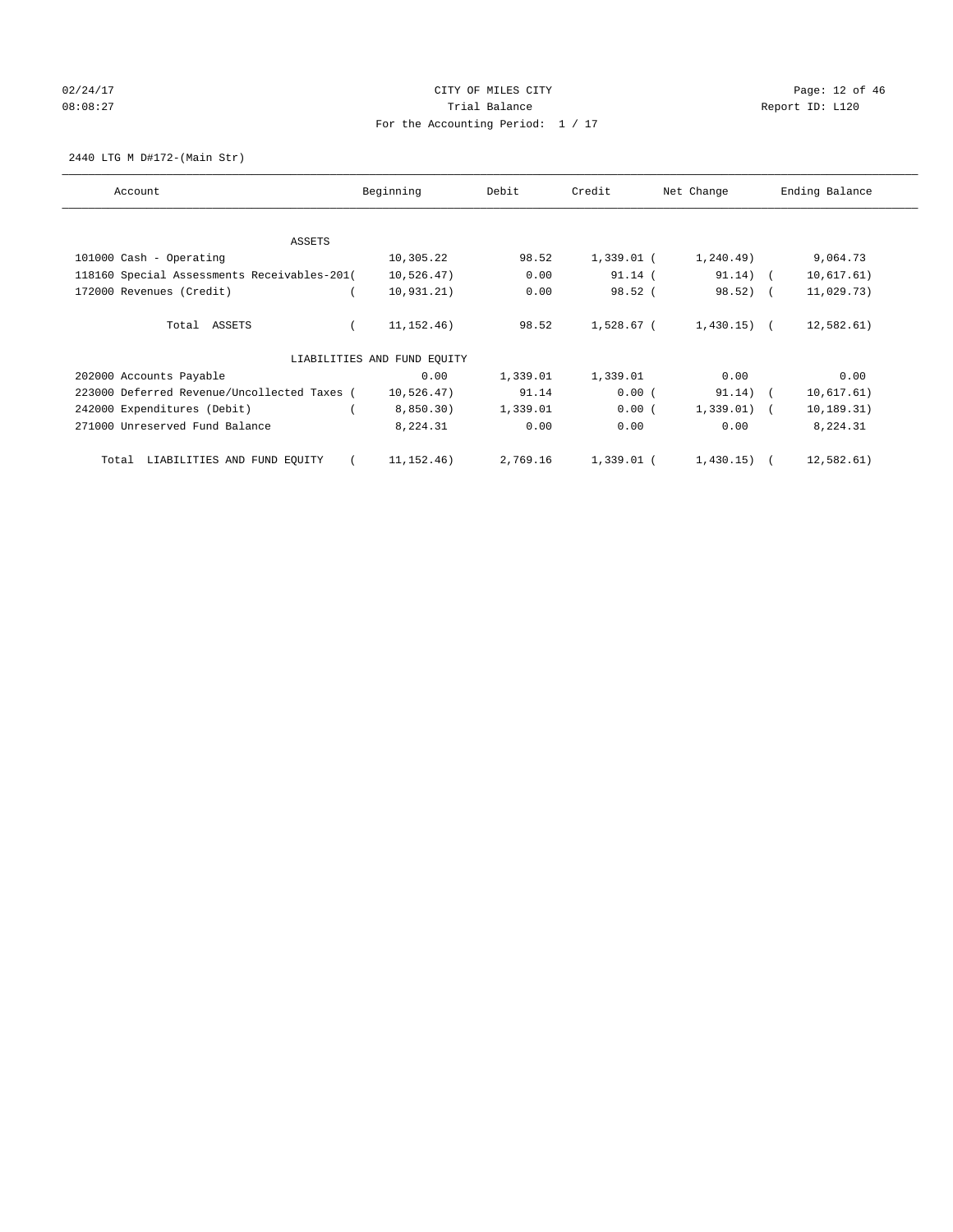CITY OF MILES CITY
Trial Balance
For the Accounting Period: 1 / 17

02/24/17
08:08:27

Report ID: L120

2440 LTG M D#172-(Main Str)

| Account | Beginning | Debit | Credit | Net Change | Ending Balance |
|---|---|---|---|---|---|
| ASSETS | | | | | |
| 101000 Cash - Operating | 10,305.22 | 98.52 | 1,339.01 | ( 1,240.49) | 9,064.73 |
| 118160 Special Assessments Receivables-201 | ( 10,526.47) | 0.00 | 91.14 | ( 91.14) | ( 10,617.61) |
| 172000 Revenues (Credit) | ( 10,931.21) | 0.00 | 98.52 | ( 98.52) | ( 11,029.73) |
| Total ASSETS | ( 11,152.46) | 98.52 | 1,528.67 | ( 1,430.15) | ( 12,582.61) |
| LIABILITIES AND FUND EQUITY | | | | | |
| 202000 Accounts Payable | 0.00 | 1,339.01 | 1,339.01 | 0.00 | 0.00 |
| 223000 Deferred Revenue/Uncollected Taxes | ( 10,526.47) | 91.14 | 0.00 | ( 91.14) | ( 10,617.61) |
| 242000 Expenditures (Debit) | ( 8,850.30) | 1,339.01 | 0.00 | ( 1,339.01) | ( 10,189.31) |
| 271000 Unreserved Fund Balance | 8,224.31 | 0.00 | 0.00 | 0.00 | 8,224.31 |
| Total LIABILITIES AND FUND EQUITY | ( 11,152.46) | 2,769.16 | 1,339.01 | ( 1,430.15) | ( 12,582.61) |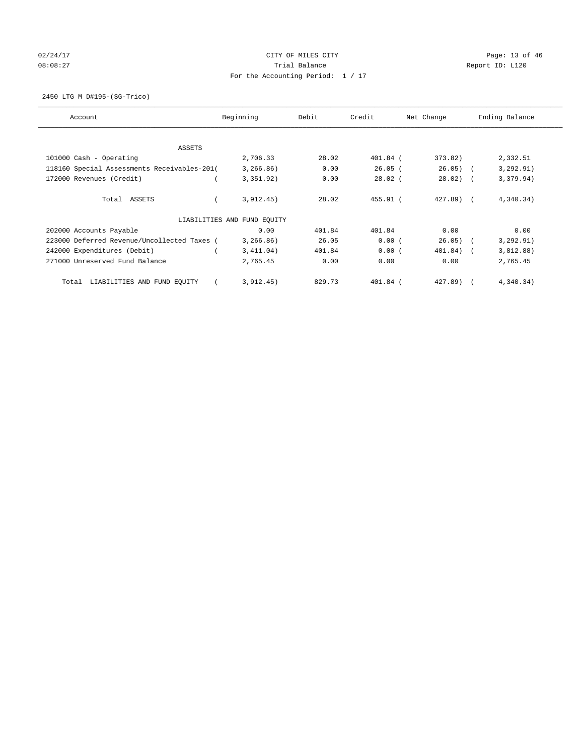CITY OF MILES CITY
Trial Balance
For the Accounting Period: 1 / 17

02/24/17
08:08:27

Report ID: L120

2450 LTG M D#195-(SG-Trico)

| Account | Beginning | Debit | Credit | Net Change | Ending Balance |
|---|---|---|---|---|---|
| ASSETS | | | | | |
| 101000 Cash - Operating | 2,706.33 | 28.02 | 401.84 | ( 373.82) | 2,332.51 |
| 118160 Special Assessments Receivables-201 | ( 3,266.86) | 0.00 | 26.05 | ( 26.05) | ( 3,292.91) |
| 172000 Revenues (Credit) | ( 3,351.92) | 0.00 | 28.02 | ( 28.02) | ( 3,379.94) |
| Total ASSETS | ( 3,912.45) | 28.02 | 455.91 | ( 427.89) | ( 4,340.34) |
| LIABILITIES AND FUND EQUITY | | | | | |
| 202000 Accounts Payable | 0.00 | 401.84 | 401.84 | 0.00 | 0.00 |
| 223000 Deferred Revenue/Uncollected Taxes | ( 3,266.86) | 26.05 | 0.00 | ( 26.05) | ( 3,292.91) |
| 242000 Expenditures (Debit) | ( 3,411.04) | 401.84 | 0.00 | ( 401.84) | ( 3,812.88) |
| 271000 Unreserved Fund Balance | 2,765.45 | 0.00 | 0.00 | 0.00 | 2,765.45 |
| Total LIABILITIES AND FUND EQUITY | ( 3,912.45) | 829.73 | 401.84 | ( 427.89) | ( 4,340.34) |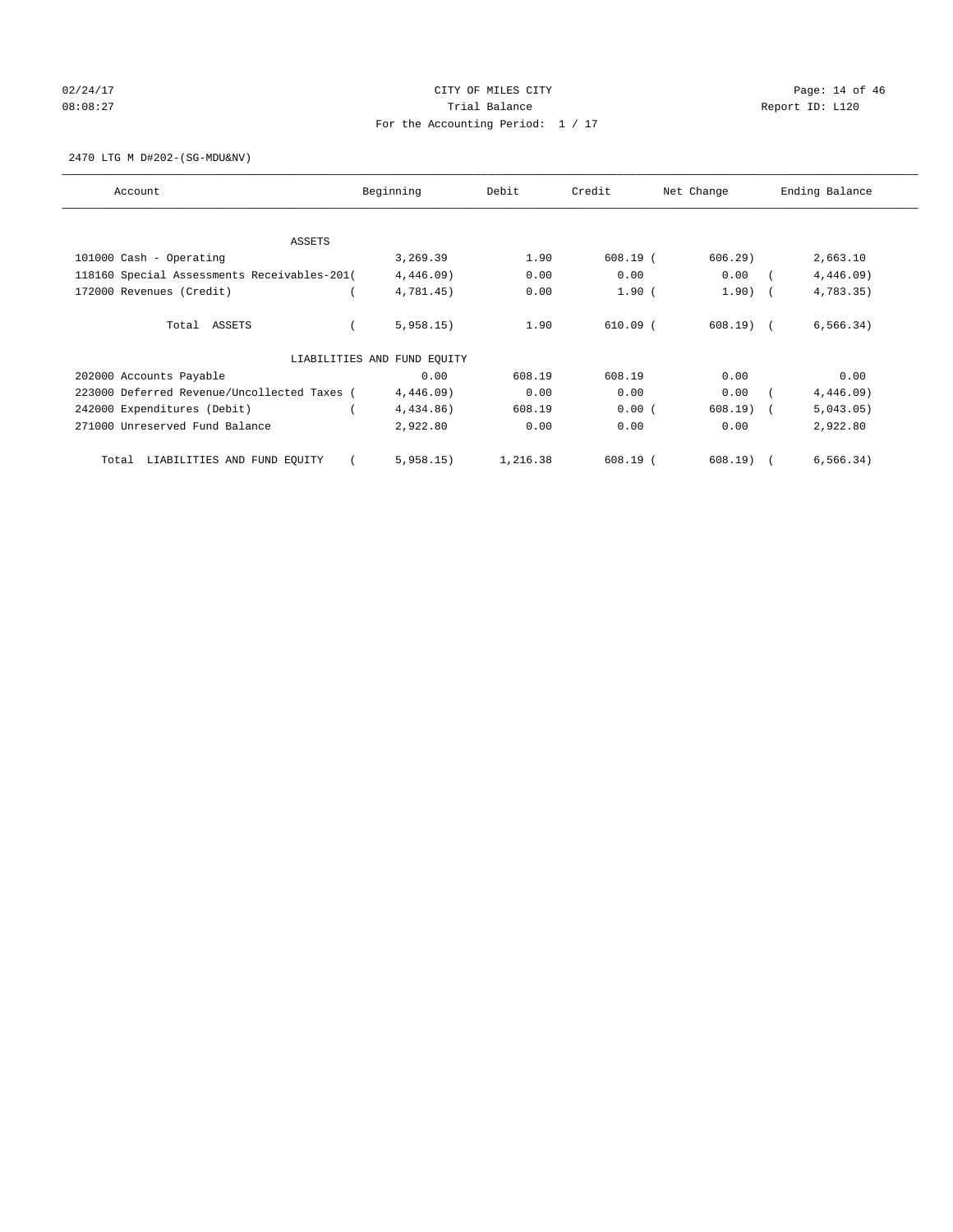CITY OF MILES CITY
Trial Balance
For the Accounting Period: 1 / 17

02/24/17
08:08:27

Report ID: L120

2470 LTG M D#202-(SG-MDU&NV)

| Account | Beginning | Debit | Credit | Net Change | Ending Balance |
|---|---|---|---|---|---|
| ASSETS | | | | | |
| 101000 Cash - Operating | 3,269.39 | 1.90 | 608.19 | ( 606.29) | 2,663.10 |
| 118160 Special Assessments Receivables-201 | ( 4,446.09) | 0.00 | 0.00 | 0.00 | ( 4,446.09) |
| 172000 Revenues (Credit) | ( 4,781.45) | 0.00 | 1.90 | ( 1.90) | ( 4,783.35) |
| Total ASSETS | ( 5,958.15) | 1.90 | 610.09 | ( 608.19) | ( 6,566.34) |
| LIABILITIES AND FUND EQUITY | | | | | |
| 202000 Accounts Payable | 0.00 | 608.19 | 608.19 | 0.00 | 0.00 |
| 223000 Deferred Revenue/Uncollected Taxes | ( 4,446.09) | 0.00 | 0.00 | 0.00 | ( 4,446.09) |
| 242000 Expenditures (Debit) | ( 4,434.86) | 608.19 | 0.00 | ( 608.19) | ( 5,043.05) |
| 271000 Unreserved Fund Balance | 2,922.80 | 0.00 | 0.00 | 0.00 | 2,922.80 |
| Total LIABILITIES AND FUND EQUITY | ( 5,958.15) | 1,216.38 | 608.19 | ( 608.19) | ( 6,566.34) |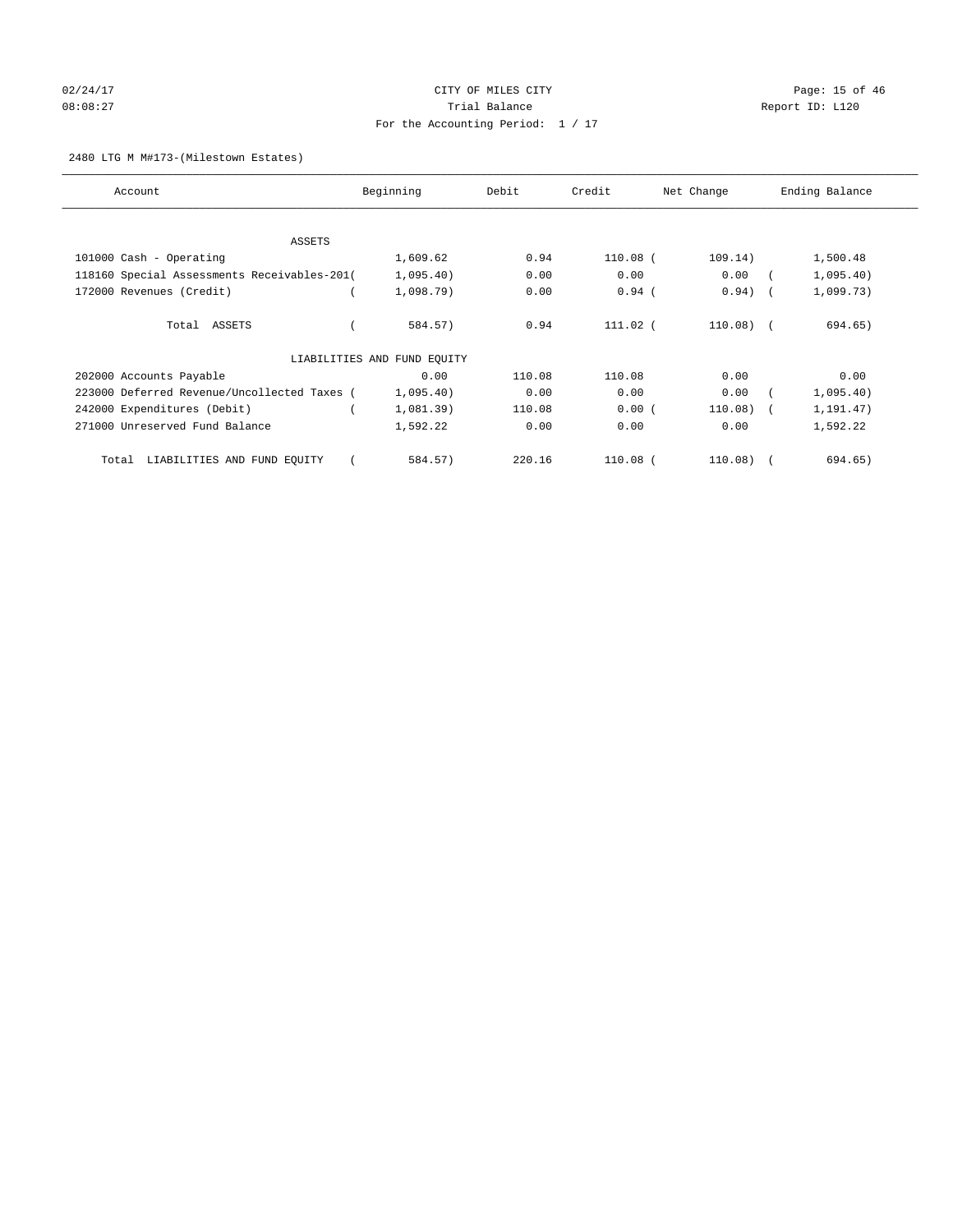CITY OF MILES CITY
Trial Balance
For the Accounting Period: 1 / 17

02/24/17
08:08:27

Report ID: L120

2480 LTG M M#173-(Milestown Estates)

| Account | Beginning | Debit | Credit | Net Change | Ending Balance |
|---|---|---|---|---|---|
| ASSETS | | | | | |
| 101000 Cash - Operating | 1,609.62 | 0.94 | 110.08 | ( 109.14) | 1,500.48 |
| 118160 Special Assessments Receivables-201 | ( 1,095.40) | 0.00 | 0.00 | 0.00 | ( 1,095.40) |
| 172000 Revenues (Credit) | ( 1,098.79) | 0.00 | 0.94 | ( 0.94) | ( 1,099.73) |
| Total ASSETS | ( 584.57) | 0.94 | 111.02 | ( 110.08) | ( 694.65) |
| LIABILITIES AND FUND EQUITY | | | | | |
| 202000 Accounts Payable | 0.00 | 110.08 | 110.08 | 0.00 | 0.00 |
| 223000 Deferred Revenue/Uncollected Taxes | ( 1,095.40) | 0.00 | 0.00 | 0.00 | ( 1,095.40) |
| 242000 Expenditures (Debit) | ( 1,081.39) | 110.08 | 0.00 | ( 110.08) | ( 1,191.47) |
| 271000 Unreserved Fund Balance | 1,592.22 | 0.00 | 0.00 | 0.00 | 1,592.22 |
| Total LIABILITIES AND FUND EQUITY | ( 584.57) | 220.16 | 110.08 | ( 110.08) | ( 694.65) |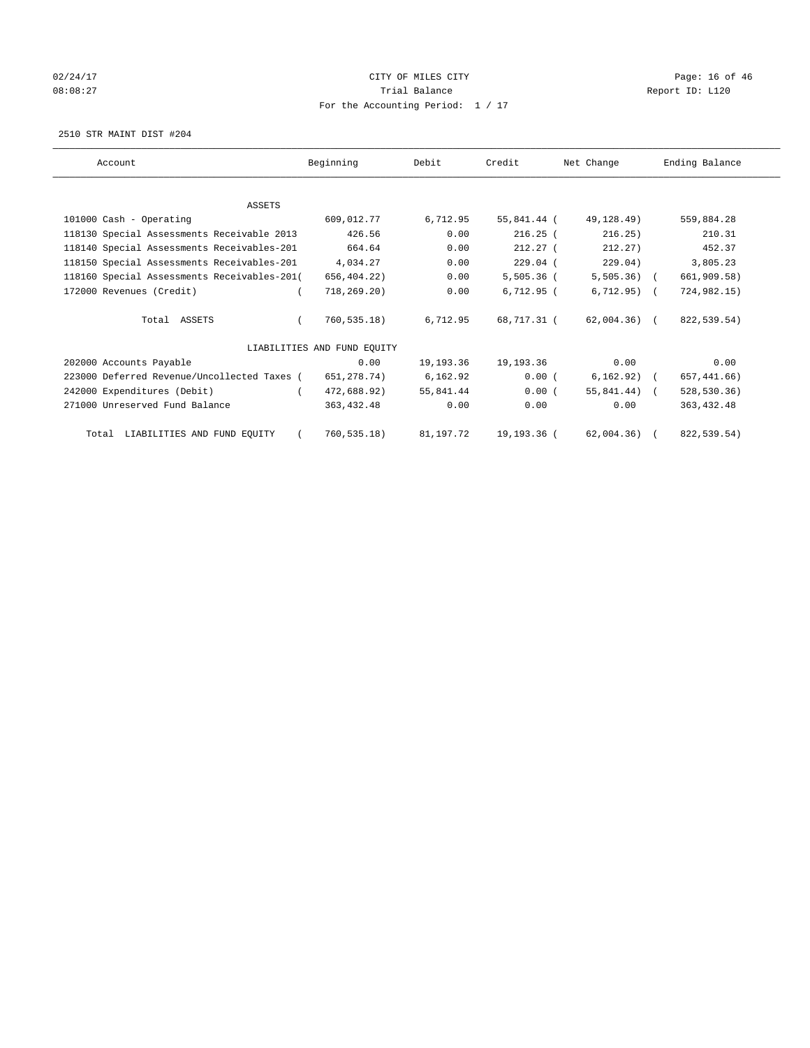CITY OF MILES CITY
Trial Balance
For the Accounting Period: 1 / 17

2510 STR MAINT DIST #204

| Account | Beginning | Debit | Credit | Net Change | Ending Balance |
|---|---|---|---|---|---|
| ASSETS | | | | | |
| 101000 Cash - Operating | 609,012.77 | 6,712.95 | 55,841.44 | ( 49,128.49) | 559,884.28 |
| 118130 Special Assessments Receivable 2013 | 426.56 | 0.00 | 216.25 | ( 216.25) | 210.31 |
| 118140 Special Assessments Receivables-201 | 664.64 | 0.00 | 212.27 | ( 212.27) | 452.37 |
| 118150 Special Assessments Receivables-201 | 4,034.27 | 0.00 | 229.04 | ( 229.04) | 3,805.23 |
| 118160 Special Assessments Receivables-201 | ( 656,404.22) | 0.00 | 5,505.36 | ( 5,505.36) | ( 661,909.58) |
| 172000 Revenues (Credit) | ( 718,269.20) | 0.00 | 6,712.95 | ( 6,712.95) | ( 724,982.15) |
| Total ASSETS | ( 760,535.18) | 6,712.95 | 68,717.31 | ( 62,004.36) | ( 822,539.54) |
| LIABILITIES AND FUND EQUITY | | | | | |
| 202000 Accounts Payable | 0.00 | 19,193.36 | 19,193.36 | 0.00 | 0.00 |
| 223000 Deferred Revenue/Uncollected Taxes | ( 651,278.74) | 6,162.92 | 0.00 | ( 6,162.92) | ( 657,441.66) |
| 242000 Expenditures (Debit) | ( 472,688.92) | 55,841.44 | 0.00 | ( 55,841.44) | ( 528,530.36) |
| 271000 Unreserved Fund Balance | 363,432.48 | 0.00 | 0.00 | 0.00 | 363,432.48 |
| Total LIABILITIES AND FUND EQUITY | ( 760,535.18) | 81,197.72 | 19,193.36 | ( 62,004.36) | ( 822,539.54) |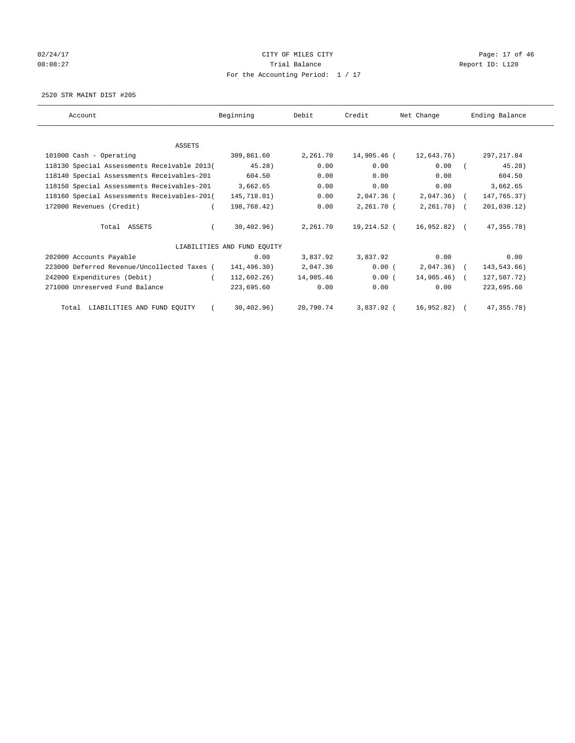CITY OF MILES CITY
Trial Balance
For the Accounting Period: 1 / 17

02/24/17
08:08:27

Report ID: L120

2520 STR MAINT DIST #205

| Account | Beginning | Debit | Credit | Net Change | Ending Balance |
|---|---|---|---|---|---|
| ASSETS | | | | | |
| 101000 Cash - Operating | 309,861.60 | 2,261.70 | 14,905.46 | ( 12,643.76) | 297,217.84 |
| 118130 Special Assessments Receivable 2013 | ( 45.28) | 0.00 | 0.00 | 0.00 | ( 45.28) |
| 118140 Special Assessments Receivables-201 | 604.50 | 0.00 | 0.00 | 0.00 | 604.50 |
| 118150 Special Assessments Receivables-201 | 3,662.65 | 0.00 | 0.00 | 0.00 | 3,662.65 |
| 118160 Special Assessments Receivables-201 | ( 145,718.01) | 0.00 | 2,047.36 | ( 2,047.36) | ( 147,765.37) |
| 172000 Revenues (Credit) | ( 198,768.42) | 0.00 | 2,261.70 | ( 2,261.70) | ( 201,030.12) |
| Total ASSETS | ( 30,402.96) | 2,261.70 | 19,214.52 | ( 16,952.82) | ( 47,355.78) |
| LIABILITIES AND FUND EQUITY | | | | | |
| 202000 Accounts Payable | 0.00 | 3,837.92 | 3,837.92 | 0.00 | 0.00 |
| 223000 Deferred Revenue/Uncollected Taxes | ( 141,496.30) | 2,047.36 | 0.00 | ( 2,047.36) | ( 143,543.66) |
| 242000 Expenditures (Debit) | ( 112,602.26) | 14,905.46 | 0.00 | ( 14,905.46) | ( 127,507.72) |
| 271000 Unreserved Fund Balance | 223,695.60 | 0.00 | 0.00 | 0.00 | 223,695.60 |
| Total LIABILITIES AND FUND EQUITY | ( 30,402.96) | 20,790.74 | 3,837.92 | ( 16,952.82) | ( 47,355.78) |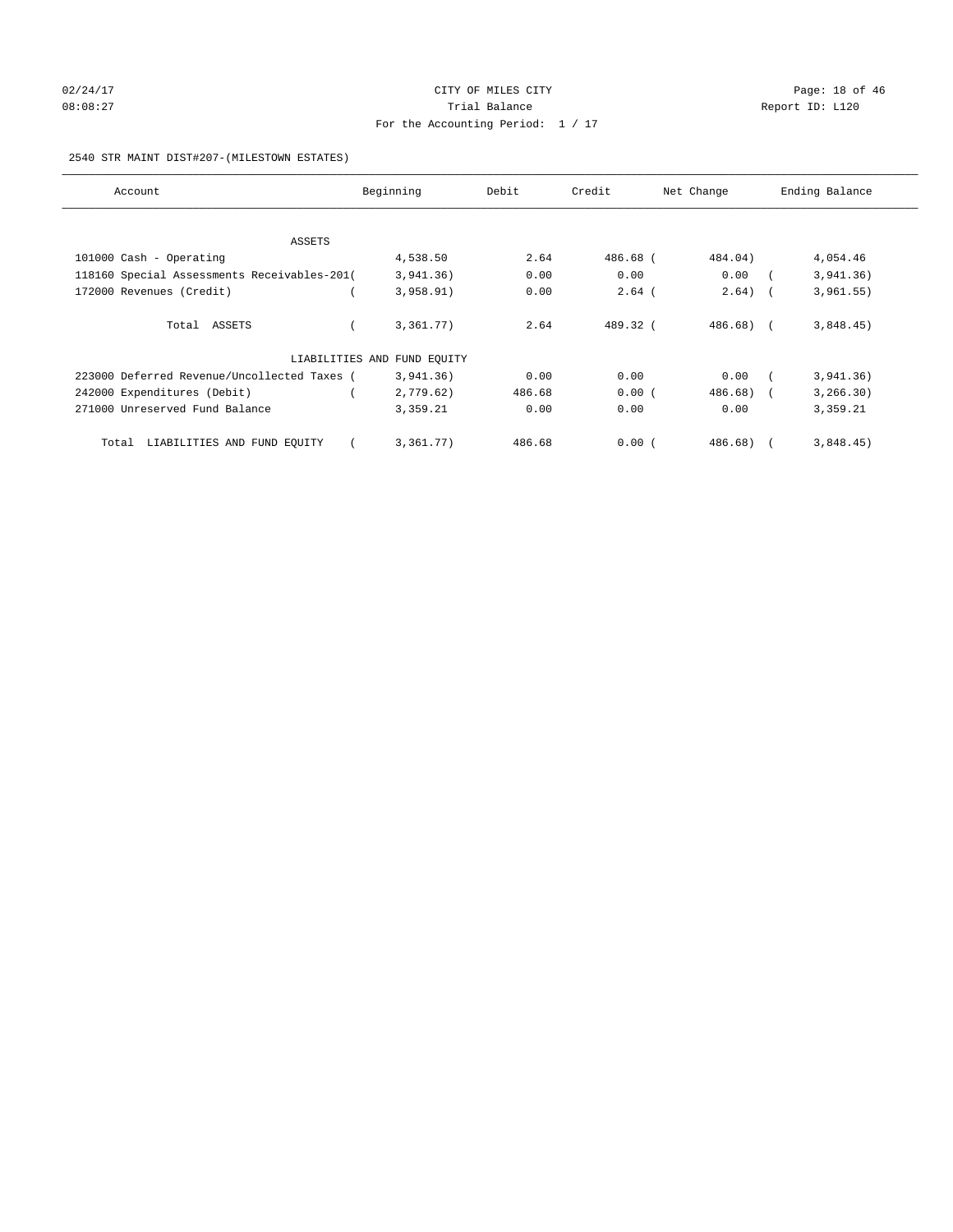CITY OF MILES CITY

Trial Balance

For the Accounting Period: 1 / 17

02/24/17 08:08:27 Report ID: L120

2540 STR MAINT DIST#207-(MILESTOWN ESTATES)

| Account | Beginning | Debit | Credit | Net Change | Ending Balance |
|---|---|---|---|---|---|
| ASSETS | | | | | |
| 101000 Cash - Operating | 4,538.50 | 2.64 | 486.68 | ( 484.04) | 4,054.46 |
| 118160 Special Assessments Receivables-201 | ( 3,941.36) | 0.00 | 0.00 | 0.00 | ( 3,941.36) |
| 172000 Revenues (Credit) | ( 3,958.91) | 0.00 | 2.64 | ( 2.64) | ( 3,961.55) |
| Total ASSETS | ( 3,361.77) | 2.64 | 489.32 | ( 486.68) | ( 3,848.45) |
| LIABILITIES AND FUND EQUITY | | | | | |
| 223000 Deferred Revenue/Uncollected Taxes | ( 3,941.36) | 0.00 | 0.00 | 0.00 | ( 3,941.36) |
| 242000 Expenditures (Debit) | ( 2,779.62) | 486.68 | 0.00 | ( 486.68) | ( 3,266.30) |
| 271000 Unreserved Fund Balance | 3,359.21 | 0.00 | 0.00 | 0.00 | 3,359.21 |
| Total LIABILITIES AND FUND EQUITY | ( 3,361.77) | 486.68 | 0.00 | ( 486.68) | ( 3,848.45) |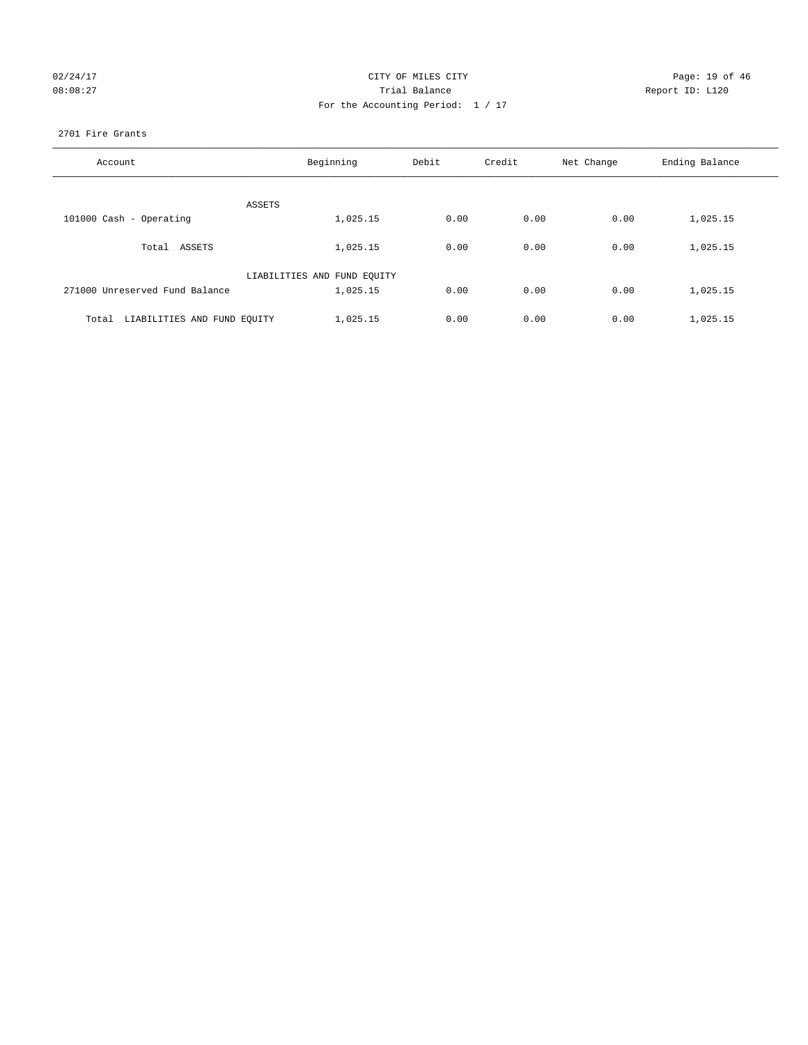CITY OF MILES CITY

Trial Balance

For the Accounting Period: 1 / 17

02/24/17 08:08:27 Report ID: L120

2701 Fire Grants

| Account | Beginning | Debit | Credit | Net Change | Ending Balance |
|---|---|---|---|---|---|
| ASSETS | | | | | |
| 101000 Cash - Operating | 1,025.15 | 0.00 | 0.00 | 0.00 | 1,025.15 |
| Total ASSETS | 1,025.15 | 0.00 | 0.00 | 0.00 | 1,025.15 |
| LIABILITIES AND FUND EQUITY | | | | | |
| 271000 Unreserved Fund Balance | 1,025.15 | 0.00 | 0.00 | 0.00 | 1,025.15 |
| Total LIABILITIES AND FUND EQUITY | 1,025.15 | 0.00 | 0.00 | 0.00 | 1,025.15 |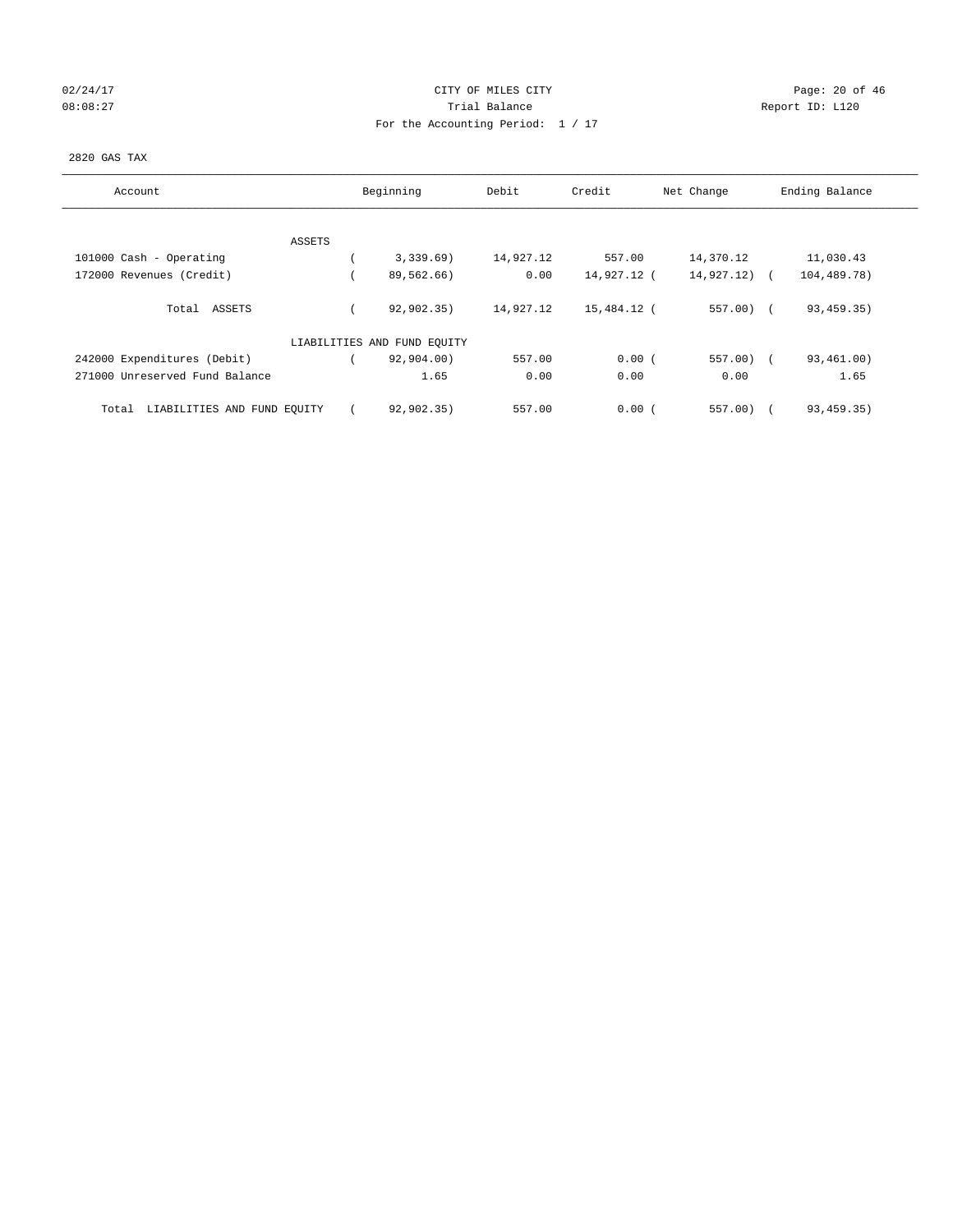CITY OF MILES CITY

Trial Balance

For the Accounting Period: 1 / 17

2820 GAS TAX

| Account | Beginning | Debit | Credit | Net Change | Ending Balance |
|---|---|---|---|---|---|
| ASSETS | | | | | |
| 101000 Cash - Operating | ( 3,339.69) | 14,927.12 | 557.00 | 14,370.12 | 11,030.43 |
| 172000 Revenues (Credit) | ( 89,562.66) | 0.00 | 14,927.12 | ( 14,927.12) | ( 104,489.78) |
| Total ASSETS | ( 92,902.35) | 14,927.12 | 15,484.12 | ( 557.00) | ( 93,459.35) |
| LIABILITIES AND FUND EQUITY | | | | | |
| 242000 Expenditures (Debit) | ( 92,904.00) | 557.00 | 0.00 | ( 557.00) | ( 93,461.00) |
| 271000 Unreserved Fund Balance | 1.65 | 0.00 | 0.00 | 0.00 | 1.65 |
| Total LIABILITIES AND FUND EQUITY | ( 92,902.35) | 557.00 | 0.00 | ( 557.00) | ( 93,459.35) |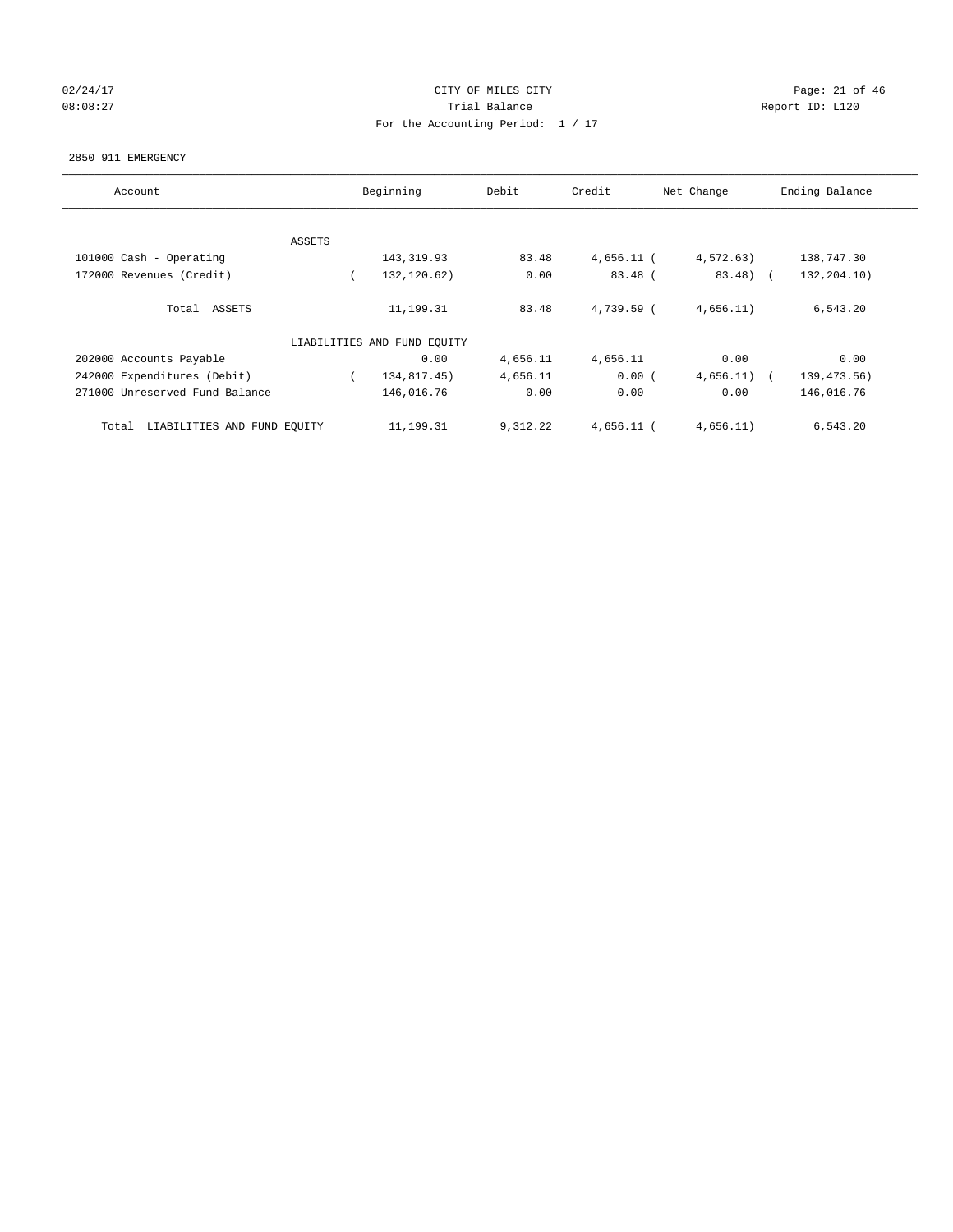02/24/17 CITY OF MILES CITY
08:08:27 Trial Balance Report ID: L120
For the Accounting Period: 1 / 17

2850 911 EMERGENCY

| Account | Beginning | Debit | Credit | Net Change | Ending Balance |
|---|---|---|---|---|---|
| ASSETS | | | | | |
| 101000 Cash - Operating | 143,319.93 | 83.48 | 4,656.11 | ( 4,572.63) | 138,747.30 |
| 172000 Revenues (Credit) | ( 132,120.62) | 0.00 | 83.48 | ( 83.48) | ( 132,204.10) |
| Total ASSETS | 11,199.31 | 83.48 | 4,739.59 | ( 4,656.11) | 6,543.20 |
| LIABILITIES AND FUND EQUITY | | | | | |
| 202000 Accounts Payable | 0.00 | 4,656.11 | 4,656.11 | 0.00 | 0.00 |
| 242000 Expenditures (Debit) | ( 134,817.45) | 4,656.11 | 0.00 | ( 4,656.11) | ( 139,473.56) |
| 271000 Unreserved Fund Balance | 146,016.76 | 0.00 | 0.00 | 0.00 | 146,016.76 |
| Total LIABILITIES AND FUND EQUITY | 11,199.31 | 9,312.22 | 4,656.11 | ( 4,656.11) | 6,543.20 |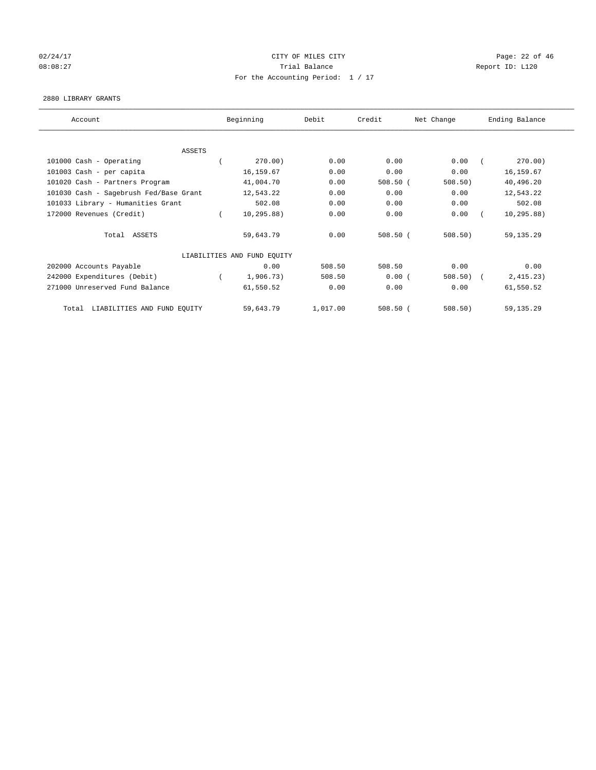CITY OF MILES CITY

Trial Balance

For the Accounting Period: 1 / 17

02/24/17 08:08:27 — Report ID: L120

2880 LIBRARY GRANTS

| Account | Beginning | Debit | Credit | Net Change | Ending Balance |
|---|---|---|---|---|---|
| ASSETS | | | | | |
| 101000 Cash - Operating | ( 270.00) | 0.00 | 0.00 | 0.00 | ( 270.00) |
| 101003 Cash - per capita | 16,159.67 | 0.00 | 0.00 | 0.00 | 16,159.67 |
| 101020 Cash - Partners Program | 41,004.70 | 0.00 | 508.50 | ( 508.50) | 40,496.20 |
| 101030 Cash - Sagebrush Fed/Base Grant | 12,543.22 | 0.00 | 0.00 | 0.00 | 12,543.22 |
| 101033 Library - Humanities Grant | 502.08 | 0.00 | 0.00 | 0.00 | 502.08 |
| 172000 Revenues (Credit) | ( 10,295.88) | 0.00 | 0.00 | 0.00 | ( 10,295.88) |
| Total ASSETS | 59,643.79 | 0.00 | 508.50 | ( 508.50) | 59,135.29 |
| LIABILITIES AND FUND EQUITY | | | | | |
| 202000 Accounts Payable | 0.00 | 508.50 | 508.50 | 0.00 | 0.00 |
| 242000 Expenditures (Debit) | ( 1,906.73) | 508.50 | 0.00 | ( 508.50) | ( 2,415.23) |
| 271000 Unreserved Fund Balance | 61,550.52 | 0.00 | 0.00 | 0.00 | 61,550.52 |
| Total LIABILITIES AND FUND EQUITY | 59,643.79 | 1,017.00 | 508.50 | ( 508.50) | 59,135.29 |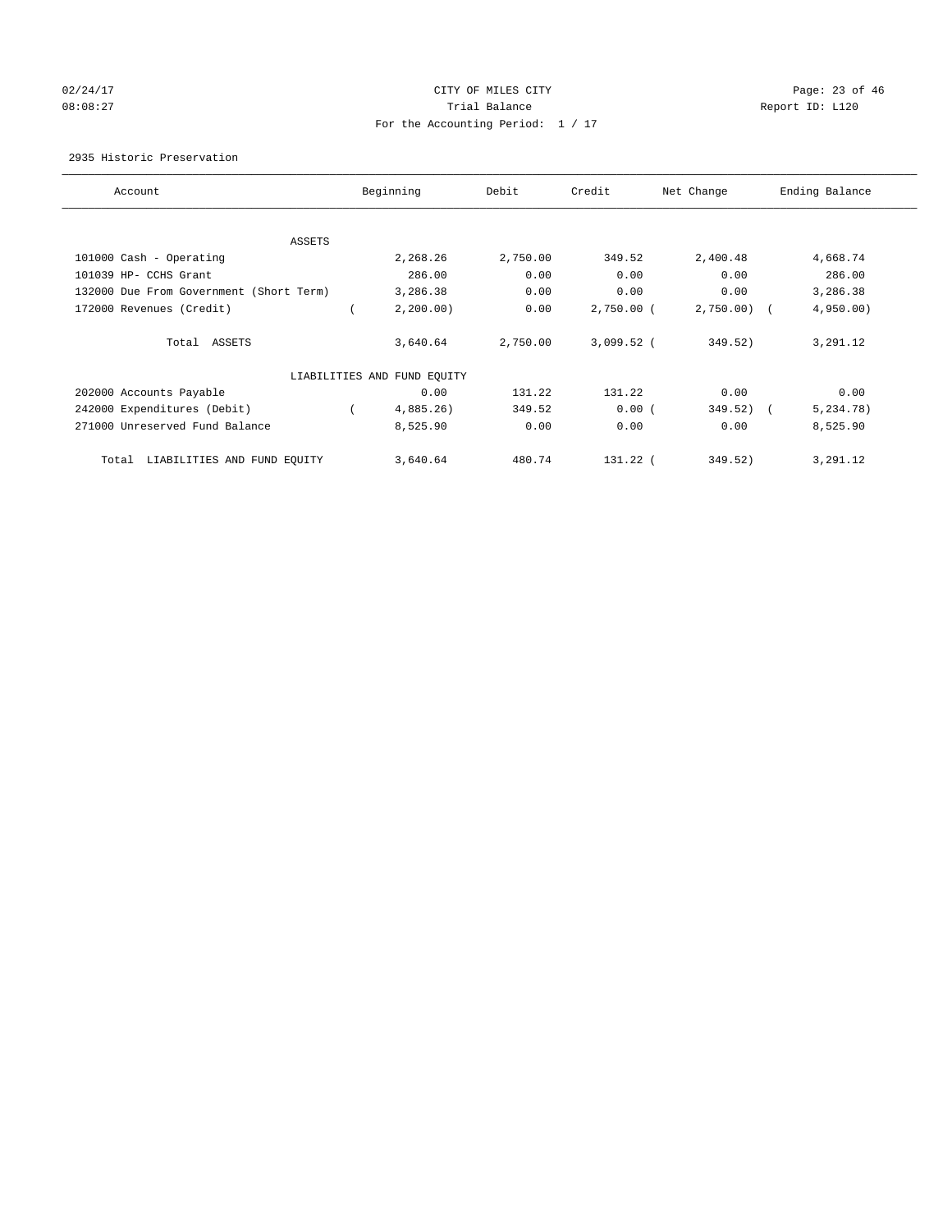CITY OF MILES CITY

Trial Balance

For the Accounting Period: 1 / 17

2935 Historic Preservation

| Account | Beginning | Debit | Credit | Net Change | Ending Balance |
|---|---|---|---|---|---|
| ASSETS | | | | | |
| 101000 Cash - Operating | 2,268.26 | 2,750.00 | 349.52 | 2,400.48 | 4,668.74 |
| 101039 HP- CCHS Grant | 286.00 | 0.00 | 0.00 | 0.00 | 286.00 |
| 132000 Due From Government (Short Term) | 3,286.38 | 0.00 | 0.00 | 0.00 | 3,286.38 |
| 172000 Revenues (Credit) | ( 2,200.00) | 0.00 | 2,750.00 | ( 2,750.00) | ( 4,950.00) |
| Total ASSETS | 3,640.64 | 2,750.00 | 3,099.52 | ( 349.52) | 3,291.12 |
| LIABILITIES AND FUND EQUITY | | | | | |
| 202000 Accounts Payable | 0.00 | 131.22 | 131.22 | 0.00 | 0.00 |
| 242000 Expenditures (Debit) | ( 4,885.26) | 349.52 | 0.00 | ( 349.52) | ( 5,234.78) |
| 271000 Unreserved Fund Balance | 8,525.90 | 0.00 | 0.00 | 0.00 | 8,525.90 |
| Total LIABILITIES AND FUND EQUITY | 3,640.64 | 480.74 | 131.22 | ( 349.52) | 3,291.12 |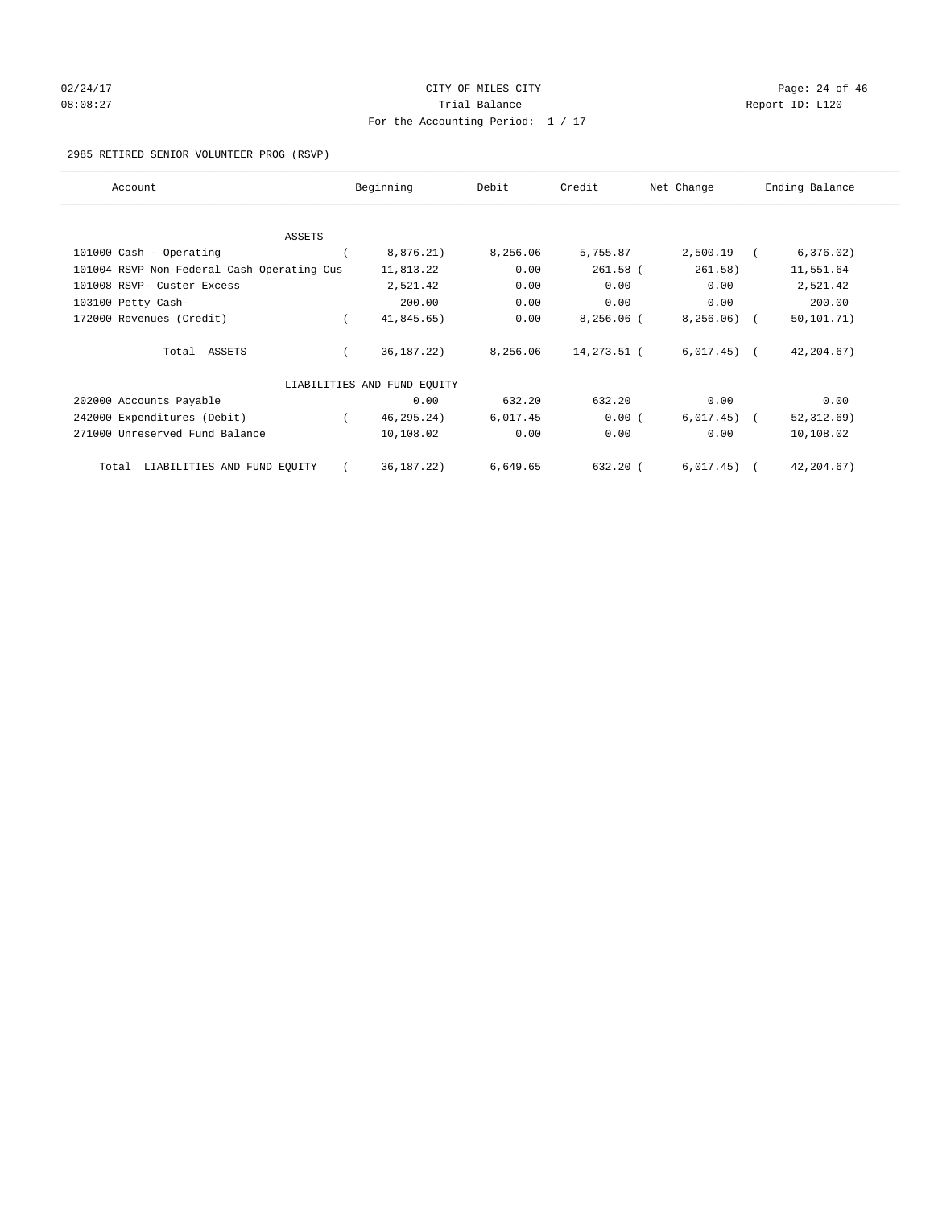CITY OF MILES CITY
Trial Balance
For the Accounting Period: 1 / 17

02/24/17
08:08:27

Report ID: L120

2985 RETIRED SENIOR VOLUNTEER PROG (RSVP)

| Account | Beginning | Debit | Credit | Net Change | Ending Balance |
|---|---|---|---|---|---|
| ASSETS | | | | | |
| 101000 Cash - Operating | ( 8,876.21) | 8,256.06 | 5,755.87 | 2,500.19 | ( 6,376.02) |
| 101004 RSVP Non-Federal Cash Operating-Cus | 11,813.22 | 0.00 | 261.58 | ( 261.58) | 11,551.64 |
| 101008 RSVP- Custer Excess | 2,521.42 | 0.00 | 0.00 | 0.00 | 2,521.42 |
| 103100 Petty Cash- | 200.00 | 0.00 | 0.00 | 0.00 | 200.00 |
| 172000 Revenues (Credit) | ( 41,845.65) | 0.00 | 8,256.06 | ( 8,256.06) | ( 50,101.71) |
| Total ASSETS | ( 36,187.22) | 8,256.06 | 14,273.51 | ( 6,017.45) | ( 42,204.67) |
| LIABILITIES AND FUND EQUITY | | | | | |
| 202000 Accounts Payable | 0.00 | 632.20 | 632.20 | 0.00 | 0.00 |
| 242000 Expenditures (Debit) | ( 46,295.24) | 6,017.45 | 0.00 | ( 6,017.45) | ( 52,312.69) |
| 271000 Unreserved Fund Balance | 10,108.02 | 0.00 | 0.00 | 0.00 | 10,108.02 |
| Total LIABILITIES AND FUND EQUITY | ( 36,187.22) | 6,649.65 | 632.20 | ( 6,017.45) | ( 42,204.67) |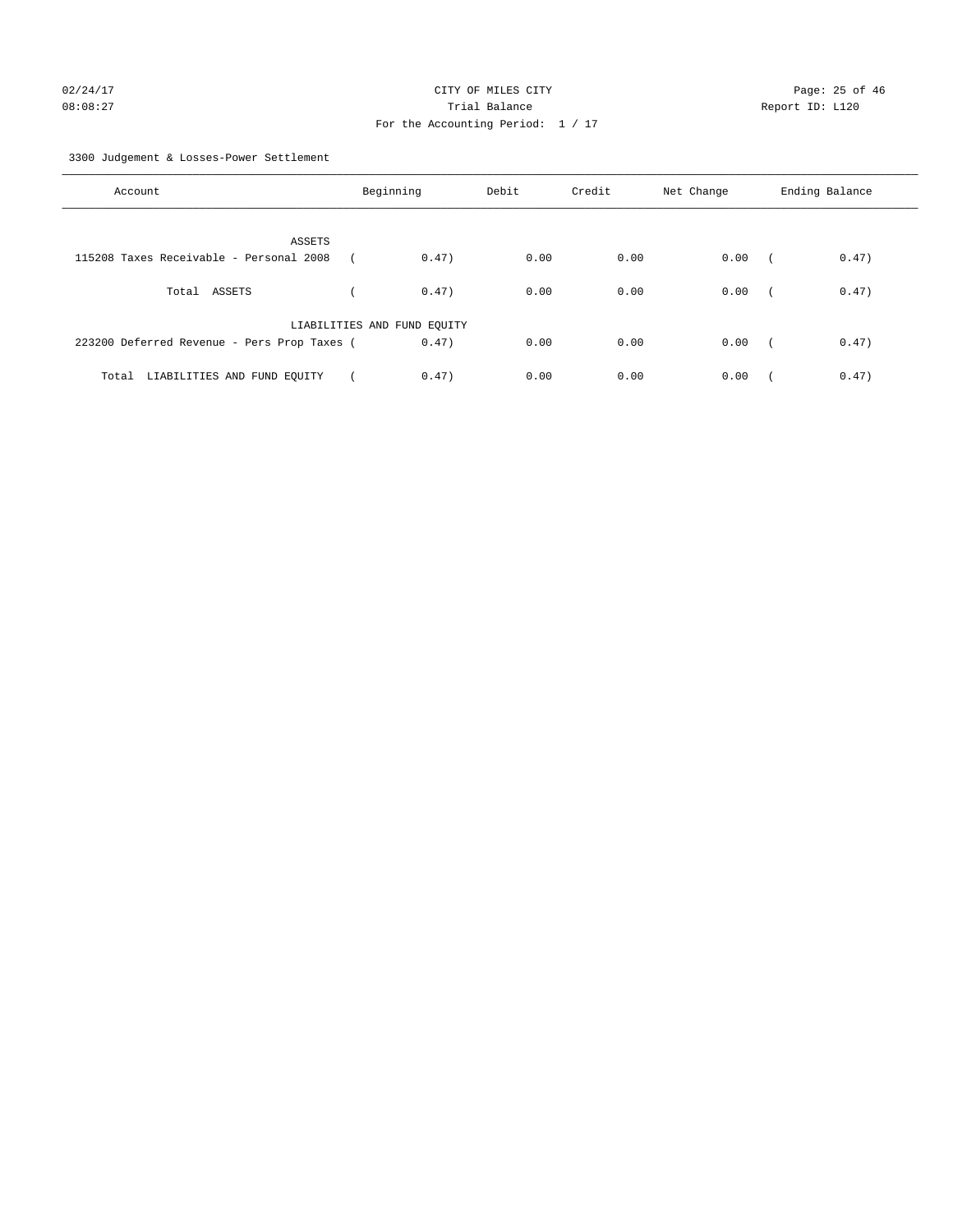CITY OF MILES CITY
Trial Balance
For the Accounting Period: 1 / 17

02/24/17
08:08:27

Report ID: L120

3300 Judgement & Losses-Power Settlement

| Account | Beginning | Debit | Credit | Net Change | Ending Balance |
|---|---|---|---|---|---|
| ASSETS | | | | | |
| 115208 Taxes Receivable - Personal 2008 | ( 0.47) | 0.00 | 0.00 | 0.00 | ( 0.47) |
| Total ASSETS | ( 0.47) | 0.00 | 0.00 | 0.00 | ( 0.47) |
| LIABILITIES AND FUND EQUITY | | | | | |
| 223200 Deferred Revenue - Pers Prop Taxes | ( 0.47) | 0.00 | 0.00 | 0.00 | ( 0.47) |
| Total LIABILITIES AND FUND EQUITY | ( 0.47) | 0.00 | 0.00 | 0.00 | ( 0.47) |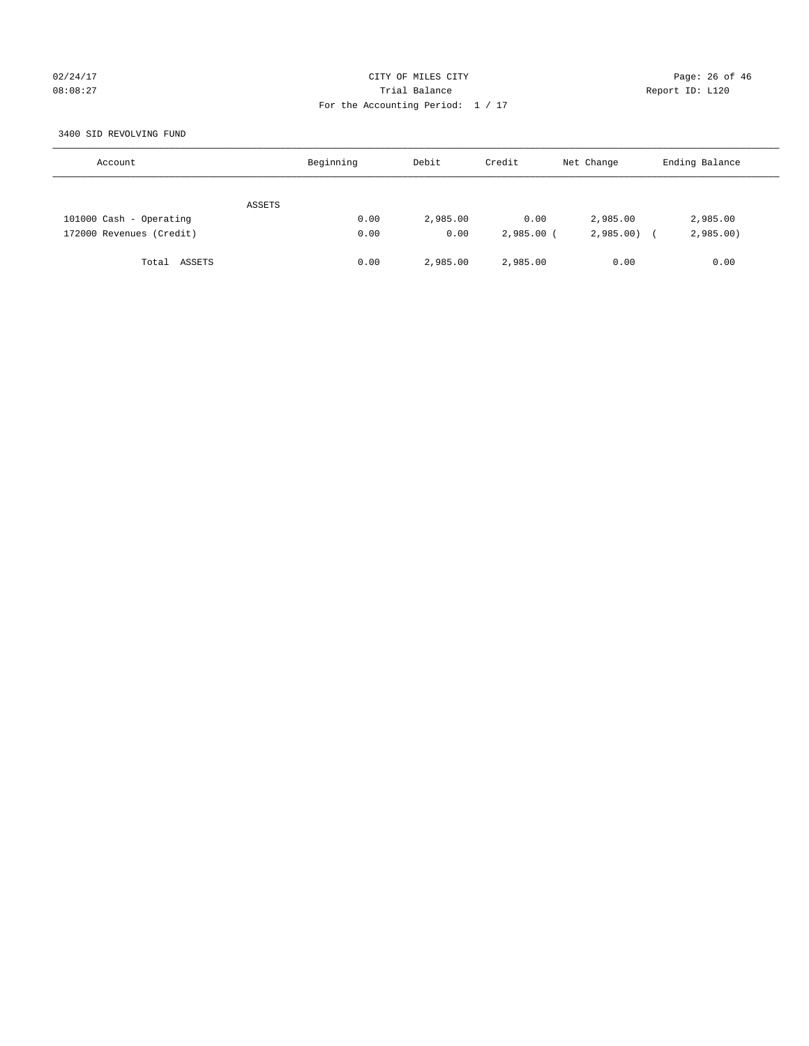CITY OF MILES CITY
Trial Balance
For the Accounting Period: 1 / 17

02/24/17 08:08:27 — Report ID: L120

3400 SID REVOLVING FUND

| Account | Beginning | Debit | Credit | Net Change | Ending Balance |
|---|---|---|---|---|---|
| ASSETS | | | | | |
| 101000 Cash - Operating | 0.00 | 2,985.00 | 0.00 | 2,985.00 | 2,985.00 |
| 172000 Revenues (Credit) | 0.00 | 0.00 | 2,985.00 | (2,985.00) | (2,985.00) |
| Total ASSETS | 0.00 | 2,985.00 | 2,985.00 | 0.00 | 0.00 |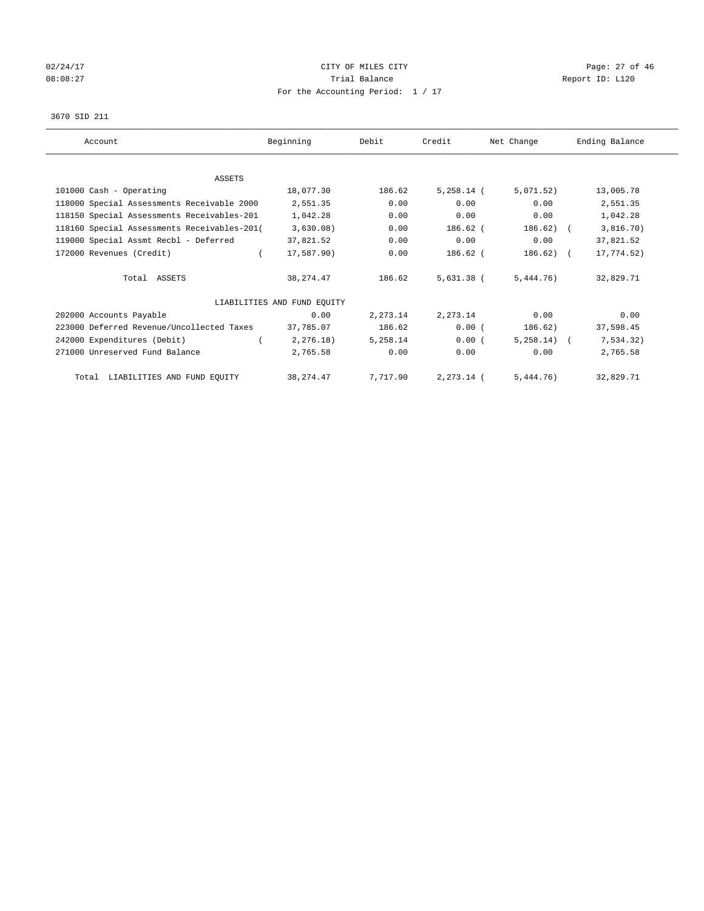02/24/17 CITY OF MILES CITY
08:08:27 Trial Balance Report ID: L120
For the Accounting Period: 1 / 17

3670 SID 211

| Account | Beginning | Debit | Credit | Net Change | Ending Balance |
|---|---|---|---|---|---|
| ASSETS | | | | | |
| 101000 Cash - Operating | 18,077.30 | 186.62 | 5,258.14 | ( 5,071.52) | 13,005.78 |
| 118000 Special Assessments Receivable 2000 | 2,551.35 | 0.00 | 0.00 | 0.00 | 2,551.35 |
| 118150 Special Assessments Receivables-201 | 1,042.28 | 0.00 | 0.00 | 0.00 | 1,042.28 |
| 118160 Special Assessments Receivables-201 | ( 3,630.08) | 0.00 | 186.62 | ( 186.62) | ( 3,816.70) |
| 119000 Special Assmt Recbl - Deferred | 37,821.52 | 0.00 | 0.00 | 0.00 | 37,821.52 |
| 172000 Revenues (Credit) | ( 17,587.90) | 0.00 | 186.62 | ( 186.62) | ( 17,774.52) |
| Total ASSETS | 38,274.47 | 186.62 | 5,631.38 | ( 5,444.76) | 32,829.71 |
| LIABILITIES AND FUND EQUITY | | | | | |
| 202000 Accounts Payable | 0.00 | 2,273.14 | 2,273.14 | 0.00 | 0.00 |
| 223000 Deferred Revenue/Uncollected Taxes | 37,785.07 | 186.62 | 0.00 | ( 186.62) | 37,598.45 |
| 242000 Expenditures (Debit) | ( 2,276.18) | 5,258.14 | 0.00 | ( 5,258.14) | ( 7,534.32) |
| 271000 Unreserved Fund Balance | 2,765.58 | 0.00 | 0.00 | 0.00 | 2,765.58 |
| Total LIABILITIES AND FUND EQUITY | 38,274.47 | 7,717.90 | 2,273.14 | ( 5,444.76) | 32,829.71 |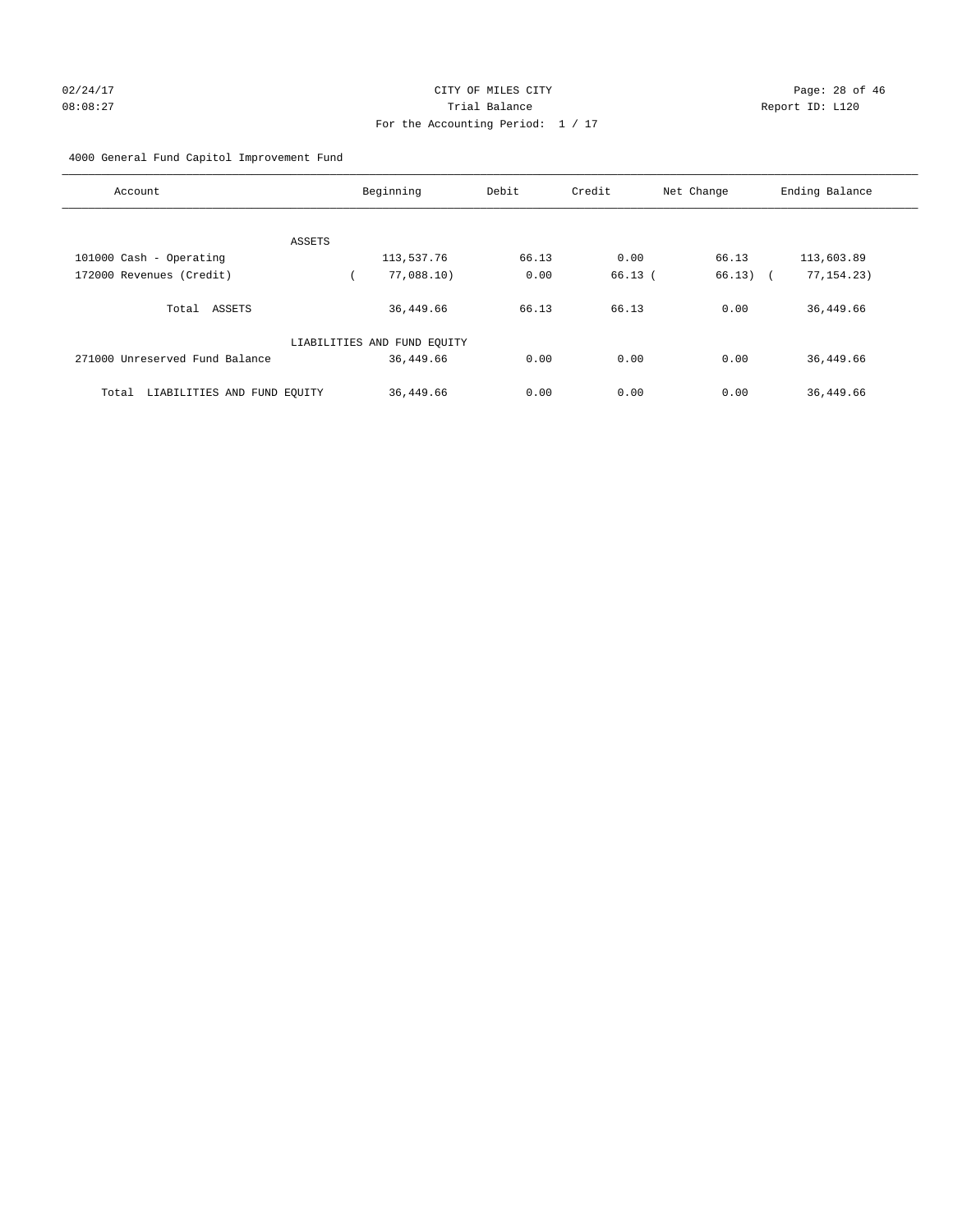CITY OF MILES CITY
Trial Balance
For the Accounting Period: 1 / 17

02/24/17
08:08:27

Report ID: L120

4000 General Fund Capitol Improvement Fund

| Account | Beginning | Debit | Credit | Net Change | Ending Balance |
|---|---|---|---|---|---|
| ASSETS | | | | | |
| 101000 Cash - Operating | 113,537.76 | 66.13 | 0.00 | 66.13 | 113,603.89 |
| 172000 Revenues (Credit) | ( 77,088.10) | 0.00 | 66.13 | ( 66.13) | ( 77,154.23) |
| Total ASSETS | 36,449.66 | 66.13 | 66.13 | 0.00 | 36,449.66 |
| LIABILITIES AND FUND EQUITY | | | | | |
| 271000 Unreserved Fund Balance | 36,449.66 | 0.00 | 0.00 | 0.00 | 36,449.66 |
| Total LIABILITIES AND FUND EQUITY | 36,449.66 | 0.00 | 0.00 | 0.00 | 36,449.66 |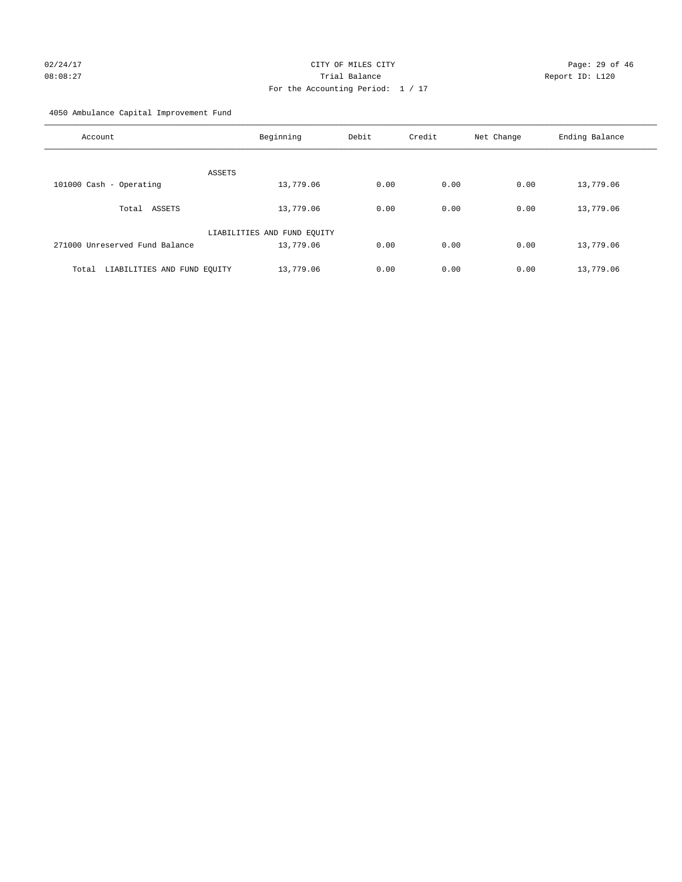CITY OF MILES CITY
Trial Balance
For the Accounting Period: 1 / 17

02/24/17
08:08:27

Report ID: L120

4050 Ambulance Capital Improvement Fund

| Account | Beginning | Debit | Credit | Net Change | Ending Balance |
|---|---|---|---|---|---|
| ASSETS | | | | | |
| 101000 Cash - Operating | 13,779.06 | 0.00 | 0.00 | 0.00 | 13,779.06 |
| Total ASSETS | 13,779.06 | 0.00 | 0.00 | 0.00 | 13,779.06 |
| LIABILITIES AND FUND EQUITY | | | | | |
| 271000 Unreserved Fund Balance | 13,779.06 | 0.00 | 0.00 | 0.00 | 13,779.06 |
| Total LIABILITIES AND FUND EQUITY | 13,779.06 | 0.00 | 0.00 | 0.00 | 13,779.06 |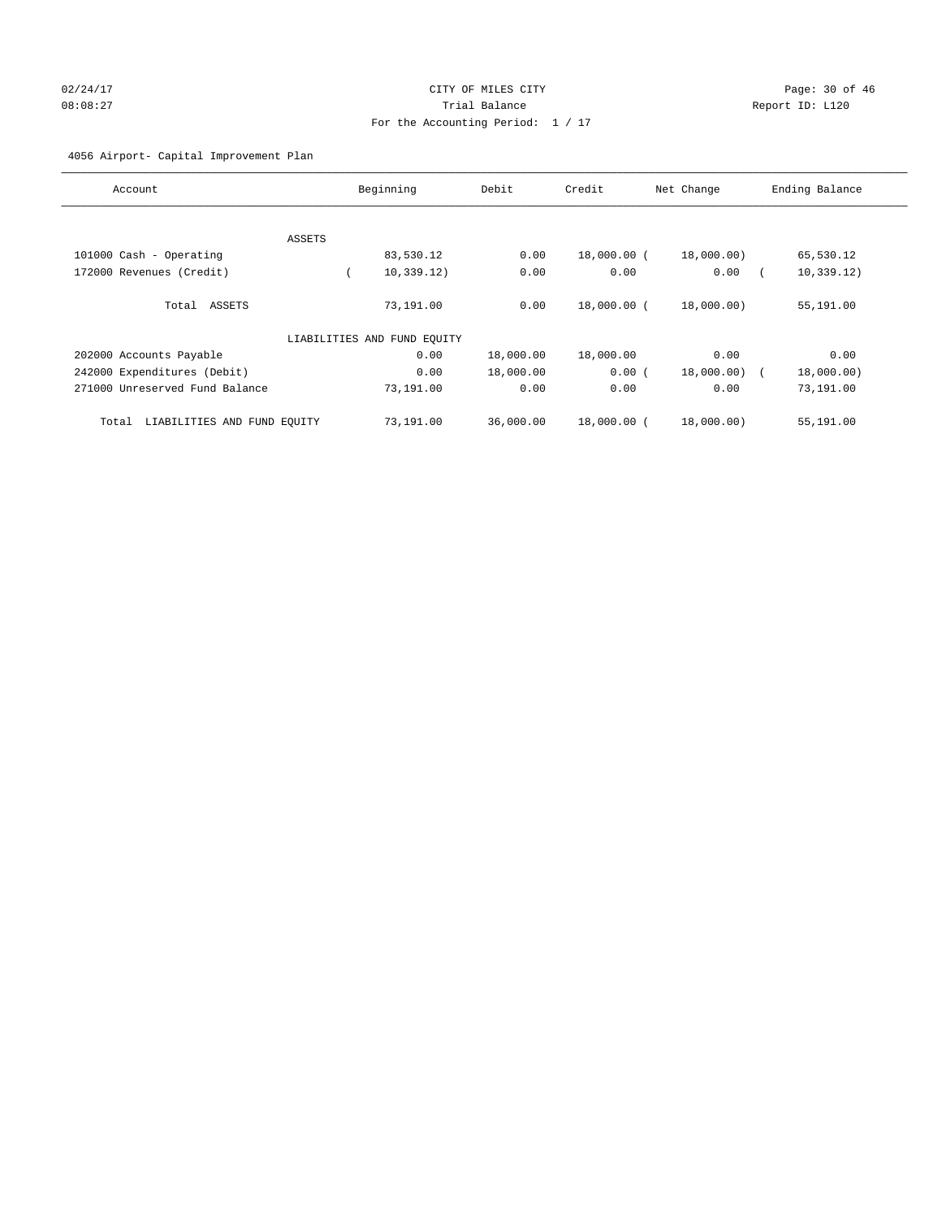CITY OF MILES CITY
Trial Balance
For the Accounting Period: 1 / 17

02/24/17
08:08:27

Report ID: L120

4056 Airport- Capital Improvement Plan

| Account | Beginning | Debit | Credit | Net Change | Ending Balance |
|---|---|---|---|---|---|
| ASSETS | | | | | |
| 101000 Cash - Operating | 83,530.12 | 0.00 | 18,000.00 | ( 18,000.00) | 65,530.12 |
| 172000 Revenues (Credit) | ( 10,339.12) | 0.00 | 0.00 | 0.00 | ( 10,339.12) |
| Total ASSETS | 73,191.00 | 0.00 | 18,000.00 | ( 18,000.00) | 55,191.00 |
| LIABILITIES AND FUND EQUITY | | | | | |
| 202000 Accounts Payable | 0.00 | 18,000.00 | 18,000.00 | 0.00 | 0.00 |
| 242000 Expenditures (Debit) | 0.00 | 18,000.00 | 0.00 | ( 18,000.00) | ( 18,000.00) |
| 271000 Unreserved Fund Balance | 73,191.00 | 0.00 | 0.00 | 0.00 | 73,191.00 |
| Total LIABILITIES AND FUND EQUITY | 73,191.00 | 36,000.00 | 18,000.00 | ( 18,000.00) | 55,191.00 |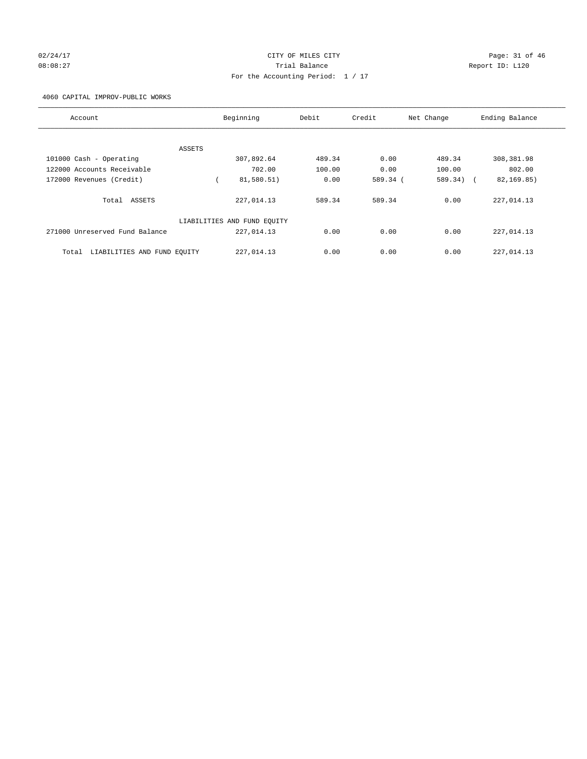CITY OF MILES CITY
Trial Balance
For the Accounting Period: 1 / 17

02/24/17
08:08:27

Report ID: L120

4060 CAPITAL IMPROV-PUBLIC WORKS

| Account | Beginning | Debit | Credit | Net Change | Ending Balance |
|---|---|---|---|---|---|
| ASSETS | | | | | |
| 101000 Cash - Operating | 307,892.64 | 489.34 | 0.00 | 489.34 | 308,381.98 |
| 122000 Accounts Receivable | 702.00 | 100.00 | 0.00 | 100.00 | 802.00 |
| 172000 Revenues (Credit) | ( 81,580.51) | 0.00 | 589.34 | ( 589.34) | ( 82,169.85) |
| Total ASSETS | 227,014.13 | 589.34 | 589.34 | 0.00 | 227,014.13 |
| LIABILITIES AND FUND EQUITY | | | | | |
| 271000 Unreserved Fund Balance | 227,014.13 | 0.00 | 0.00 | 0.00 | 227,014.13 |
| Total LIABILITIES AND FUND EQUITY | 227,014.13 | 0.00 | 0.00 | 0.00 | 227,014.13 |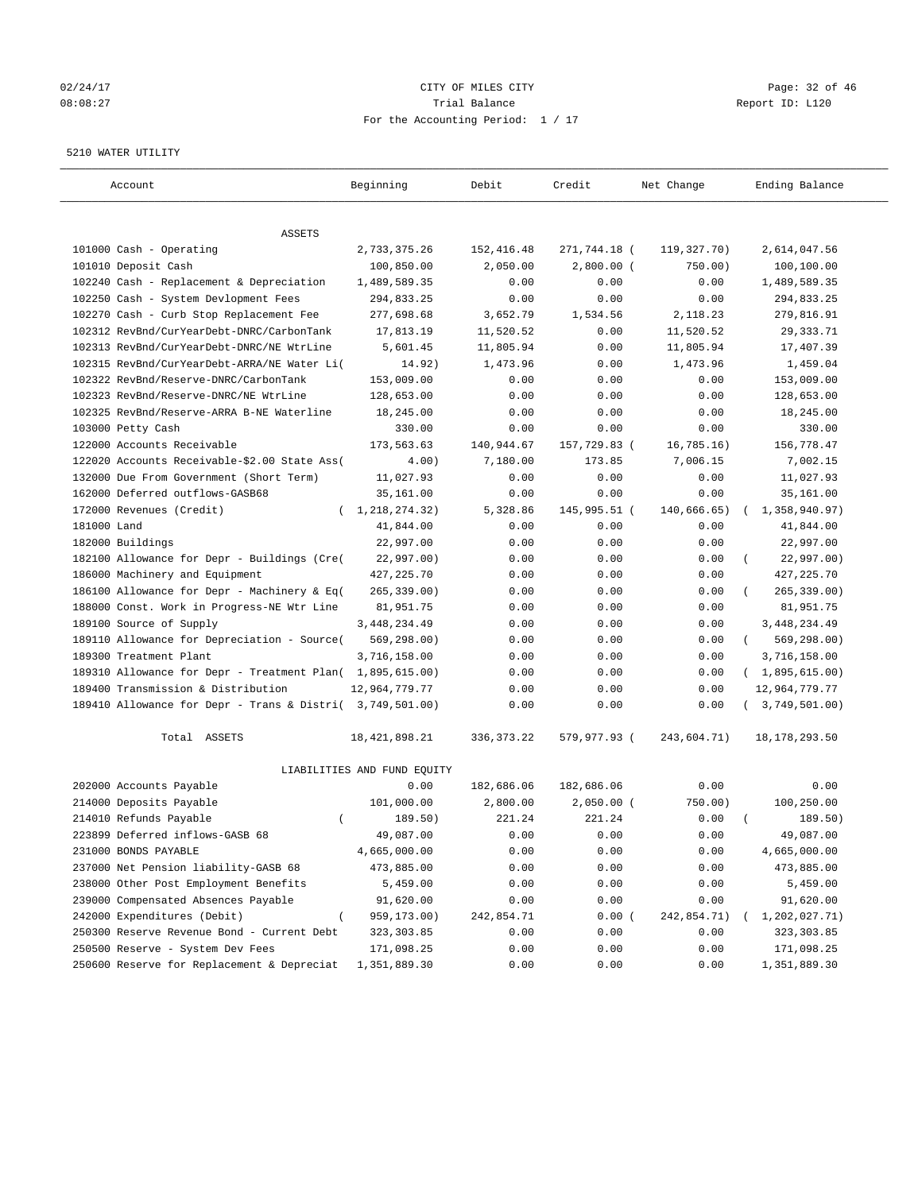02/24/17 CITY OF MILES CITY
08:08:27 Trial Balance Report ID: L120
For the Accounting Period: 1 / 17

5210 WATER UTILITY

| Account | Beginning | Debit | Credit | Net Change | Ending Balance |
|---|---|---|---|---|---|
| ASSETS | | | | | |
| 101000 Cash - Operating | 2,733,375.26 | 152,416.48 | 271,744.18 | ( 119,327.70) | 2,614,047.56 |
| 101010 Deposit Cash | 100,850.00 | 2,050.00 | 2,800.00 | ( 750.00) | 100,100.00 |
| 102240 Cash - Replacement & Depreciation | 1,489,589.35 | 0.00 | 0.00 | 0.00 | 1,489,589.35 |
| 102250 Cash - System Devlopment Fees | 294,833.25 | 0.00 | 0.00 | 0.00 | 294,833.25 |
| 102270 Cash - Curb Stop Replacement Fee | 277,698.68 | 3,652.79 | 1,534.56 | 2,118.23 | 279,816.91 |
| 102312 RevBnd/CurYearDebt-DNRC/CarbonTank | 17,813.19 | 11,520.52 | 0.00 | 11,520.52 | 29,333.71 |
| 102313 RevBnd/CurYearDebt-DNRC/NE WtrLine | 5,601.45 | 11,805.94 | 0.00 | 11,805.94 | 17,407.39 |
| 102315 RevBnd/CurYearDebt-ARRA/NE Water Li( | 14.92) | 1,473.96 | 0.00 | 1,473.96 | 1,459.04 |
| 102322 RevBnd/Reserve-DNRC/CarbonTank | 153,009.00 | 0.00 | 0.00 | 0.00 | 153,009.00 |
| 102323 RevBnd/Reserve-DNRC/NE WtrLine | 128,653.00 | 0.00 | 0.00 | 0.00 | 128,653.00 |
| 102325 RevBnd/Reserve-ARRA B-NE Waterline | 18,245.00 | 0.00 | 0.00 | 0.00 | 18,245.00 |
| 103000 Petty Cash | 330.00 | 0.00 | 0.00 | 0.00 | 330.00 |
| 122000 Accounts Receivable | 173,563.63 | 140,944.67 | 157,729.83 | ( 16,785.16) | 156,778.47 |
| 122020 Accounts Receivable-$2.00 State Ass( | 4.00) | 7,180.00 | 173.85 | 7,006.15 | 7,002.15 |
| 132000 Due From Government (Short Term) | 11,027.93 | 0.00 | 0.00 | 0.00 | 11,027.93 |
| 162000 Deferred outflows-GASB68 | 35,161.00 | 0.00 | 0.00 | 0.00 | 35,161.00 |
| 172000 Revenues (Credit) | ( 1,218,274.32) | 5,328.86 | 145,995.51 | ( 140,666.65) | ( 1,358,940.97) |
| 181000 Land | 41,844.00 | 0.00 | 0.00 | 0.00 | 41,844.00 |
| 182000 Buildings | 22,997.00 | 0.00 | 0.00 | 0.00 | 22,997.00 |
| 182100 Allowance for Depr - Buildings (Cre( | 22,997.00) | 0.00 | 0.00 | 0.00 | ( 22,997.00) |
| 186000 Machinery and Equipment | 427,225.70 | 0.00 | 0.00 | 0.00 | 427,225.70 |
| 186100 Allowance for Depr - Machinery & Eq( | 265,339.00) | 0.00 | 0.00 | 0.00 | ( 265,339.00) |
| 188000 Const. Work in Progress-NE Wtr Line | 81,951.75 | 0.00 | 0.00 | 0.00 | 81,951.75 |
| 189100 Source of Supply | 3,448,234.49 | 0.00 | 0.00 | 0.00 | 3,448,234.49 |
| 189110 Allowance for Depreciation - Source( | 569,298.00) | 0.00 | 0.00 | 0.00 | ( 569,298.00) |
| 189300 Treatment Plant | 3,716,158.00 | 0.00 | 0.00 | 0.00 | 3,716,158.00 |
| 189310 Allowance for Depr - Treatment Plan( | 1,895,615.00) | 0.00 | 0.00 | 0.00 | ( 1,895,615.00) |
| 189400 Transmission & Distribution | 12,964,779.77 | 0.00 | 0.00 | 0.00 | 12,964,779.77 |
| 189410 Allowance for Depr - Trans & Distri( | 3,749,501.00) | 0.00 | 0.00 | 0.00 | ( 3,749,501.00) |
| Total ASSETS | 18,421,898.21 | 336,373.22 | 579,977.93 | ( 243,604.71) | 18,178,293.50 |
| LIABILITIES AND FUND EQUITY | | | | | |
| 202000 Accounts Payable | 0.00 | 182,686.06 | 182,686.06 | 0.00 | 0.00 |
| 214000 Deposits Payable | 101,000.00 | 2,800.00 | 2,050.00 | ( 750.00) | 100,250.00 |
| 214010 Refunds Payable | ( 189.50) | 221.24 | 221.24 | 0.00 | ( 189.50) |
| 223899 Deferred inflows-GASB 68 | 49,087.00 | 0.00 | 0.00 | 0.00 | 49,087.00 |
| 231000 BONDS PAYABLE | 4,665,000.00 | 0.00 | 0.00 | 0.00 | 4,665,000.00 |
| 237000 Net Pension liability-GASB 68 | 473,885.00 | 0.00 | 0.00 | 0.00 | 473,885.00 |
| 238000 Other Post Employment Benefits | 5,459.00 | 0.00 | 0.00 | 0.00 | 5,459.00 |
| 239000 Compensated Absences Payable | 91,620.00 | 0.00 | 0.00 | 0.00 | 91,620.00 |
| 242000 Expenditures (Debit) | ( 959,173.00) | 242,854.71 | 0.00 | ( 242,854.71) | ( 1,202,027.71) |
| 250300 Reserve Revenue Bond - Current Debt | 323,303.85 | 0.00 | 0.00 | 0.00 | 323,303.85 |
| 250500 Reserve - System Dev Fees | 171,098.25 | 0.00 | 0.00 | 0.00 | 171,098.25 |
| 250600 Reserve for Replacement & Depreciat | 1,351,889.30 | 0.00 | 0.00 | 0.00 | 1,351,889.30 |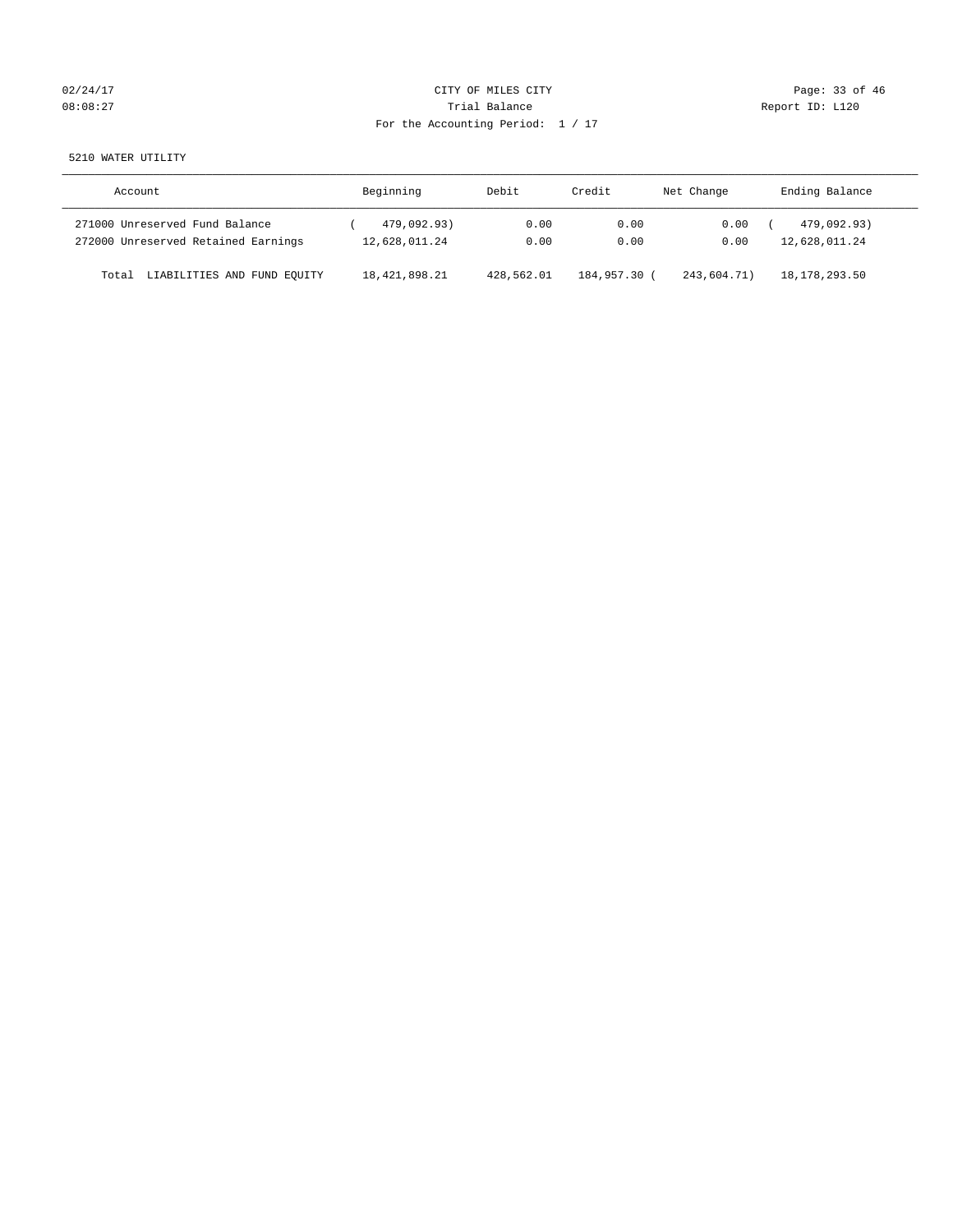CITY OF MILES CITY

Trial Balance

For the Accounting Period: 1 / 17

5210 WATER UTILITY

| Account | Beginning | Debit | Credit | Net Change | Ending Balance |
|---|---|---|---|---|---|
| 271000 Unreserved Fund Balance | ( 479,092.93) | 0.00 | 0.00 | 0.00 | ( 479,092.93) |
| 272000 Unreserved Retained Earnings | 12,628,011.24 | 0.00 | 0.00 | 0.00 | 12,628,011.24 |
| Total LIABILITIES AND FUND EQUITY | 18,421,898.21 | 428,562.01 | 184,957.30 | ( 243,604.71) | 18,178,293.50 |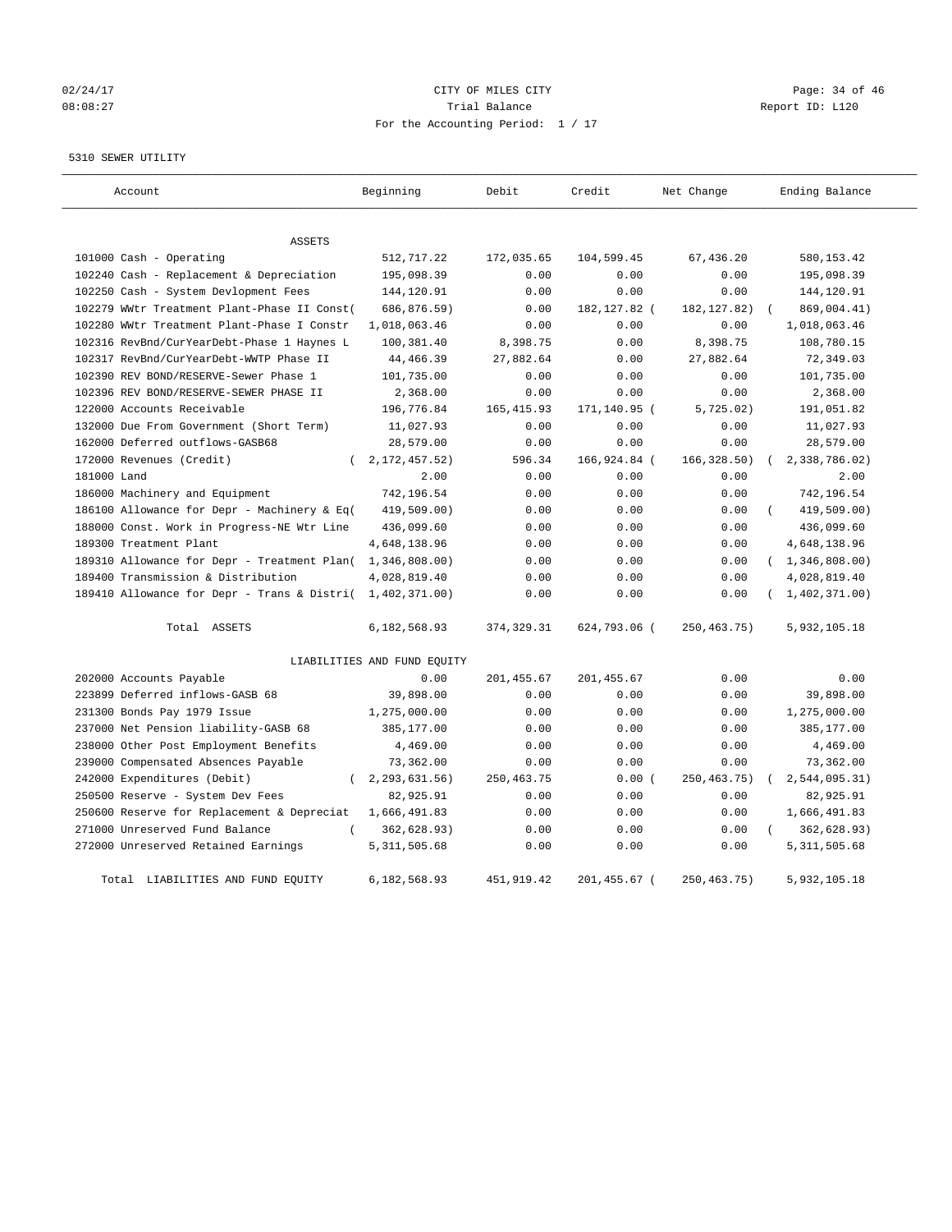02/24/17 CITY OF MILES CITY
08:08:27 Trial Balance Report ID: L120
For the Accounting Period: 1 / 17

5310 SEWER UTILITY

| Account | Beginning | Debit | Credit | Net Change | Ending Balance |
|---|---|---|---|---|---|
| ASSETS | | | | | |
| 101000 Cash - Operating | 512,717.22 | 172,035.65 | 104,599.45 | 67,436.20 | 580,153.42 |
| 102240 Cash - Replacement & Depreciation | 195,098.39 | 0.00 | 0.00 | 0.00 | 195,098.39 |
| 102250 Cash - System Devlopment Fees | 144,120.91 | 0.00 | 0.00 | 0.00 | 144,120.91 |
| 102279 WWtr Treatment Plant-Phase II Const( | 686,876.59) | 0.00 | 182,127.82 ( | 182,127.82) ( | 869,004.41) |
| 102280 WWtr Treatment Plant-Phase I Constr | 1,018,063.46 | 0.00 | 0.00 | 0.00 | 1,018,063.46 |
| 102316 RevBnd/CurYearDebt-Phase 1 Haynes L | 100,381.40 | 8,398.75 | 0.00 | 8,398.75 | 108,780.15 |
| 102317 RevBnd/CurYearDebt-WWTP Phase II | 44,466.39 | 27,882.64 | 0.00 | 27,882.64 | 72,349.03 |
| 102390 REV BOND/RESERVE-Sewer Phase 1 | 101,735.00 | 0.00 | 0.00 | 0.00 | 101,735.00 |
| 102396 REV BOND/RESERVE-SEWER PHASE II | 2,368.00 | 0.00 | 0.00 | 0.00 | 2,368.00 |
| 122000 Accounts Receivable | 196,776.84 | 165,415.93 | 171,140.95 ( | 5,725.02) | 191,051.82 |
| 132000 Due From Government (Short Term) | 11,027.93 | 0.00 | 0.00 | 0.00 | 11,027.93 |
| 162000 Deferred outflows-GASB68 | 28,579.00 | 0.00 | 0.00 | 0.00 | 28,579.00 |
| 172000 Revenues (Credit) | ( 2,172,457.52) | 596.34 | 166,924.84 ( | 166,328.50) | ( 2,338,786.02) |
| 181000 Land | 2.00 | 0.00 | 0.00 | 0.00 | 2.00 |
| 186000 Machinery and Equipment | 742,196.54 | 0.00 | 0.00 | 0.00 | 742,196.54 |
| 186100 Allowance for Depr - Machinery & Eq( | 419,509.00) | 0.00 | 0.00 | 0.00 | ( 419,509.00) |
| 188000 Const. Work in Progress-NE Wtr Line | 436,099.60 | 0.00 | 0.00 | 0.00 | 436,099.60 |
| 189300 Treatment Plant | 4,648,138.96 | 0.00 | 0.00 | 0.00 | 4,648,138.96 |
| 189310 Allowance for Depr - Treatment Plan( | 1,346,808.00) | 0.00 | 0.00 | 0.00 | ( 1,346,808.00) |
| 189400 Transmission & Distribution | 4,028,819.40 | 0.00 | 0.00 | 0.00 | 4,028,819.40 |
| 189410 Allowance for Depr - Trans & Distri( | 1,402,371.00) | 0.00 | 0.00 | 0.00 | ( 1,402,371.00) |
| Total ASSETS | 6,182,568.93 | 374,329.31 | 624,793.06 ( | 250,463.75) | 5,932,105.18 |
| LIABILITIES AND FUND EQUITY | | | | | |
| 202000 Accounts Payable | 0.00 | 201,455.67 | 201,455.67 | 0.00 | 0.00 |
| 223899 Deferred inflows-GASB 68 | 39,898.00 | 0.00 | 0.00 | 0.00 | 39,898.00 |
| 231300 Bonds Pay 1979 Issue | 1,275,000.00 | 0.00 | 0.00 | 0.00 | 1,275,000.00 |
| 237000 Net Pension liability-GASB 68 | 385,177.00 | 0.00 | 0.00 | 0.00 | 385,177.00 |
| 238000 Other Post Employment Benefits | 4,469.00 | 0.00 | 0.00 | 0.00 | 4,469.00 |
| 239000 Compensated Absences Payable | 73,362.00 | 0.00 | 0.00 | 0.00 | 73,362.00 |
| 242000 Expenditures (Debit) | ( 2,293,631.56) | 250,463.75 | 0.00 ( | 250,463.75) | ( 2,544,095.31) |
| 250500 Reserve - System Dev Fees | 82,925.91 | 0.00 | 0.00 | 0.00 | 82,925.91 |
| 250600 Reserve for Replacement & Depreciat | 1,666,491.83 | 0.00 | 0.00 | 0.00 | 1,666,491.83 |
| 271000 Unreserved Fund Balance | ( 362,628.93) | 0.00 | 0.00 | 0.00 | ( 362,628.93) |
| 272000 Unreserved Retained Earnings | 5,311,505.68 | 0.00 | 0.00 | 0.00 | 5,311,505.68 |
| Total LIABILITIES AND FUND EQUITY | 6,182,568.93 | 451,919.42 | 201,455.67 ( | 250,463.75) | 5,932,105.18 |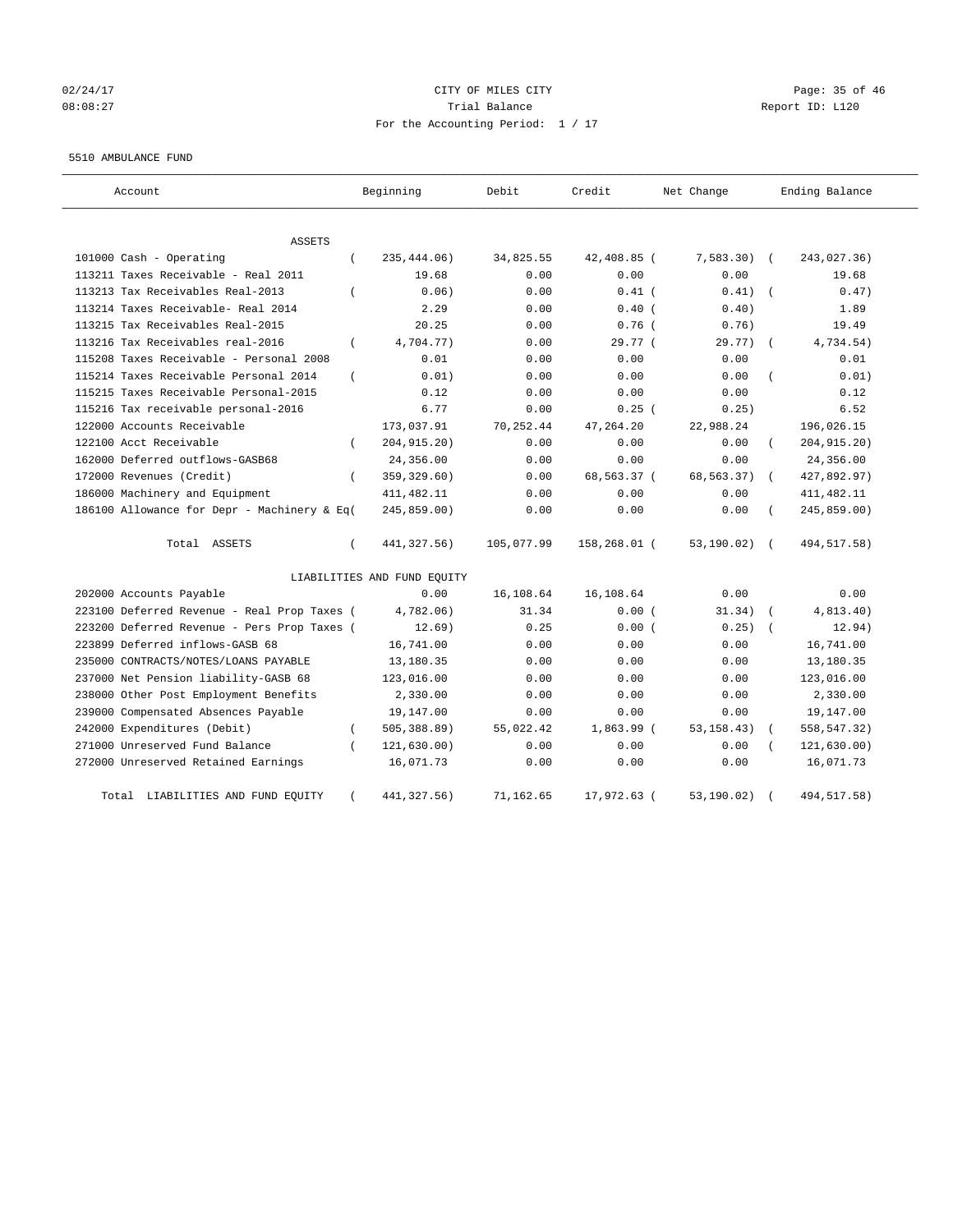CITY OF MILES CITY
Trial Balance
For the Accounting Period: 1 / 17

02/24/17
08:08:27

Report ID: L120

5510 AMBULANCE FUND

| Account | Beginning | Debit | Credit | Net Change | Ending Balance |
|---|---|---|---|---|---|
| ASSETS | | | | | |
| 101000 Cash - Operating | ( 235,444.06) | 34,825.55 | 42,408.85 | ( 7,583.30) | ( 243,027.36) |
| 113211 Taxes Receivable - Real 2011 | 19.68 | 0.00 | 0.00 | 0.00 | 19.68 |
| 113213 Tax Receivables Real-2013 | ( 0.06) | 0.00 | 0.41 | ( 0.41) | ( 0.47) |
| 113214 Taxes Receivable- Real 2014 | 2.29 | 0.00 | 0.40 | ( 0.40) | 1.89 |
| 113215 Tax Receivables Real-2015 | 20.25 | 0.00 | 0.76 | ( 0.76) | 19.49 |
| 113216 Tax Receivables real-2016 | ( 4,704.77) | 0.00 | 29.77 | ( 29.77) | ( 4,734.54) |
| 115208 Taxes Receivable - Personal 2008 | 0.01 | 0.00 | 0.00 | 0.00 | 0.01 |
| 115214 Taxes Receivable Personal 2014 | ( 0.01) | 0.00 | 0.00 | 0.00 | ( 0.01) |
| 115215 Taxes Receivable Personal-2015 | 0.12 | 0.00 | 0.00 | 0.00 | 0.12 |
| 115216 Tax receivable personal-2016 | 6.77 | 0.00 | 0.25 | ( 0.25) | 6.52 |
| 122000 Accounts Receivable | 173,037.91 | 70,252.44 | 47,264.20 | 22,988.24 | 196,026.15 |
| 122100 Acct Receivable | ( 204,915.20) | 0.00 | 0.00 | 0.00 | ( 204,915.20) |
| 162000 Deferred outflows-GASB68 | 24,356.00 | 0.00 | 0.00 | 0.00 | 24,356.00 |
| 172000 Revenues (Credit) | ( 359,329.60) | 0.00 | 68,563.37 | ( 68,563.37) | ( 427,892.97) |
| 186000 Machinery and Equipment | 411,482.11 | 0.00 | 0.00 | 0.00 | 411,482.11 |
| 186100 Allowance for Depr - Machinery & Eq | ( 245,859.00) | 0.00 | 0.00 | 0.00 | ( 245,859.00) |
| Total ASSETS | ( 441,327.56) | 105,077.99 | 158,268.01 | ( 53,190.02) | ( 494,517.58) |
| LIABILITIES AND FUND EQUITY | | | | | |
| 202000 Accounts Payable | 0.00 | 16,108.64 | 16,108.64 | 0.00 | 0.00 |
| 223100 Deferred Revenue - Real Prop Taxes | ( 4,782.06) | 31.34 | 0.00 | ( 31.34) | ( 4,813.40) |
| 223200 Deferred Revenue - Pers Prop Taxes | ( 12.69) | 0.25 | 0.00 | ( 0.25) | ( 12.94) |
| 223899 Deferred inflows-GASB 68 | 16,741.00 | 0.00 | 0.00 | 0.00 | 16,741.00 |
| 235000 CONTRACTS/NOTES/LOANS PAYABLE | 13,180.35 | 0.00 | 0.00 | 0.00 | 13,180.35 |
| 237000 Net Pension liability-GASB 68 | 123,016.00 | 0.00 | 0.00 | 0.00 | 123,016.00 |
| 238000 Other Post Employment Benefits | 2,330.00 | 0.00 | 0.00 | 0.00 | 2,330.00 |
| 239000 Compensated Absences Payable | 19,147.00 | 0.00 | 0.00 | 0.00 | 19,147.00 |
| 242000 Expenditures (Debit) | ( 505,388.89) | 55,022.42 | 1,863.99 | ( 53,158.43) | ( 558,547.32) |
| 271000 Unreserved Fund Balance | ( 121,630.00) | 0.00 | 0.00 | 0.00 | ( 121,630.00) |
| 272000 Unreserved Retained Earnings | 16,071.73 | 0.00 | 0.00 | 0.00 | 16,071.73 |
| Total LIABILITIES AND FUND EQUITY | ( 441,327.56) | 71,162.65 | 17,972.63 | ( 53,190.02) | ( 494,517.58) |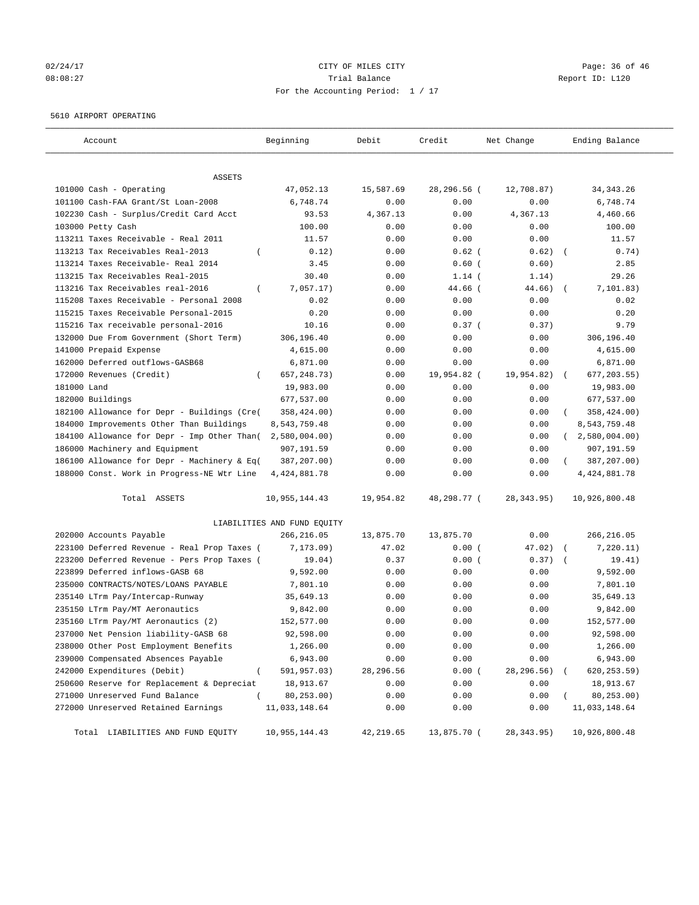02/24/17 CITY OF MILES CITY
08:08:27 Trial Balance Report ID: L120
For the Accounting Period: 1 / 17

5610 AIRPORT OPERATING

| Account | Beginning | Debit | Credit | Net Change | Ending Balance |
|---|---|---|---|---|---|
| ASSETS | | | | | |
| 101000 Cash - Operating | 47,052.13 | 15,587.69 | 28,296.56 | ( 12,708.87) | 34,343.26 |
| 101100 Cash-FAA Grant/St Loan-2008 | 6,748.74 | 0.00 | 0.00 | 0.00 | 6,748.74 |
| 102230 Cash - Surplus/Credit Card Acct | 93.53 | 4,367.13 | 0.00 | 4,367.13 | 4,460.66 |
| 103000 Petty Cash | 100.00 | 0.00 | 0.00 | 0.00 | 100.00 |
| 113211 Taxes Receivable - Real 2011 | 11.57 | 0.00 | 0.00 | 0.00 | 11.57 |
| 113213 Tax Receivables Real-2013 | ( 0.12) | 0.00 | 0.62 | ( 0.62) | ( 0.74) |
| 113214 Taxes Receivable- Real 2014 | 3.45 | 0.00 | 0.60 | ( 0.60) | 2.85 |
| 113215 Tax Receivables Real-2015 | 30.40 | 0.00 | 1.14 | ( 1.14) | 29.26 |
| 113216 Tax Receivables real-2016 | ( 7,057.17) | 0.00 | 44.66 | ( 44.66) | ( 7,101.83) |
| 115208 Taxes Receivable - Personal 2008 | 0.02 | 0.00 | 0.00 | 0.00 | 0.02 |
| 115215 Taxes Receivable Personal-2015 | 0.20 | 0.00 | 0.00 | 0.00 | 0.20 |
| 115216 Tax receivable personal-2016 | 10.16 | 0.00 | 0.37 | ( 0.37) | 9.79 |
| 132000 Due From Government (Short Term) | 306,196.40 | 0.00 | 0.00 | 0.00 | 306,196.40 |
| 141000 Prepaid Expense | 4,615.00 | 0.00 | 0.00 | 0.00 | 4,615.00 |
| 162000 Deferred outflows-GASB68 | 6,871.00 | 0.00 | 0.00 | 0.00 | 6,871.00 |
| 172000 Revenues (Credit) | ( 657,248.73) | 0.00 | 19,954.82 | ( 19,954.82) | ( 677,203.55) |
| 181000 Land | 19,983.00 | 0.00 | 0.00 | 0.00 | 19,983.00 |
| 182000 Buildings | 677,537.00 | 0.00 | 0.00 | 0.00 | 677,537.00 |
| 182100 Allowance for Depr - Buildings (Cre( | 358,424.00) | 0.00 | 0.00 | 0.00 | ( 358,424.00) |
| 184000 Improvements Other Than Buildings | 8,543,759.48 | 0.00 | 0.00 | 0.00 | 8,543,759.48 |
| 184100 Allowance for Depr - Imp Other Than( | 2,580,004.00) | 0.00 | 0.00 | 0.00 | ( 2,580,004.00) |
| 186000 Machinery and Equipment | 907,191.59 | 0.00 | 0.00 | 0.00 | 907,191.59 |
| 186100 Allowance for Depr - Machinery & Eq( | 387,207.00) | 0.00 | 0.00 | 0.00 | ( 387,207.00) |
| 188000 Const. Work in Progress-NE Wtr Line | 4,424,881.78 | 0.00 | 0.00 | 0.00 | 4,424,881.78 |
| Total ASSETS | 10,955,144.43 | 19,954.82 | 48,298.77 | ( 28,343.95) | 10,926,800.48 |
| LIABILITIES AND FUND EQUITY | | | | | |
| 202000 Accounts Payable | 266,216.05 | 13,875.70 | 13,875.70 | 0.00 | 266,216.05 |
| 223100 Deferred Revenue - Real Prop Taxes ( | 7,173.09) | 47.02 | 0.00 | ( 47.02) | ( 7,220.11) |
| 223200 Deferred Revenue - Pers Prop Taxes ( | 19.04) | 0.37 | 0.00 | ( 0.37) | ( 19.41) |
| 223899 Deferred inflows-GASB 68 | 9,592.00 | 0.00 | 0.00 | 0.00 | 9,592.00 |
| 235000 CONTRACTS/NOTES/LOANS PAYABLE | 7,801.10 | 0.00 | 0.00 | 0.00 | 7,801.10 |
| 235140 LTrm Pay/Intercap-Runway | 35,649.13 | 0.00 | 0.00 | 0.00 | 35,649.13 |
| 235150 LTrm Pay/MT Aeronautics | 9,842.00 | 0.00 | 0.00 | 0.00 | 9,842.00 |
| 235160 LTrm Pay/MT Aeronautics (2) | 152,577.00 | 0.00 | 0.00 | 0.00 | 152,577.00 |
| 237000 Net Pension liability-GASB 68 | 92,598.00 | 0.00 | 0.00 | 0.00 | 92,598.00 |
| 238000 Other Post Employment Benefits | 1,266.00 | 0.00 | 0.00 | 0.00 | 1,266.00 |
| 239000 Compensated Absences Payable | 6,943.00 | 0.00 | 0.00 | 0.00 | 6,943.00 |
| 242000 Expenditures (Debit) | ( 591,957.03) | 28,296.56 | 0.00 | ( 28,296.56) | ( 620,253.59) |
| 250600 Reserve for Replacement & Depreciat | 18,913.67 | 0.00 | 0.00 | 0.00 | 18,913.67 |
| 271000 Unreserved Fund Balance | ( 80,253.00) | 0.00 | 0.00 | 0.00 | ( 80,253.00) |
| 272000 Unreserved Retained Earnings | 11,033,148.64 | 0.00 | 0.00 | 0.00 | 11,033,148.64 |
| Total LIABILITIES AND FUND EQUITY | 10,955,144.43 | 42,219.65 | 13,875.70 | ( 28,343.95) | 10,926,800.48 |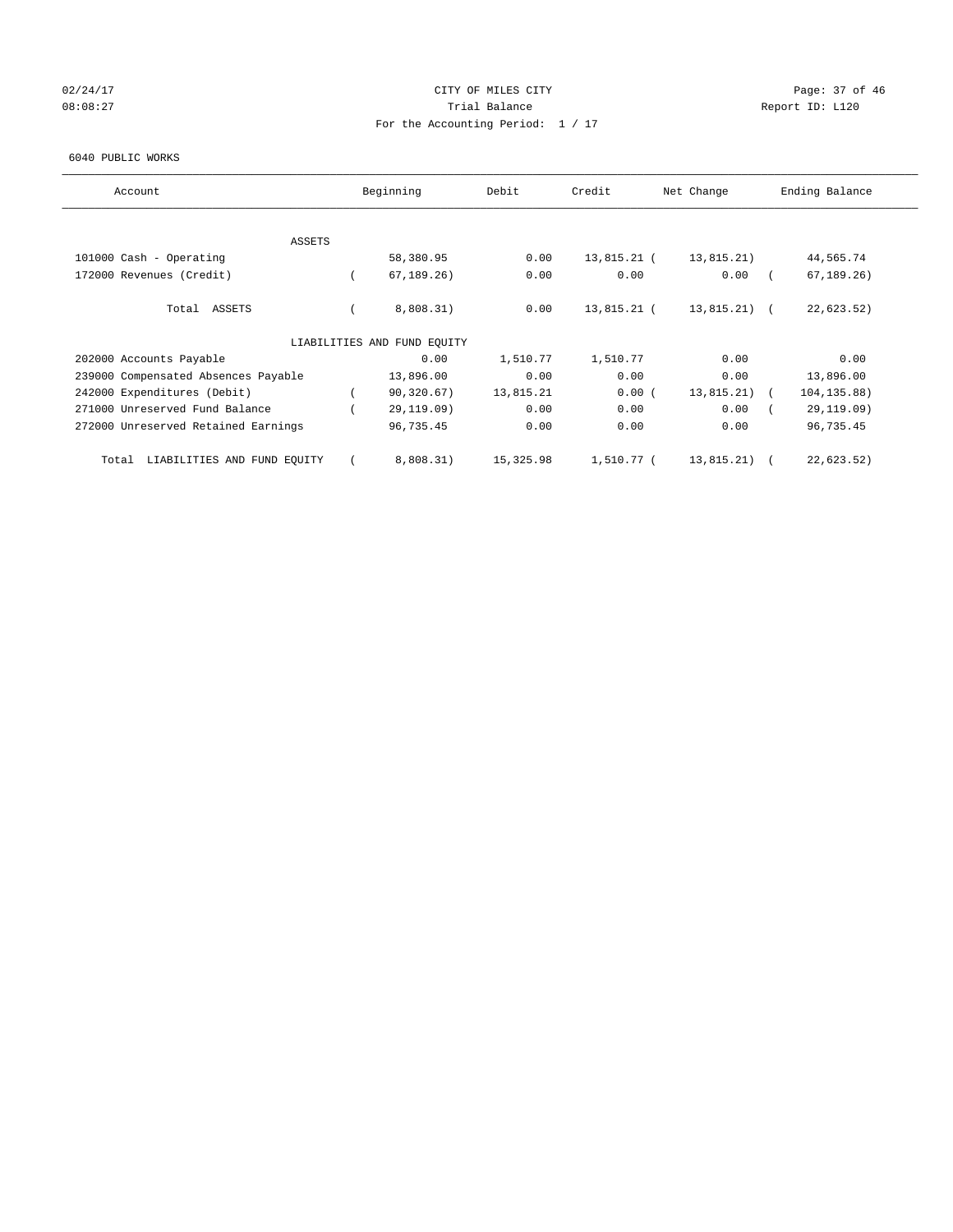CITY OF MILES CITY
Trial Balance
For the Accounting Period: 1 / 17

02/24/17
08:08:27

Report ID: L120

6040 PUBLIC WORKS

| Account | Beginning | Debit | Credit | Net Change | Ending Balance |
|---|---|---|---|---|---|
| ASSETS | | | | | |
| 101000 Cash - Operating | 58,380.95 | 0.00 | 13,815.21 | ( 13,815.21) | 44,565.74 |
| 172000 Revenues (Credit) | ( 67,189.26) | 0.00 | 0.00 | 0.00 | ( 67,189.26) |
| Total ASSETS | ( 8,808.31) | 0.00 | 13,815.21 | ( 13,815.21) | ( 22,623.52) |
| LIABILITIES AND FUND EQUITY | | | | | |
| 202000 Accounts Payable | 0.00 | 1,510.77 | 1,510.77 | 0.00 | 0.00 |
| 239000 Compensated Absences Payable | 13,896.00 | 0.00 | 0.00 | 0.00 | 13,896.00 |
| 242000 Expenditures (Debit) | ( 90,320.67) | 13,815.21 | 0.00 | ( 13,815.21) | ( 104,135.88) |
| 271000 Unreserved Fund Balance | ( 29,119.09) | 0.00 | 0.00 | 0.00 | ( 29,119.09) |
| 272000 Unreserved Retained Earnings | 96,735.45 | 0.00 | 0.00 | 0.00 | 96,735.45 |
| Total LIABILITIES AND FUND EQUITY | ( 8,808.31) | 15,325.98 | 1,510.77 | ( 13,815.21) | ( 22,623.52) |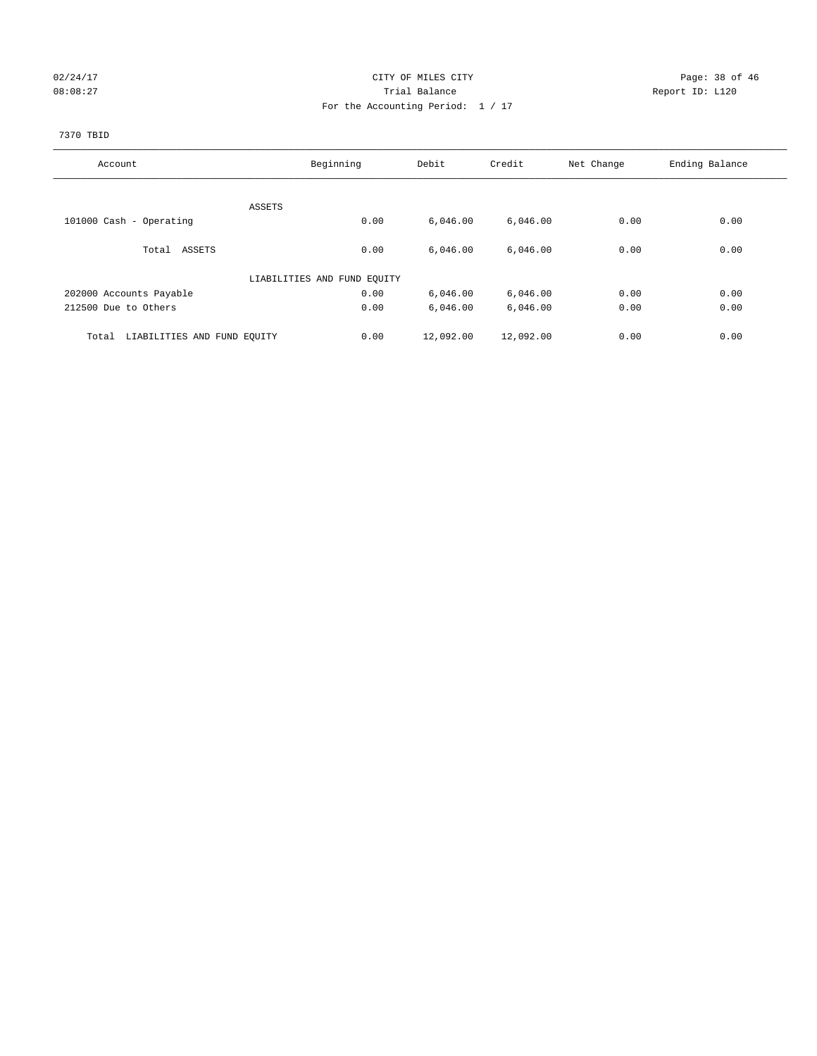CITY OF MILES CITY
Trial Balance
For the Accounting Period: 1 / 17

02/24/17
08:08:27

Report ID: L120

7370 TBID

| Account | Beginning | Debit | Credit | Net Change | Ending Balance |
|---|---|---|---|---|---|
| ASSETS | | | | | |
| 101000 Cash - Operating | 0.00 | 6,046.00 | 6,046.00 | 0.00 | 0.00 |
| Total ASSETS | 0.00 | 6,046.00 | 6,046.00 | 0.00 | 0.00 |
| LIABILITIES AND FUND EQUITY | | | | | |
| 202000 Accounts Payable | 0.00 | 6,046.00 | 6,046.00 | 0.00 | 0.00 |
| 212500 Due to Others | 0.00 | 6,046.00 | 6,046.00 | 0.00 | 0.00 |
| Total LIABILITIES AND FUND EQUITY | 0.00 | 12,092.00 | 12,092.00 | 0.00 | 0.00 |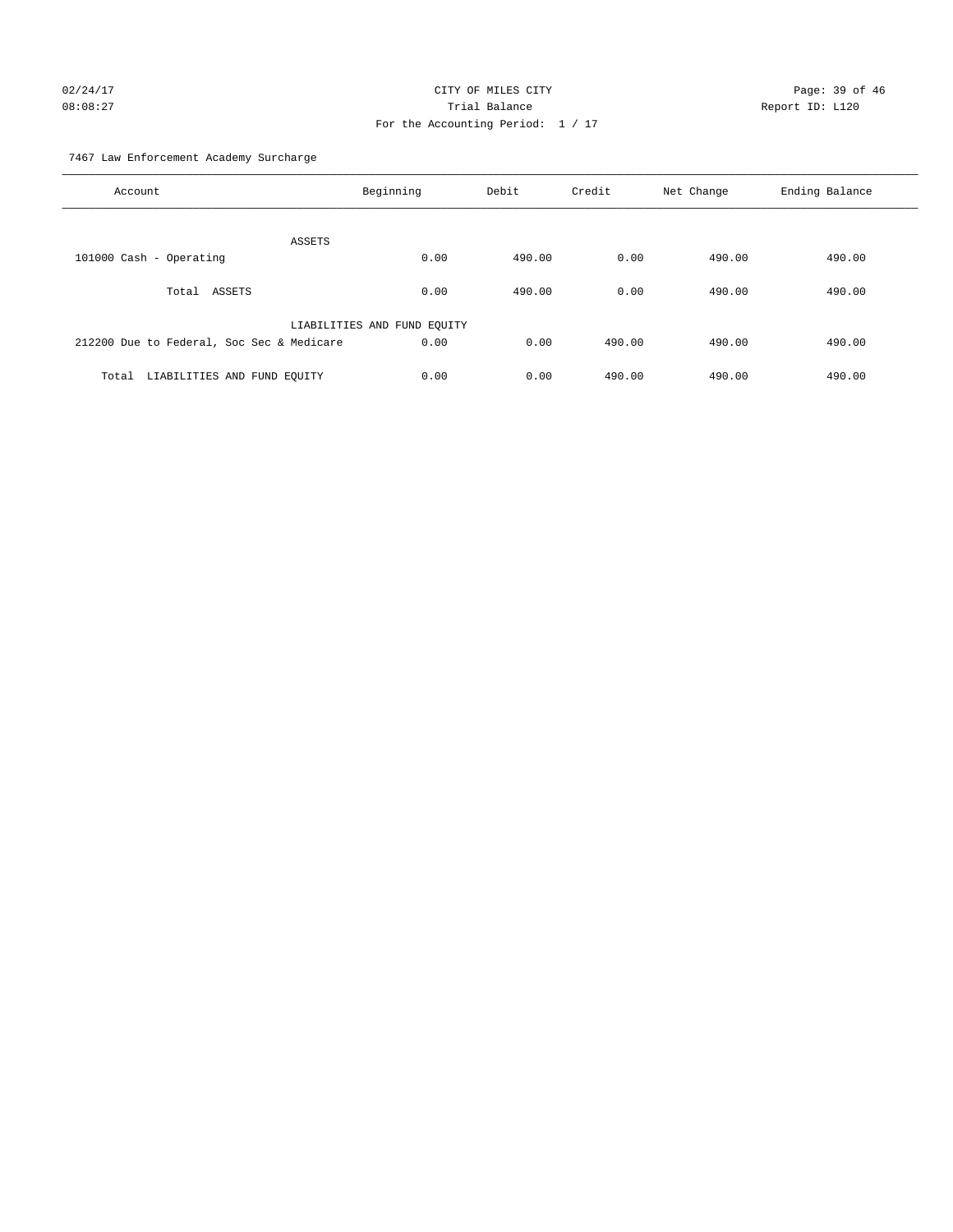CITY OF MILES CITY

Trial Balance

For the Accounting Period: 1 / 17

02/24/17 08:08:27 — Report ID: L120

7467 Law Enforcement Academy Surcharge

| Account | Beginning | Debit | Credit | Net Change | Ending Balance |
|---|---|---|---|---|---|
| ASSETS | | | | | |
| 101000 Cash - Operating | 0.00 | 490.00 | 0.00 | 490.00 | 490.00 |
| Total ASSETS | 0.00 | 490.00 | 0.00 | 490.00 | 490.00 |
| LIABILITIES AND FUND EQUITY | | | | | |
| 212200 Due to Federal, Soc Sec & Medicare | 0.00 | 0.00 | 490.00 | 490.00 | 490.00 |
| Total LIABILITIES AND FUND EQUITY | 0.00 | 0.00 | 490.00 | 490.00 | 490.00 |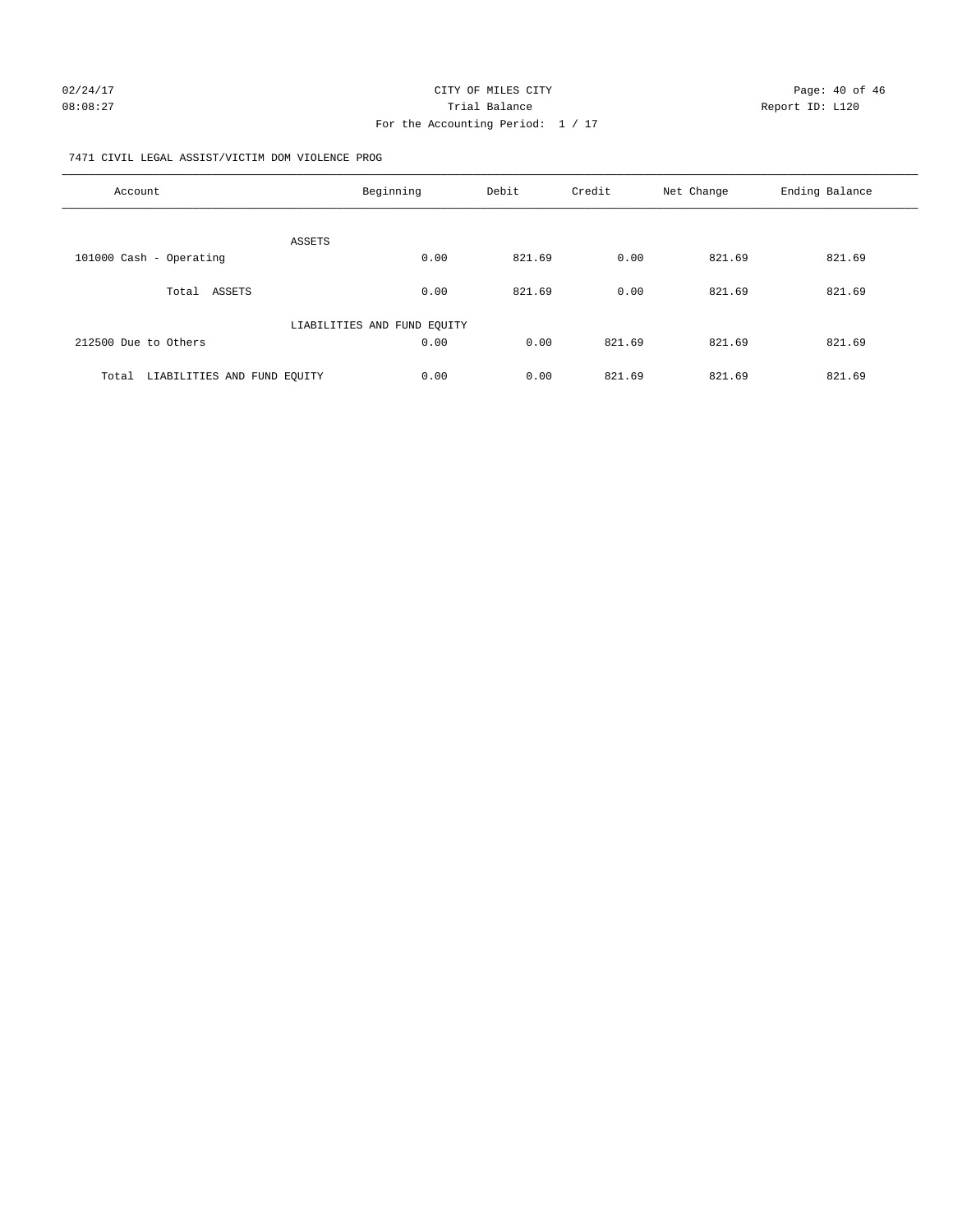CITY OF MILES CITY

Trial Balance

For the Accounting Period: 1 / 17

7471 CIVIL LEGAL ASSIST/VICTIM DOM VIOLENCE PROG

| Account | Beginning | Debit | Credit | Net Change | Ending Balance |
|---|---|---|---|---|---|
| ASSETS | | | | | |
| 101000 Cash - Operating | 0.00 | 821.69 | 0.00 | 821.69 | 821.69 |
| Total ASSETS | 0.00 | 821.69 | 0.00 | 821.69 | 821.69 |
| LIABILITIES AND FUND EQUITY | | | | | |
| 212500 Due to Others | 0.00 | 0.00 | 821.69 | 821.69 | 821.69 |
| Total LIABILITIES AND FUND EQUITY | 0.00 | 0.00 | 821.69 | 821.69 | 821.69 |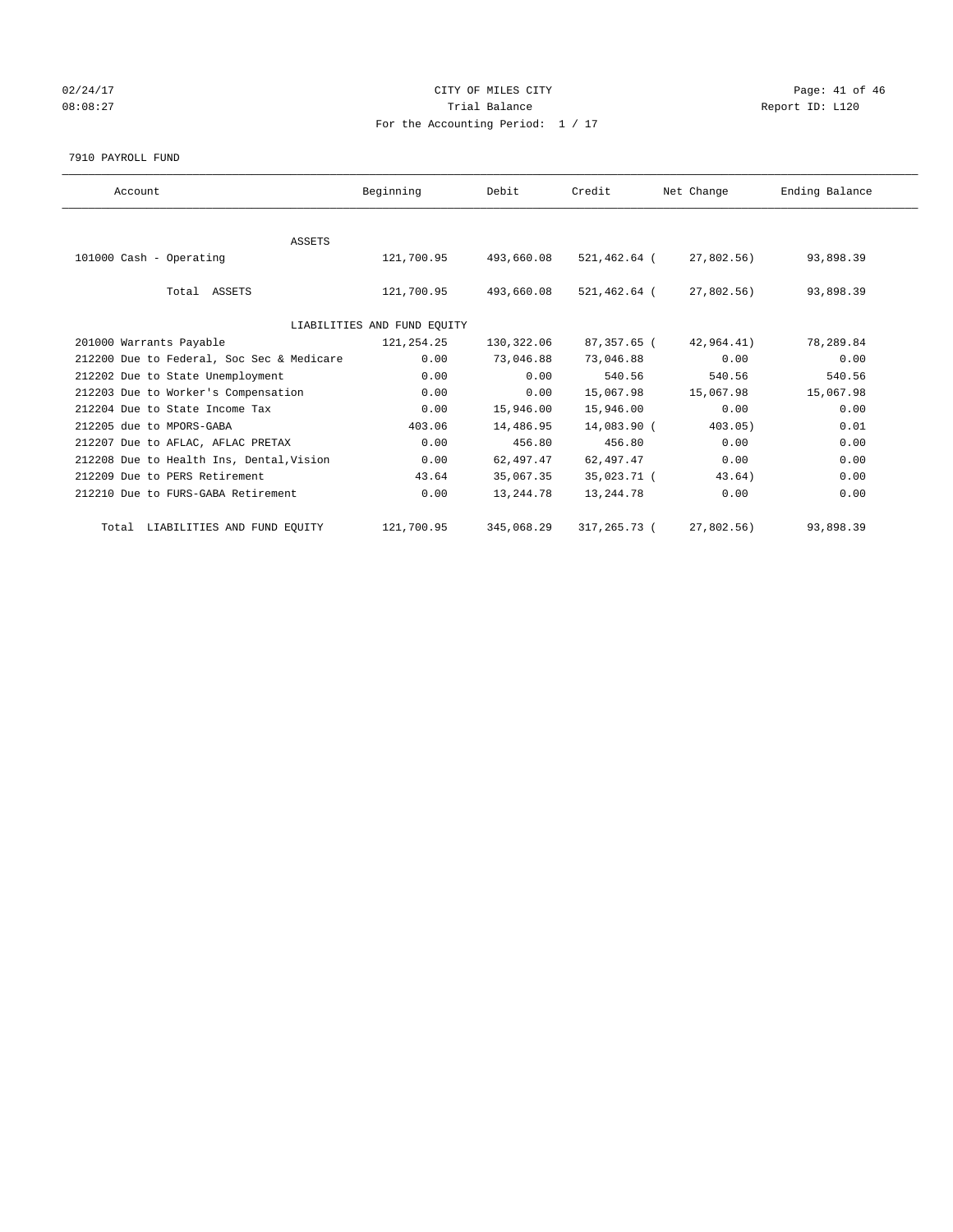CITY OF MILES CITY
Trial Balance
For the Accounting Period: 1 / 17

02/24/17
08:08:27

Report ID: L120

7910 PAYROLL FUND

| Account | Beginning | Debit | Credit | Net Change | Ending Balance |
|---|---|---|---|---|---|
| ASSETS | | | | | |
| 101000 Cash - Operating | 121,700.95 | 493,660.08 | 521,462.64 | ( 27,802.56) | 93,898.39 |
| Total ASSETS | 121,700.95 | 493,660.08 | 521,462.64 | ( 27,802.56) | 93,898.39 |
| LIABILITIES AND FUND EQUITY | | | | | |
| 201000 Warrants Payable | 121,254.25 | 130,322.06 | 87,357.65 | ( 42,964.41) | 78,289.84 |
| 212200 Due to Federal, Soc Sec & Medicare | 0.00 | 73,046.88 | 73,046.88 | 0.00 | 0.00 |
| 212202 Due to State Unemployment | 0.00 | 0.00 | 540.56 | 540.56 | 540.56 |
| 212203 Due to Worker's Compensation | 0.00 | 0.00 | 15,067.98 | 15,067.98 | 15,067.98 |
| 212204 Due to State Income Tax | 0.00 | 15,946.00 | 15,946.00 | 0.00 | 0.00 |
| 212205 due to MPORS-GABA | 403.06 | 14,486.95 | 14,083.90 | ( 403.05) | 0.01 |
| 212207 Due to AFLAC, AFLAC PRETAX | 0.00 | 456.80 | 456.80 | 0.00 | 0.00 |
| 212208 Due to Health Ins, Dental,Vision | 0.00 | 62,497.47 | 62,497.47 | 0.00 | 0.00 |
| 212209 Due to PERS Retirement | 43.64 | 35,067.35 | 35,023.71 | ( 43.64) | 0.00 |
| 212210 Due to FURS-GABA Retirement | 0.00 | 13,244.78 | 13,244.78 | 0.00 | 0.00 |
| Total LIABILITIES AND FUND EQUITY | 121,700.95 | 345,068.29 | 317,265.73 | ( 27,802.56) | 93,898.39 |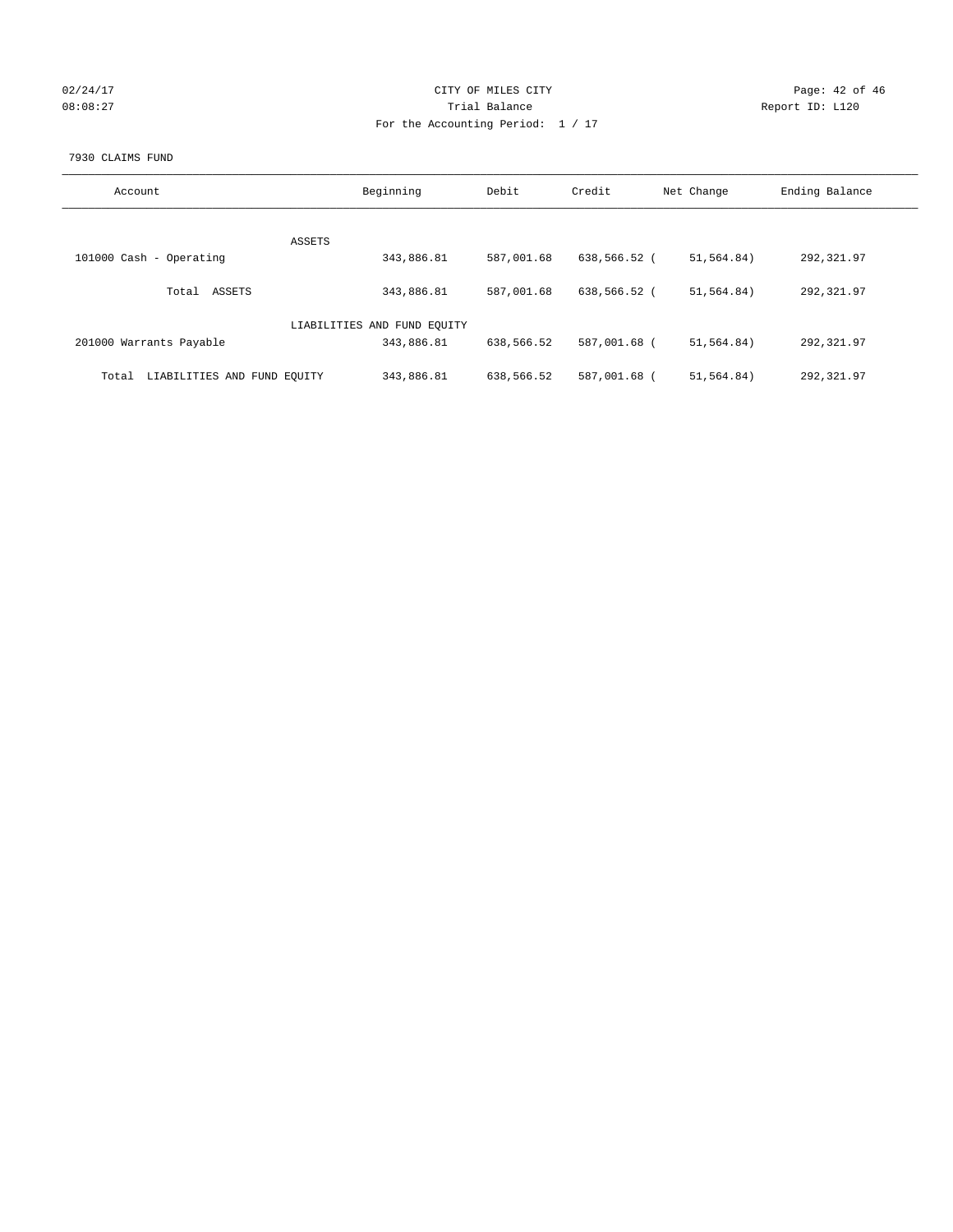CITY OF MILES CITY
Trial Balance
For the Accounting Period: 1 / 17

02/24/17
08:08:27

Report ID: L120

7930 CLAIMS FUND

| Account | Beginning | Debit | Credit | Net Change | Ending Balance |
|---|---|---|---|---|---|
| ASSETS | | | | | |
| 101000 Cash - Operating | 343,886.81 | 587,001.68 | 638,566.52 | ( 51,564.84) | 292,321.97 |
| Total ASSETS | 343,886.81 | 587,001.68 | 638,566.52 | ( 51,564.84) | 292,321.97 |
| LIABILITIES AND FUND EQUITY | | | | | |
| 201000 Warrants Payable | 343,886.81 | 638,566.52 | 587,001.68 | ( 51,564.84) | 292,321.97 |
| Total LIABILITIES AND FUND EQUITY | 343,886.81 | 638,566.52 | 587,001.68 | ( 51,564.84) | 292,321.97 |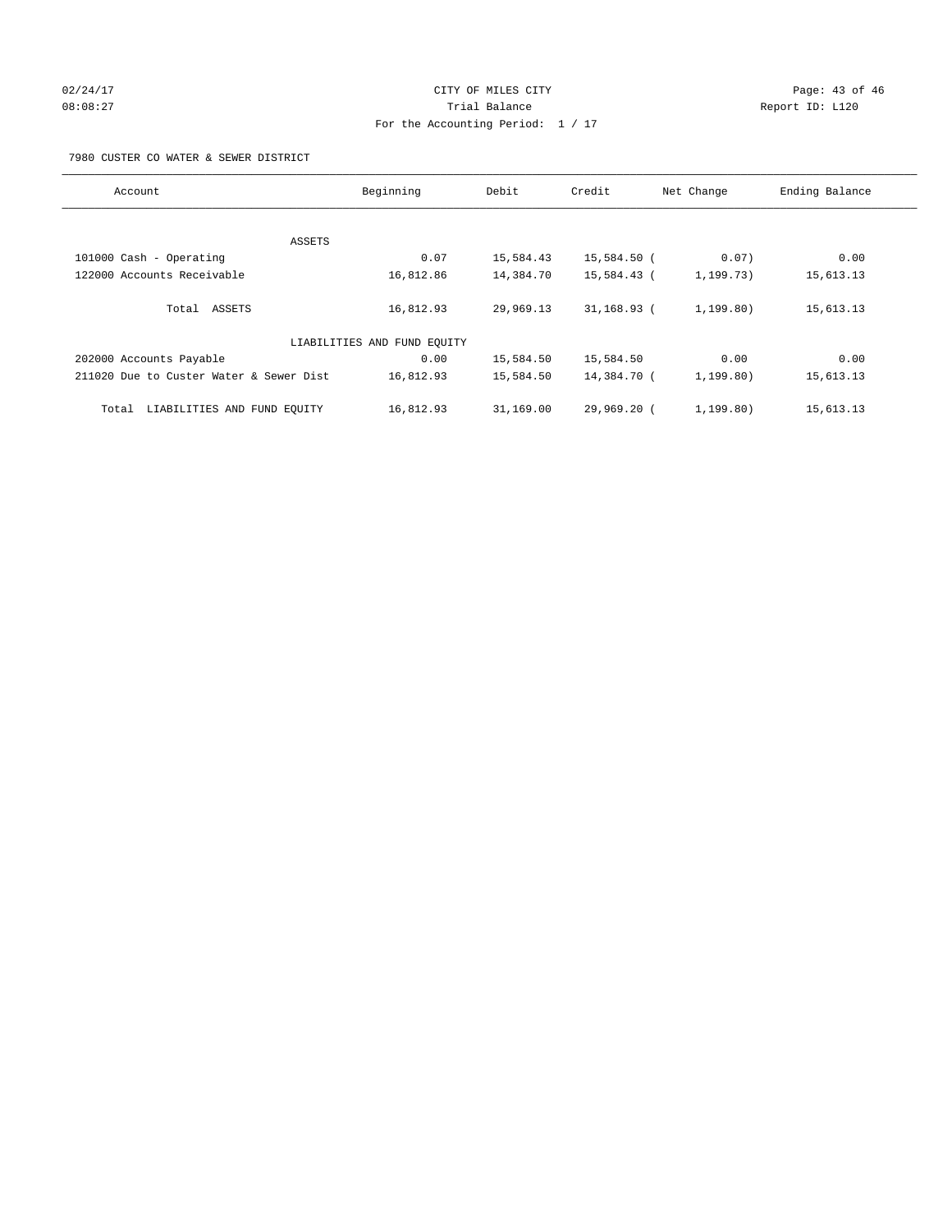CITY OF MILES CITY
Trial Balance
For the Accounting Period: 1 / 17

02/24/17
08:08:27

Report ID: L120

7980 CUSTER CO WATER & SEWER DISTRICT

| Account | Beginning | Debit | Credit | Net Change | Ending Balance |
|---|---|---|---|---|---|
| ASSETS | | | | | |
| 101000 Cash - Operating | 0.07 | 15,584.43 | 15,584.50 | ( 0.07) | 0.00 |
| 122000 Accounts Receivable | 16,812.86 | 14,384.70 | 15,584.43 | ( 1,199.73) | 15,613.13 |
| Total ASSETS | 16,812.93 | 29,969.13 | 31,168.93 | ( 1,199.80) | 15,613.13 |
| LIABILITIES AND FUND EQUITY | | | | | |
| 202000 Accounts Payable | 0.00 | 15,584.50 | 15,584.50 | 0.00 | 0.00 |
| 211020 Due to Custer Water & Sewer Dist | 16,812.93 | 15,584.50 | 14,384.70 | ( 1,199.80) | 15,613.13 |
| Total LIABILITIES AND FUND EQUITY | 16,812.93 | 31,169.00 | 29,969.20 | ( 1,199.80) | 15,613.13 |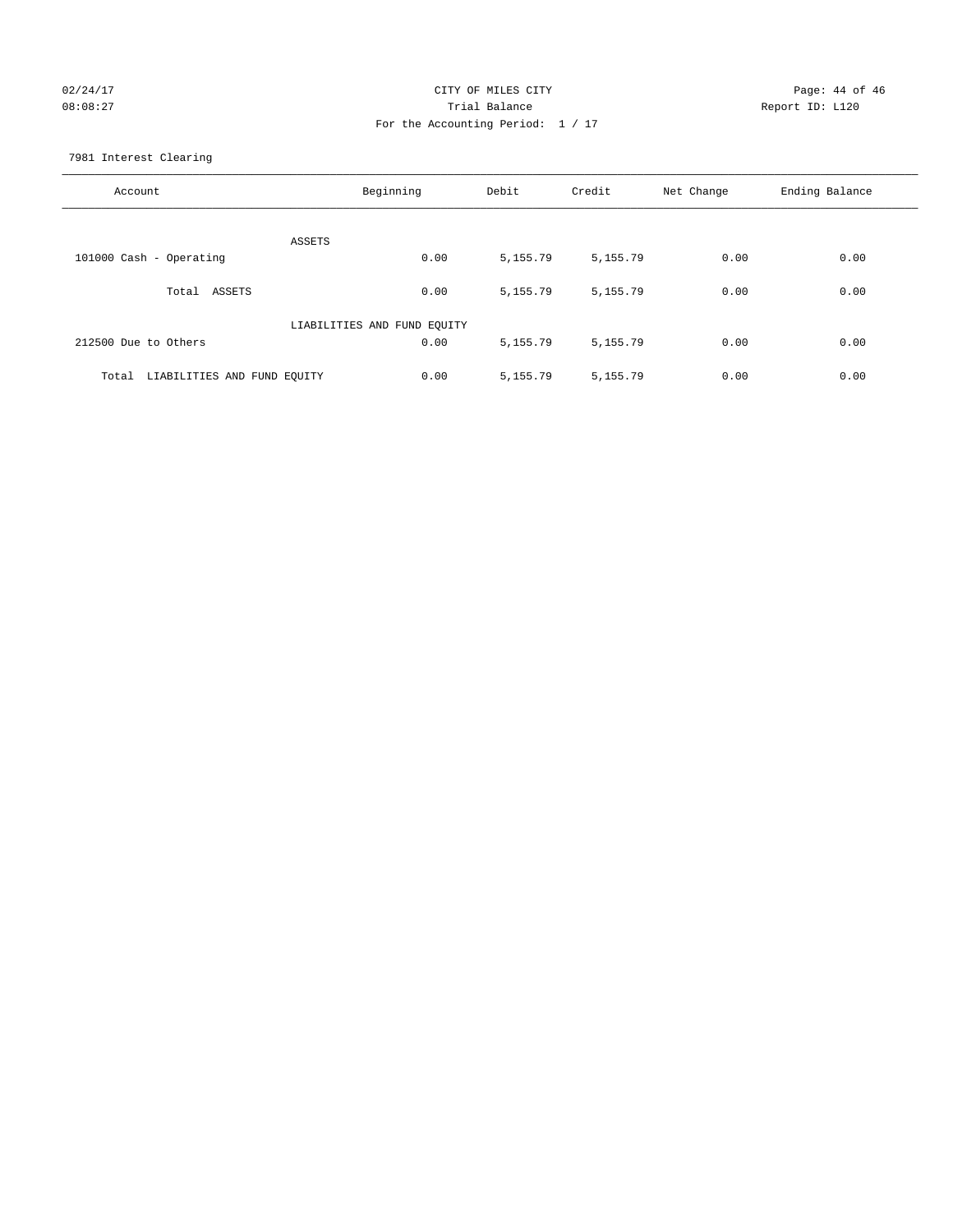CITY OF MILES CITY
Trial Balance
For the Accounting Period: 1 / 17

02/24/17
08:08:27

Report ID: L120

7981 Interest Clearing

| Account | Beginning | Debit | Credit | Net Change | Ending Balance |
|---|---|---|---|---|---|
| ASSETS | | | | | |
| 101000 Cash - Operating | 0.00 | 5,155.79 | 5,155.79 | 0.00 | 0.00 |
| Total ASSETS | 0.00 | 5,155.79 | 5,155.79 | 0.00 | 0.00 |
| LIABILITIES AND FUND EQUITY | | | | | |
| 212500 Due to Others | 0.00 | 5,155.79 | 5,155.79 | 0.00 | 0.00 |
| Total LIABILITIES AND FUND EQUITY | 0.00 | 5,155.79 | 5,155.79 | 0.00 | 0.00 |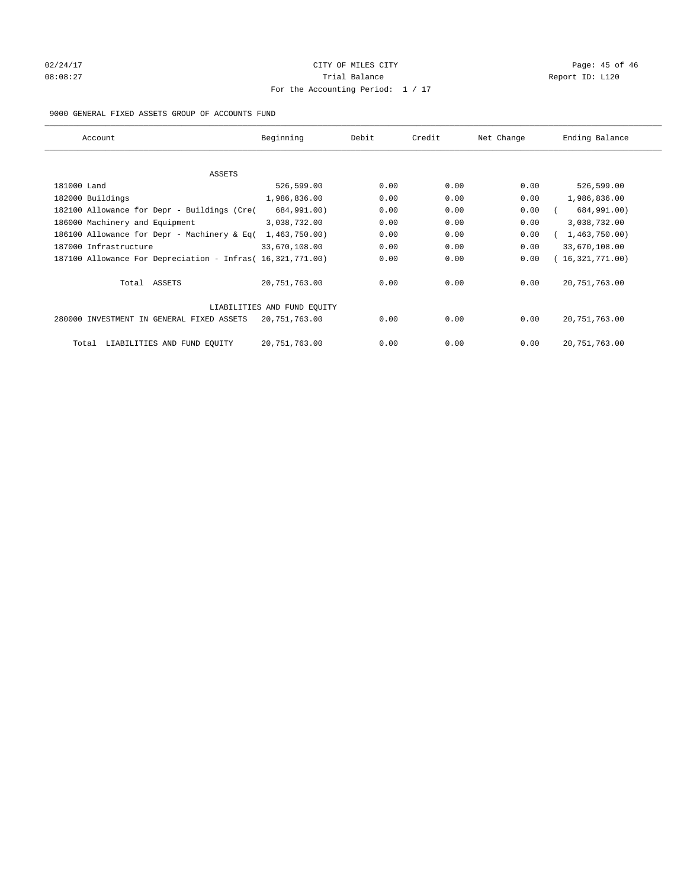# CITY OF MILES CITY

## Trial Balance

For the Accounting Period: 1 / 17

9000 GENERAL FIXED ASSETS GROUP OF ACCOUNTS FUND

| Account | Beginning | Debit | Credit | Net Change | Ending Balance |
|---|---|---|---|---|---|
| ASSETS | | | | | |
| 181000 Land | 526,599.00 | 0.00 | 0.00 | 0.00 | 526,599.00 |
| 182000 Buildings | 1,986,836.00 | 0.00 | 0.00 | 0.00 | 1,986,836.00 |
| 182100 Allowance for Depr - Buildings (Cre( | 684,991.00) | 0.00 | 0.00 | 0.00 | ( 684,991.00) |
| 186000 Machinery and Equipment | 3,038,732.00 | 0.00 | 0.00 | 0.00 | 3,038,732.00 |
| 186100 Allowance for Depr - Machinery & Eq( | 1,463,750.00) | 0.00 | 0.00 | 0.00 | ( 1,463,750.00) |
| 187000 Infrastructure | 33,670,108.00 | 0.00 | 0.00 | 0.00 | 33,670,108.00 |
| 187100 Allowance For Depreciation - Infras( | 16,321,771.00) | 0.00 | 0.00 | 0.00 | ( 16,321,771.00) |
| Total ASSETS | 20,751,763.00 | 0.00 | 0.00 | 0.00 | 20,751,763.00 |
| LIABILITIES AND FUND EQUITY | | | | | |
| 280000 INVESTMENT IN GENERAL FIXED ASSETS | 20,751,763.00 | 0.00 | 0.00 | 0.00 | 20,751,763.00 |
| Total LIABILITIES AND FUND EQUITY | 20,751,763.00 | 0.00 | 0.00 | 0.00 | 20,751,763.00 |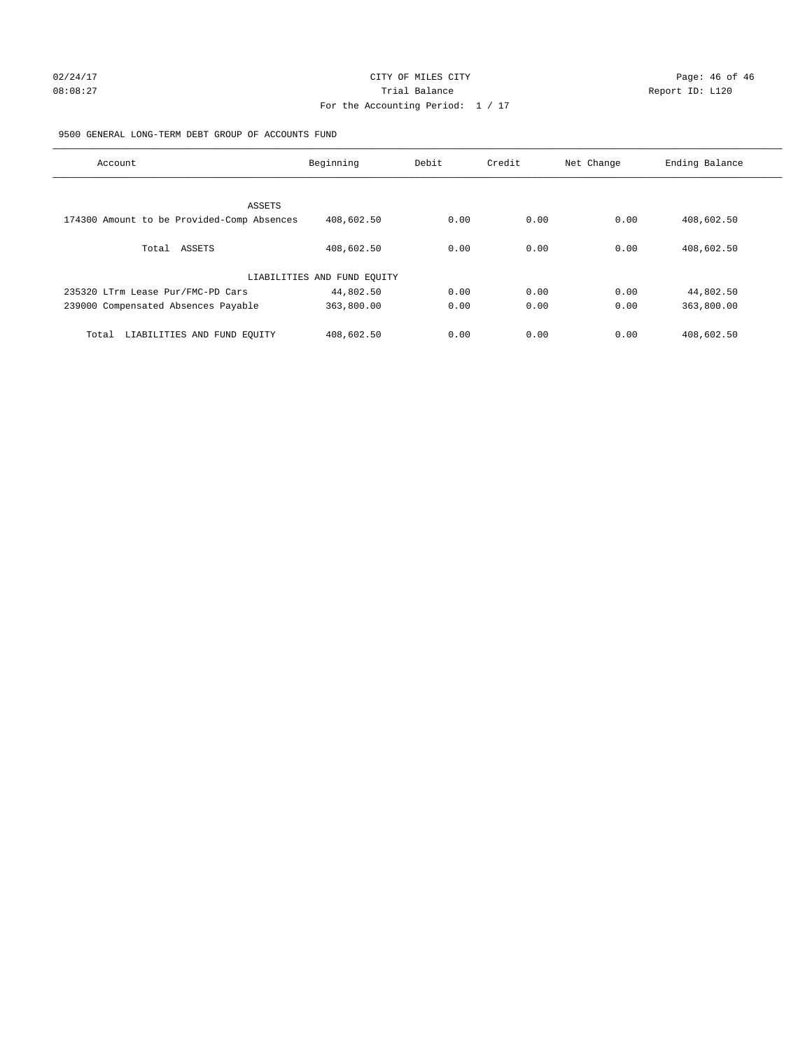CITY OF MILES CITY
Trial Balance
For the Accounting Period: 1 / 17

02/24/17
08:08:27

Report ID: L120

9500 GENERAL LONG-TERM DEBT GROUP OF ACCOUNTS FUND

| Account | Beginning | Debit | Credit | Net Change | Ending Balance |
|---|---|---|---|---|---|
| ASSETS | | | | | |
| 174300 Amount to be Provided-Comp Absences | 408,602.50 | 0.00 | 0.00 | 0.00 | 408,602.50 |
| Total ASSETS | 408,602.50 | 0.00 | 0.00 | 0.00 | 408,602.50 |
| LIABILITIES AND FUND EQUITY | | | | | |
| 235320 LTrm Lease Pur/FMC-PD Cars | 44,802.50 | 0.00 | 0.00 | 0.00 | 44,802.50 |
| 239000 Compensated Absences Payable | 363,800.00 | 0.00 | 0.00 | 0.00 | 363,800.00 |
| Total LIABILITIES AND FUND EQUITY | 408,602.50 | 0.00 | 0.00 | 0.00 | 408,602.50 |